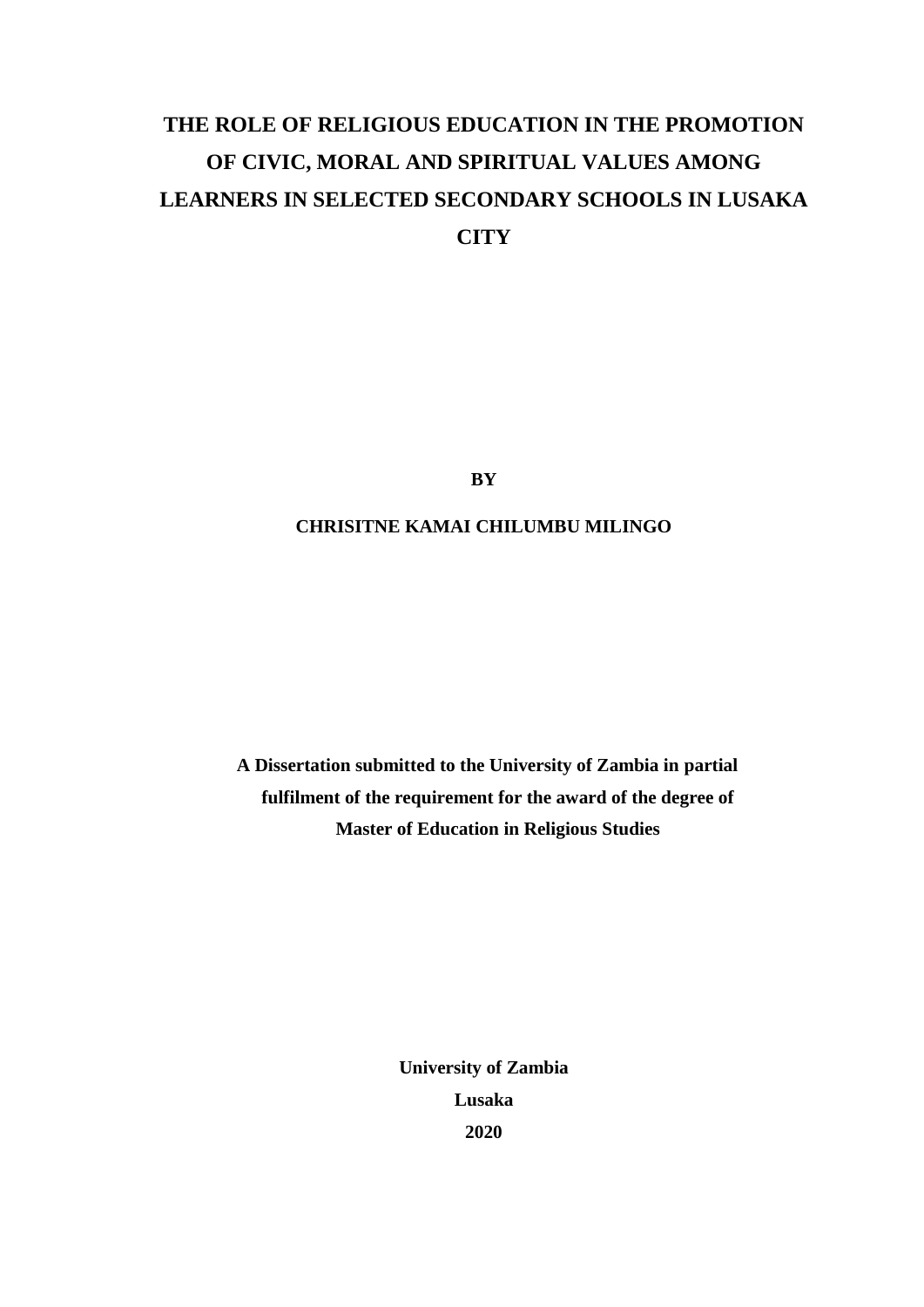# THE ROLE OF RELIGIOUS EDUCATION IN THE PROMOTION OF CIVIC, MORAL AND SPIRITUAL VALUES AMONG LEARNERS IN SELECTED SECONDARY SCHOOLS IN LUSAKA CITY

**BY**

**CHRISITNE KAMAI CHILUMBU MILINGO**

**A Dissertation submitted to the University of Zambia in partial fulfilment of the requirement for the award of the degree of Master of Education in Religious Studies**

**University of Zambia**

**Lusaka**

**2020**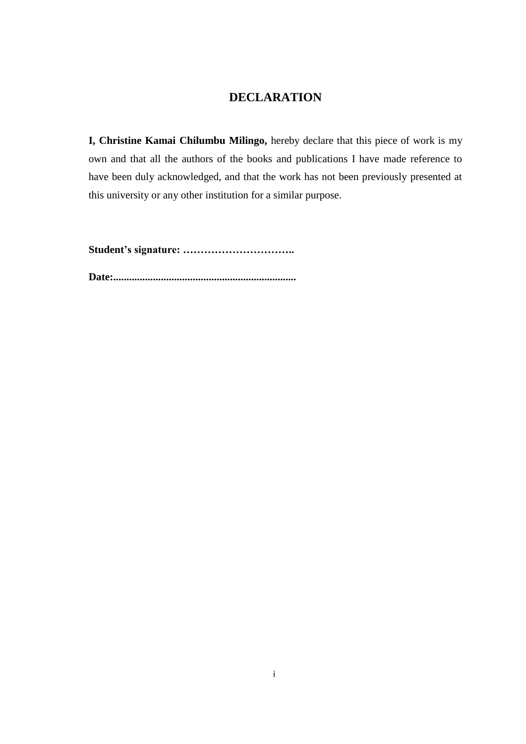# DECLARATION

**I, Christine Kamai Chilumbu Milingo,** hereby declare that this piece of work is my own and that all the authors of the books and publications I have made reference to have been duly acknowledged, and that the work has not been previously presented at this university or any other institution for a similar purpose.

**Student's signature: …………………………..**

**Date:....................................................................**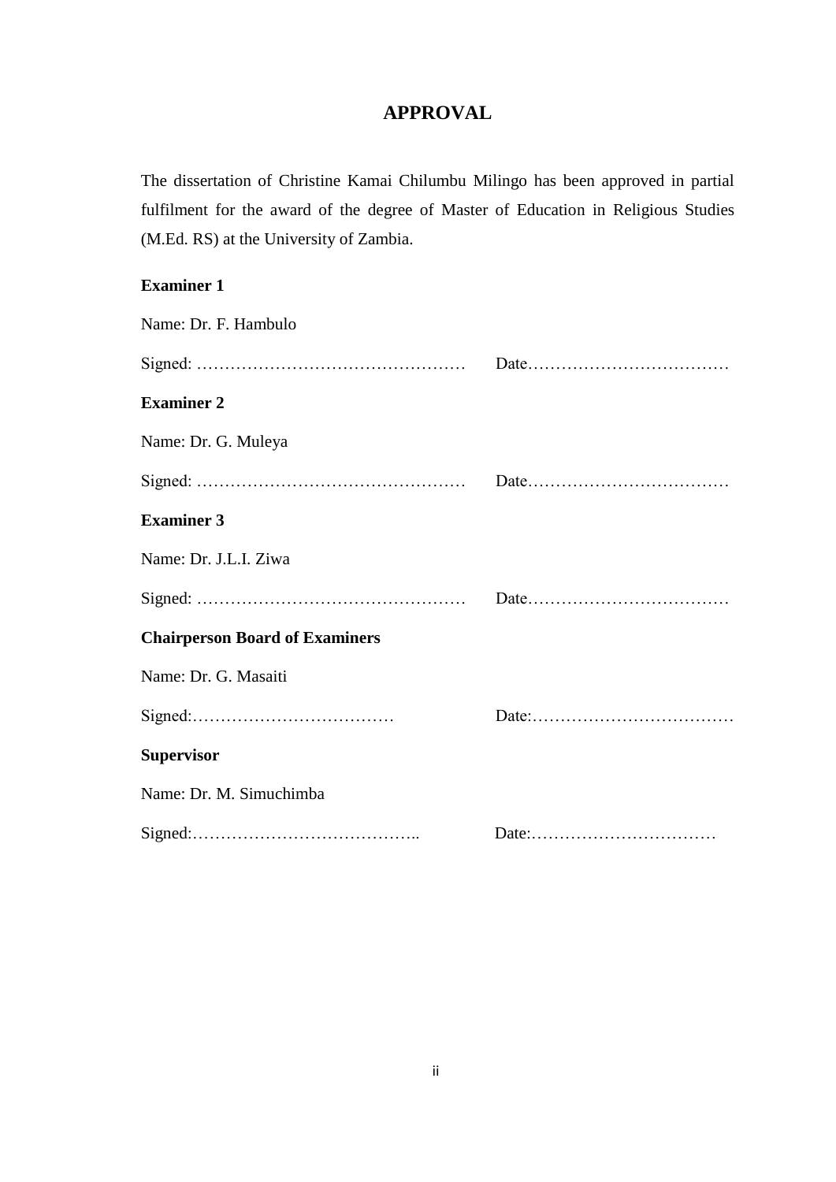# APPROVAL

The dissertation of Christine Kamai Chilumbu Milingo has been approved in partial fulfilment for the award of the degree of Master of Education in Religious Studies (M.Ed. RS) at the University of Zambia.

**Examiner 1**

Name: Dr. F. Hambulo

Signed: …………………………………………  Date………………………………

**Examiner 2**

Name: Dr. G. Muleya

Signed: …………………………………………  Date………………………………

**Examiner 3**

Name: Dr. J.L.I. Ziwa

Signed: …………………………………………  Date………………………………

**Chairperson Board of Examiners**

Name: Dr. G. Masaiti

Signed:………………………………  Date:………………………………

**Supervisor**

Name: Dr. M. Simuchimba

Signed:…………………………………..  Date:……………………………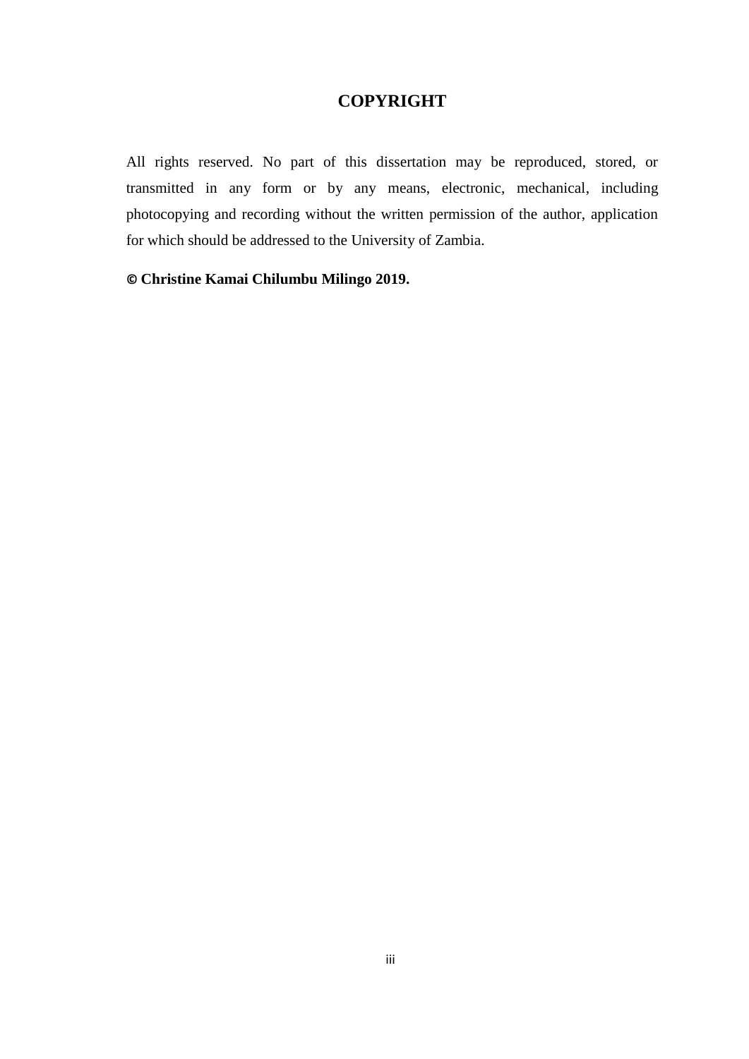# COPYRIGHT

All rights reserved. No part of this dissertation may be reproduced, stored, or transmitted in any form or by any means, electronic, mechanical, including photocopying and recording without the written permission of the author, application for which should be addressed to the University of Zambia.

**© Christine Kamai Chilumbu Milingo 2019.**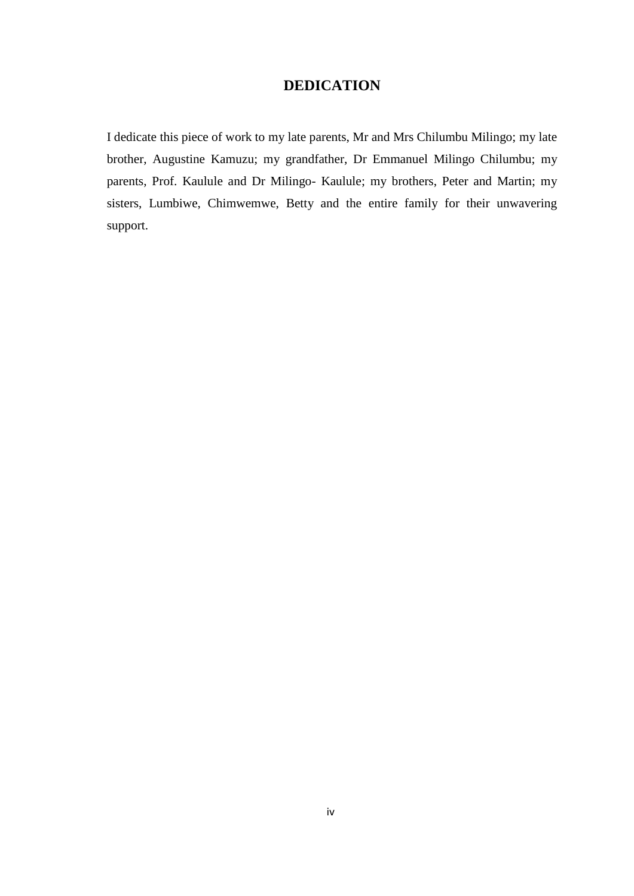# DEDICATION

I dedicate this piece of work to my late parents, Mr and Mrs Chilumbu Milingo; my late brother, Augustine Kamuzu; my grandfather, Dr Emmanuel Milingo Chilumbu; my parents, Prof. Kaulule and Dr Milingo- Kaulule; my brothers, Peter and Martin; my sisters, Lumbiwe, Chimwemwe, Betty and the entire family for their unwavering support.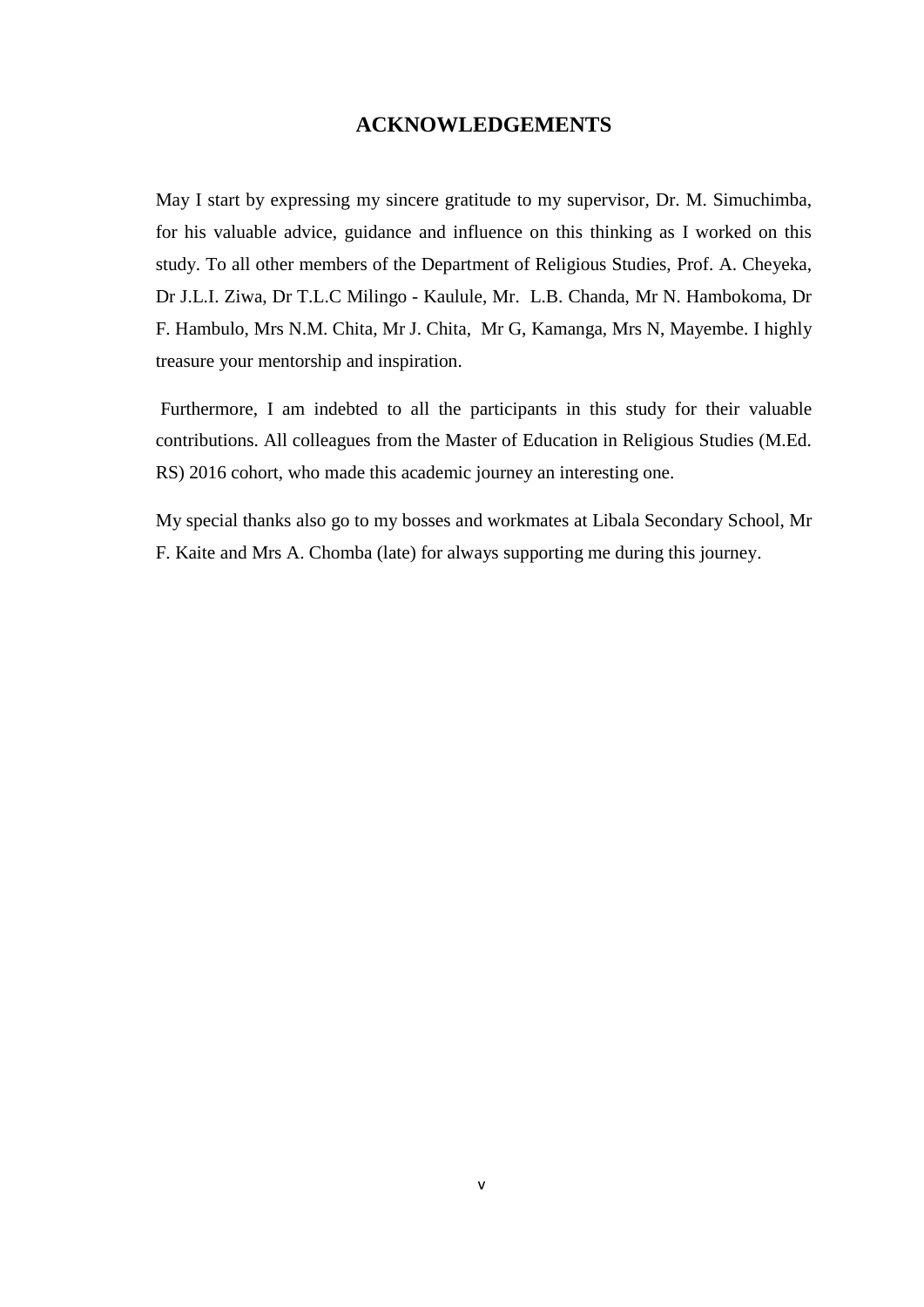# ACKNOWLEDGEMENTS

May I start by expressing my sincere gratitude to my supervisor, Dr. M. Simuchimba, for his valuable advice, guidance and influence on this thinking as I worked on this study. To all other members of the Department of Religious Studies, Prof. A. Cheyeka, Dr J.L.I. Ziwa, Dr T.L.C Milingo - Kaulule, Mr. L.B. Chanda, Mr N. Hambokoma, Dr F. Hambulo, Mrs N.M. Chita, Mr J. Chita, Mr G, Kamanga, Mrs N, Mayembe. I highly treasure your mentorship and inspiration.

Furthermore, I am indebted to all the participants in this study for their valuable contributions. All colleagues from the Master of Education in Religious Studies (M.Ed. RS) 2016 cohort, who made this academic journey an interesting one.

My special thanks also go to my bosses and workmates at Libala Secondary School, Mr F. Kaite and Mrs A. Chomba (late) for always supporting me during this journey.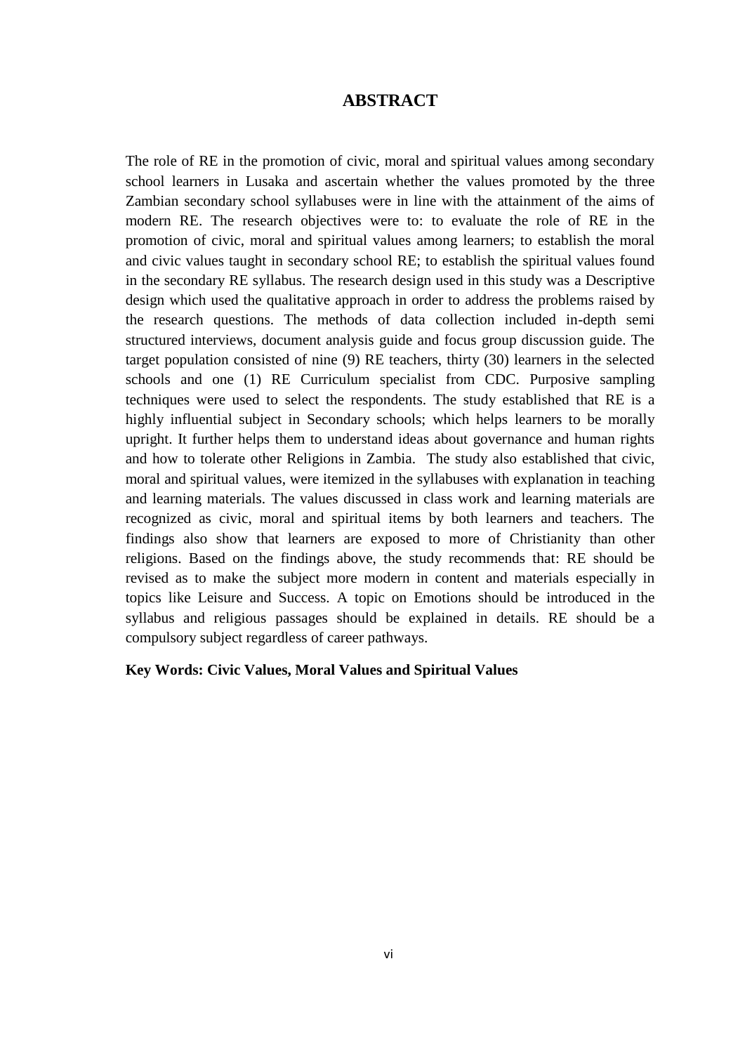# ABSTRACT

The role of RE in the promotion of civic, moral and spiritual values among secondary school learners in Lusaka and ascertain whether the values promoted by the three Zambian secondary school syllabuses were in line with the attainment of the aims of modern RE. The research objectives were to: to evaluate the role of RE in the promotion of civic, moral and spiritual values among learners; to establish the moral and civic values taught in secondary school RE; to establish the spiritual values found in the secondary RE syllabus. The research design used in this study was a Descriptive design which used the qualitative approach in order to address the problems raised by the research questions. The methods of data collection included in-depth semi structured interviews, document analysis guide and focus group discussion guide. The target population consisted of nine (9) RE teachers, thirty (30) learners in the selected schools and one (1) RE Curriculum specialist from CDC. Purposive sampling techniques were used to select the respondents. The study established that RE is a highly influential subject in Secondary schools; which helps learners to be morally upright. It further helps them to understand ideas about governance and human rights and how to tolerate other Religions in Zambia. The study also established that civic, moral and spiritual values, were itemized in the syllabuses with explanation in teaching and learning materials. The values discussed in class work and learning materials are recognized as civic, moral and spiritual items by both learners and teachers. The findings also show that learners are exposed to more of Christianity than other religions. Based on the findings above, the study recommends that: RE should be revised as to make the subject more modern in content and materials especially in topics like Leisure and Success. A topic on Emotions should be introduced in the syllabus and religious passages should be explained in details. RE should be a compulsory subject regardless of career pathways.

**Key Words: Civic Values, Moral Values and Spiritual Values**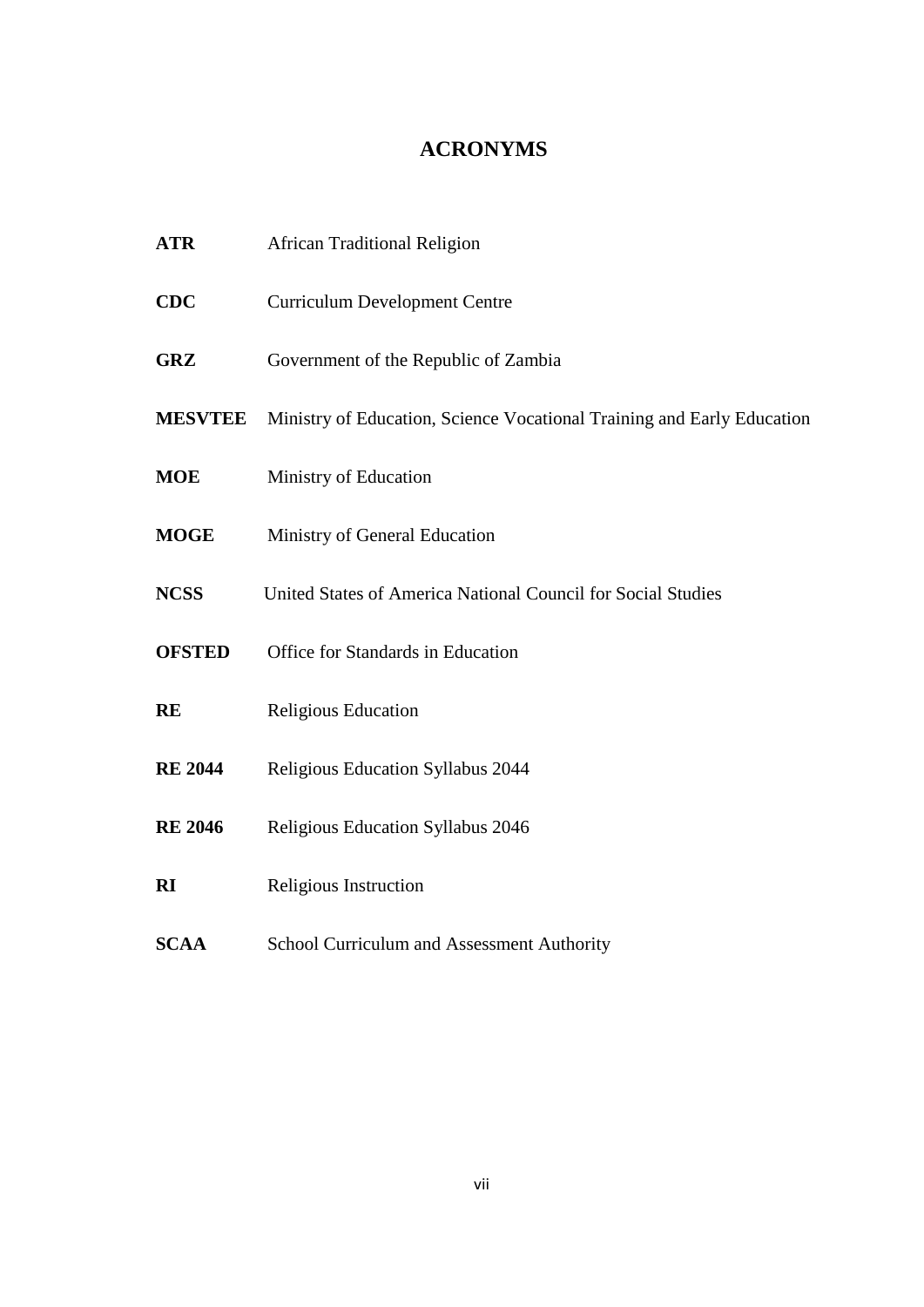# ACRONYMS

| | |
|---|---|
| **ATR** | African Traditional Religion |
| **CDC** | Curriculum Development Centre |
| **GRZ** | Government of the Republic of Zambia |
| **MESVTEE** | Ministry of Education, Science Vocational Training and Early Education |
| **MOE** | Ministry of Education |
| **MOGE** | Ministry of General Education |
| **NCSS** | United States of America National Council for Social Studies |
| **OFSTED** | Office for Standards in Education |
| **RE** | Religious Education |
| **RE 2044** | Religious Education Syllabus 2044 |
| **RE 2046** | Religious Education Syllabus 2046 |
| **RI** | Religious Instruction |
| **SCAA** | School Curriculum and Assessment Authority |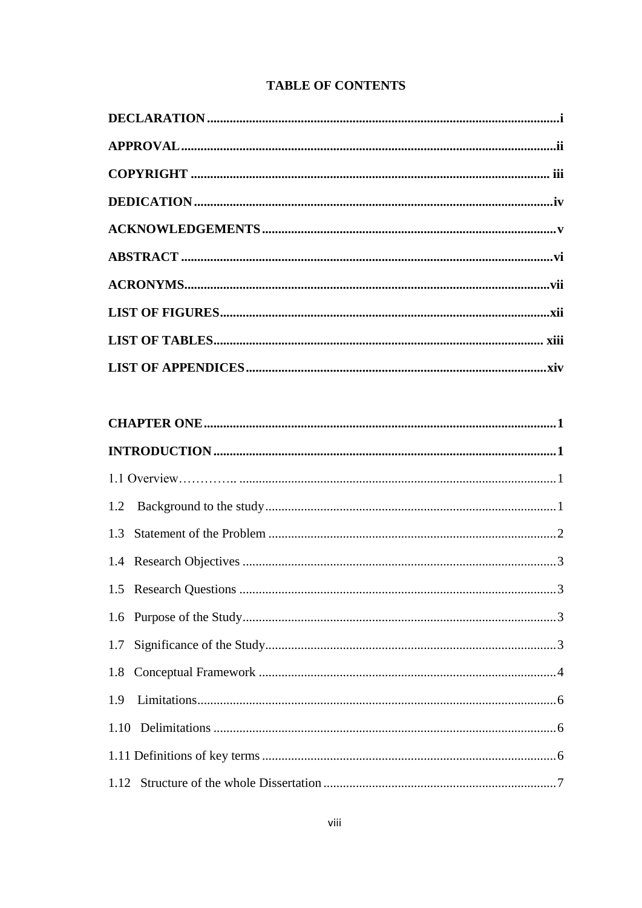# TABLE OF CONTENTS

**DECLARATION** ............................................................................................................ **i**

**APPROVAL** ................................................................................................................... **ii**

**COPYRIGHT** ............................................................................................................... **iii**

**DEDICATION** .............................................................................................................. **iv**

**ACKNOWLEDGEMENTS** ......................................................................................... **v**

**ABSTRACT** .................................................................................................................. **vi**

**ACRONYMS** ................................................................................................................ **vii**

**LIST OF FIGURES** ...................................................................................................... **xii**

**LIST OF TABLES** ....................................................................................................... **xiii**

**LIST OF APPENDICES** ............................................................................................. **xiv**

**CHAPTER ONE** ............................................................................................................ **1**

**INTRODUCTION** ......................................................................................................... **1**

1.1 Overview………….. ................................................................................................ 1

1.2 Background to the study ......................................................................................... 1

1.3 Statement of the Problem ........................................................................................ 2

1.4 Research Objectives ................................................................................................ 3

1.5 Research Questions ................................................................................................. 3

1.6 Purpose of the Study ................................................................................................ 3

1.7 Significance of the Study ......................................................................................... 3

1.8 Conceptual Framework ........................................................................................... 4

1.9 Limitations ............................................................................................................... 6

1.10 Delimitations ......................................................................................................... 6

1.11 Definitions of key terms ......................................................................................... 6

1.12 Structure of the whole Dissertation ....................................................................... 7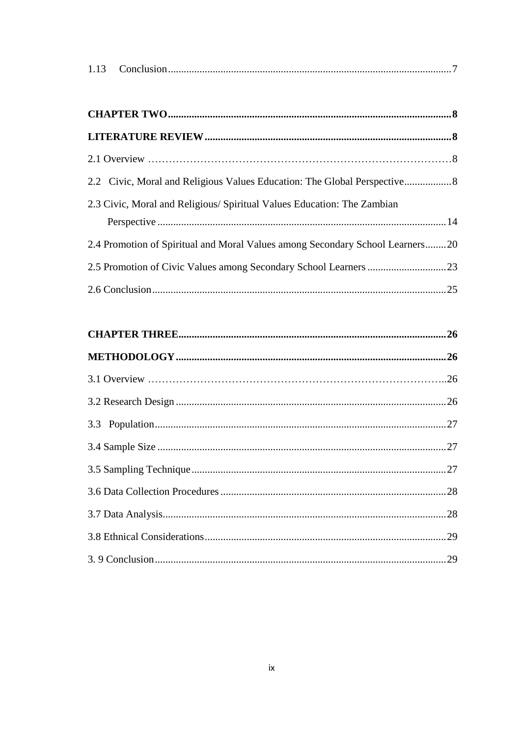1.13 Conclusion 7

**CHAPTER TWO 8**

**LITERATURE REVIEW 8**

2.1 Overview 8

2.2 Civic, Moral and Religious Values Education: The Global Perspective 8

2.3 Civic, Moral and Religious/ Spiritual Values Education: The Zambian Perspective 14

2.4 Promotion of Spiritual and Moral Values among Secondary School Learners 20

2.5 Promotion of Civic Values among Secondary School Learners 23

2.6 Conclusion 25

**CHAPTER THREE 26**

**METHODOLOGY 26**

3.1 Overview 26

3.2 Research Design 26

3.3 Population 27

3.4 Sample Size 27

3.5 Sampling Technique 27

3.6 Data Collection Procedures 28

3.7 Data Analysis 28

3.8 Ethnical Considerations 29

3. 9 Conclusion 29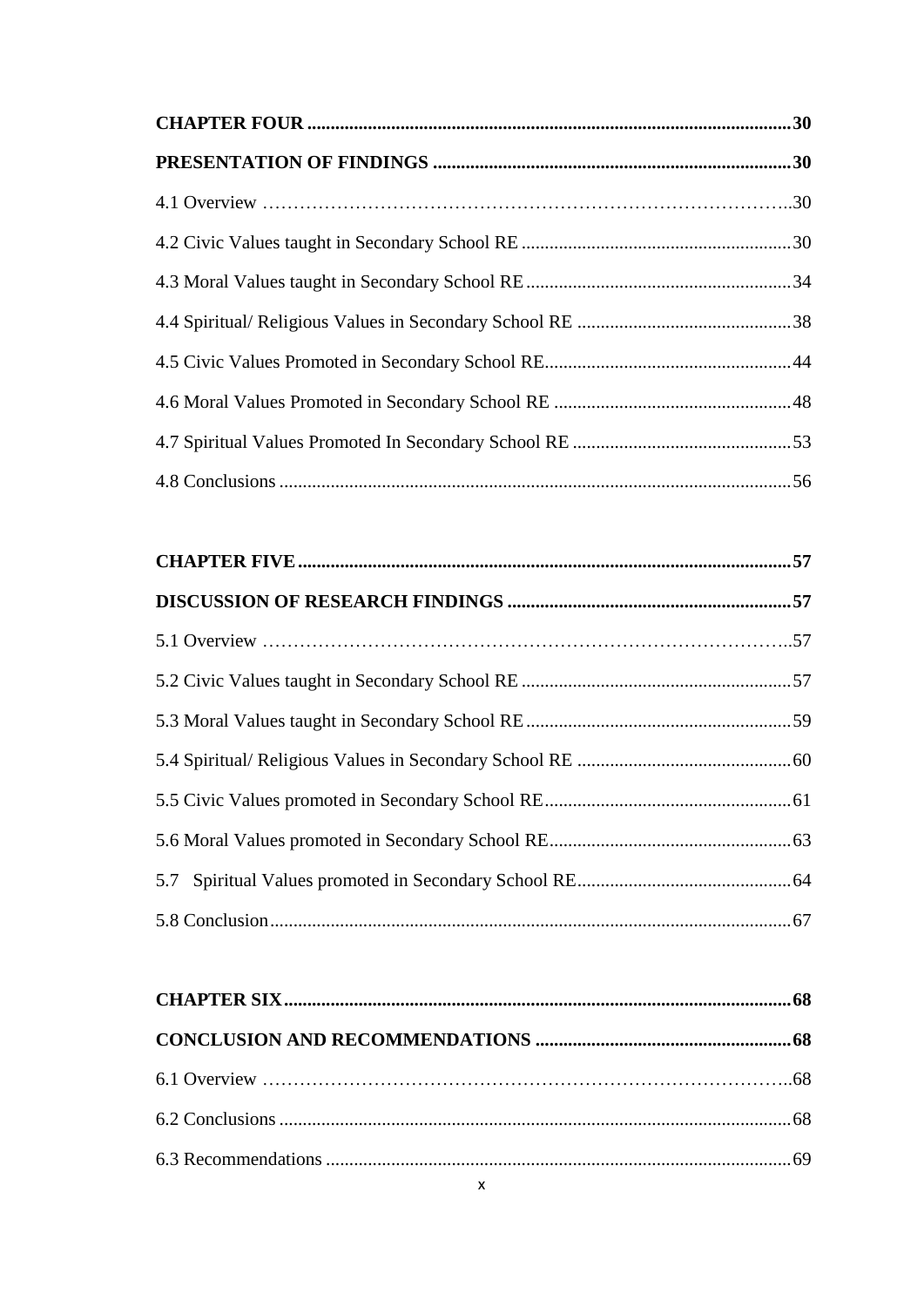**CHAPTER FOUR** ........................................................................................................**30**

**PRESENTATION OF FINDINGS** .............................................................................**30**

4.1 Overview ……………………………………………………………………………..30

4.2 Civic Values taught in Secondary School RE ..........................................................30

4.3 Moral Values taught in Secondary School RE .........................................................34

4.4 Spiritual/ Religious Values in Secondary School RE ..............................................38

4.5 Civic Values Promoted in Secondary School RE.....................................................44

4.6 Moral Values Promoted in Secondary School RE ...................................................48

4.7 Spiritual Values Promoted In Secondary School RE ...............................................53

4.8 Conclusions .............................................................................................................56

**CHAPTER FIVE** ..........................................................................................................**57**

**DISCUSSION OF RESEARCH FINDINGS** .............................................................**57**

5.1 Overview ……………………………………………………………………………..57

5.2 Civic Values taught in Secondary School RE ..........................................................57

5.3 Moral Values taught in Secondary School RE .........................................................59

5.4 Spiritual/ Religious Values in Secondary School RE ..............................................60

5.5 Civic Values promoted in Secondary School RE.....................................................61

5.6 Moral Values promoted in Secondary School RE....................................................63

5.7 Spiritual Values promoted in Secondary School RE..............................................64

5.8 Conclusion................................................................................................................67

**CHAPTER SIX**.............................................................................................................**68**

**CONCLUSION AND RECOMMENDATIONS** .......................................................**68**

6.1 Overview ……………………………………………………………………………..68

6.2 Conclusions .............................................................................................................68

6.3 Recommendations ....................................................................................................69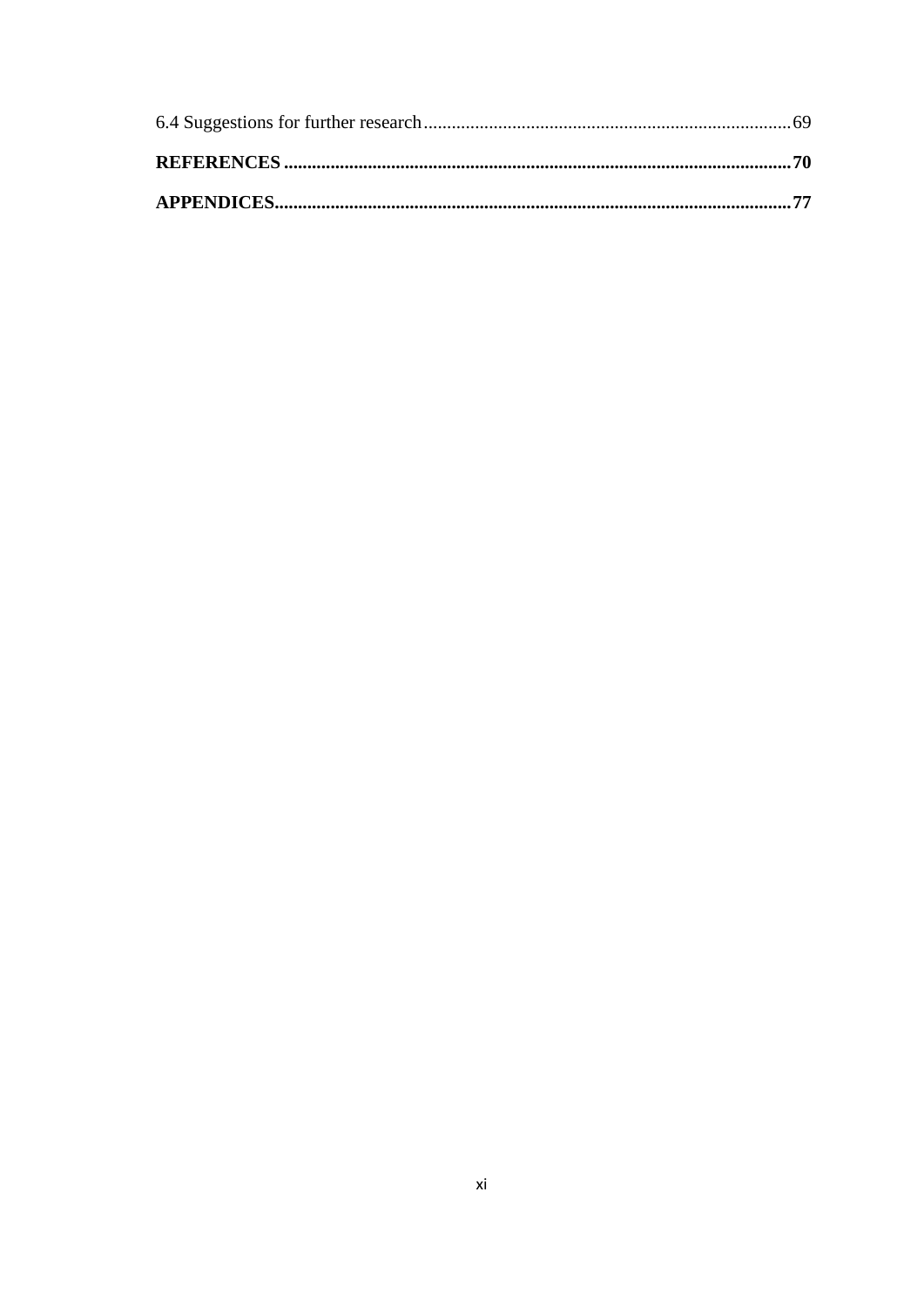6.4 Suggestions for further research ........................................................................ 69

**REFERENCES ............................................................................................................ 70**

**APPENDICES.............................................................................................................. 77**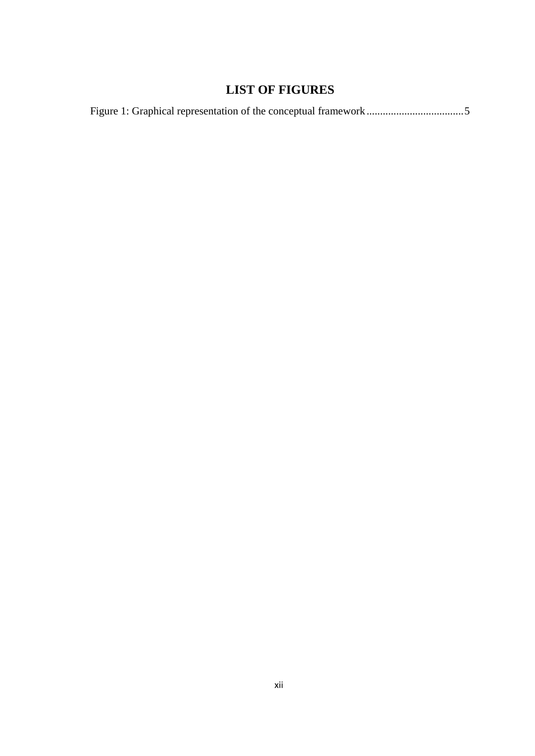# LIST OF FIGURES

Figure 1: Graphical representation of the conceptual framework....................................5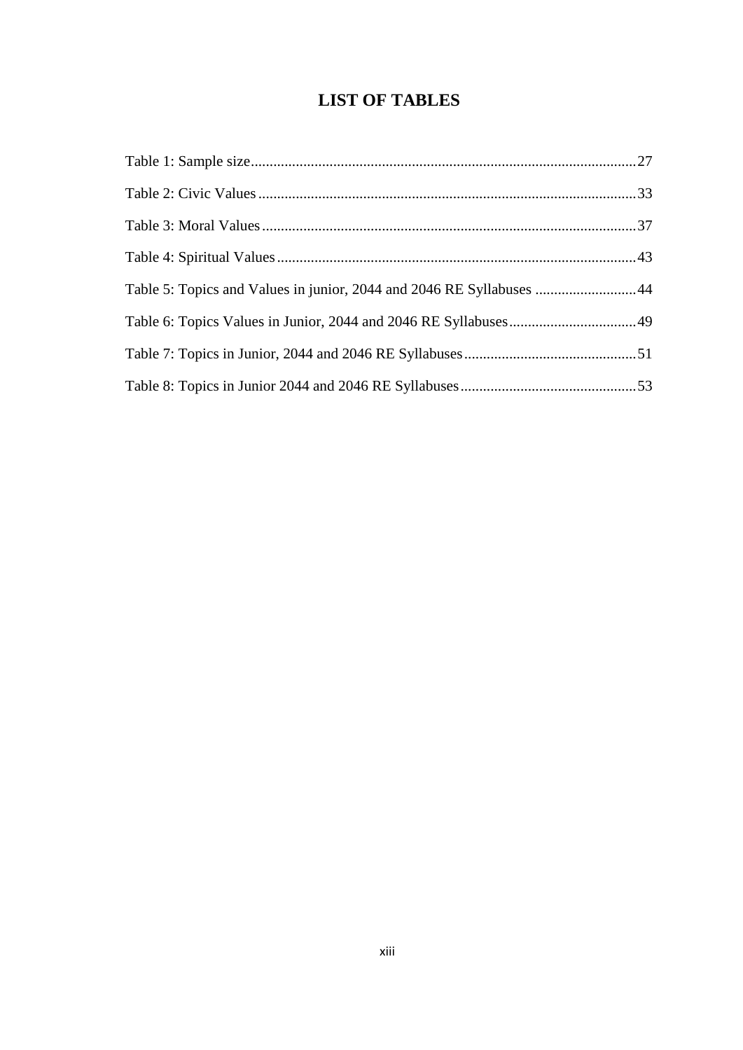# LIST OF TABLES

Table 1: Sample size....................................................................................................27

Table 2: Civic Values ...................................................................................................33

Table 3: Moral Values ..................................................................................................37

Table 4: Spiritual Values ..............................................................................................43

Table 5: Topics and Values in junior, 2044 and 2046 RE Syllabuses ..........................44

Table 6: Topics Values in Junior, 2044 and 2046 RE Syllabuses.................................49

Table 7: Topics in Junior, 2044 and 2046 RE Syllabuses.............................................51

Table 8: Topics in Junior 2044 and 2046 RE Syllabuses..............................................53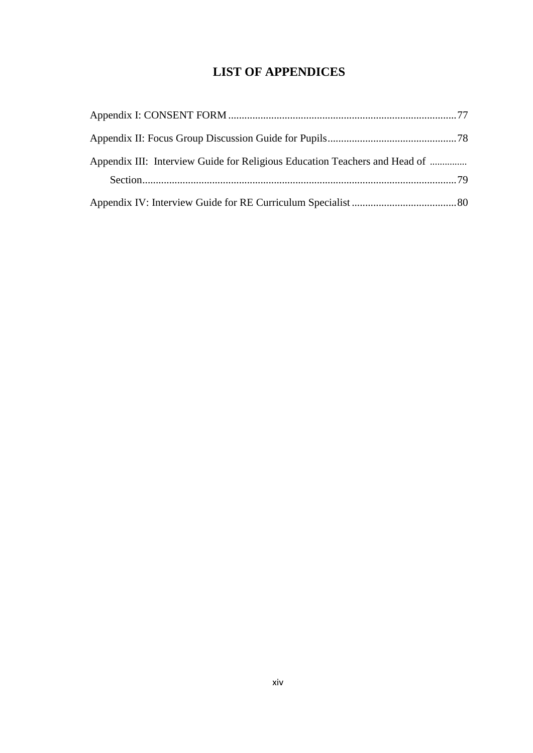# LIST OF APPENDICES

Appendix I: CONSENT FORM ..................................................................................... 77

Appendix II: Focus Group Discussion Guide for Pupils ................................................ 78

Appendix III: Interview Guide for Religious Education Teachers and Head of Section ...................................................................................................................... 79

Appendix IV: Interview Guide for RE Curriculum Specialist ....................................... 80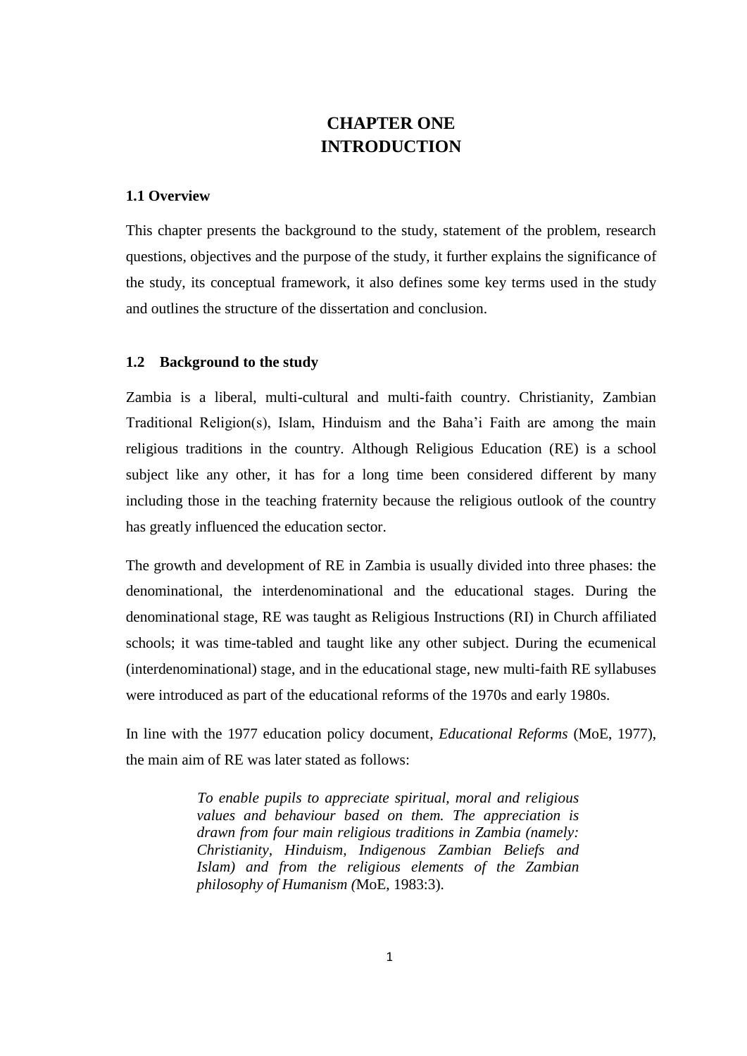# CHAPTER ONE
# INTRODUCTION

### 1.1 Overview

This chapter presents the background to the study, statement of the problem, research questions, objectives and the purpose of the study, it further explains the significance of the study, its conceptual framework, it also defines some key terms used in the study and outlines the structure of the dissertation and conclusion.

### 1.2 Background to the study

Zambia is a liberal, multi-cultural and multi-faith country. Christianity, Zambian Traditional Religion(s), Islam, Hinduism and the Baha'i Faith are among the main religious traditions in the country. Although Religious Education (RE) is a school subject like any other, it has for a long time been considered different by many including those in the teaching fraternity because the religious outlook of the country has greatly influenced the education sector.

The growth and development of RE in Zambia is usually divided into three phases: the denominational, the interdenominational and the educational stages. During the denominational stage, RE was taught as Religious Instructions (RI) in Church affiliated schools; it was time-tabled and taught like any other subject. During the ecumenical (interdenominational) stage, and in the educational stage, new multi-faith RE syllabuses were introduced as part of the educational reforms of the 1970s and early 1980s.

In line with the 1977 education policy document, *Educational Reforms* (MoE, 1977), the main aim of RE was later stated as follows:

> *To enable pupils to appreciate spiritual, moral and religious values and behaviour based on them. The appreciation is drawn from four main religious traditions in Zambia (namely: Christianity, Hinduism, Indigenous Zambian Beliefs and Islam) and from the religious elements of the Zambian philosophy of Humanism (*MoE, 1983:3).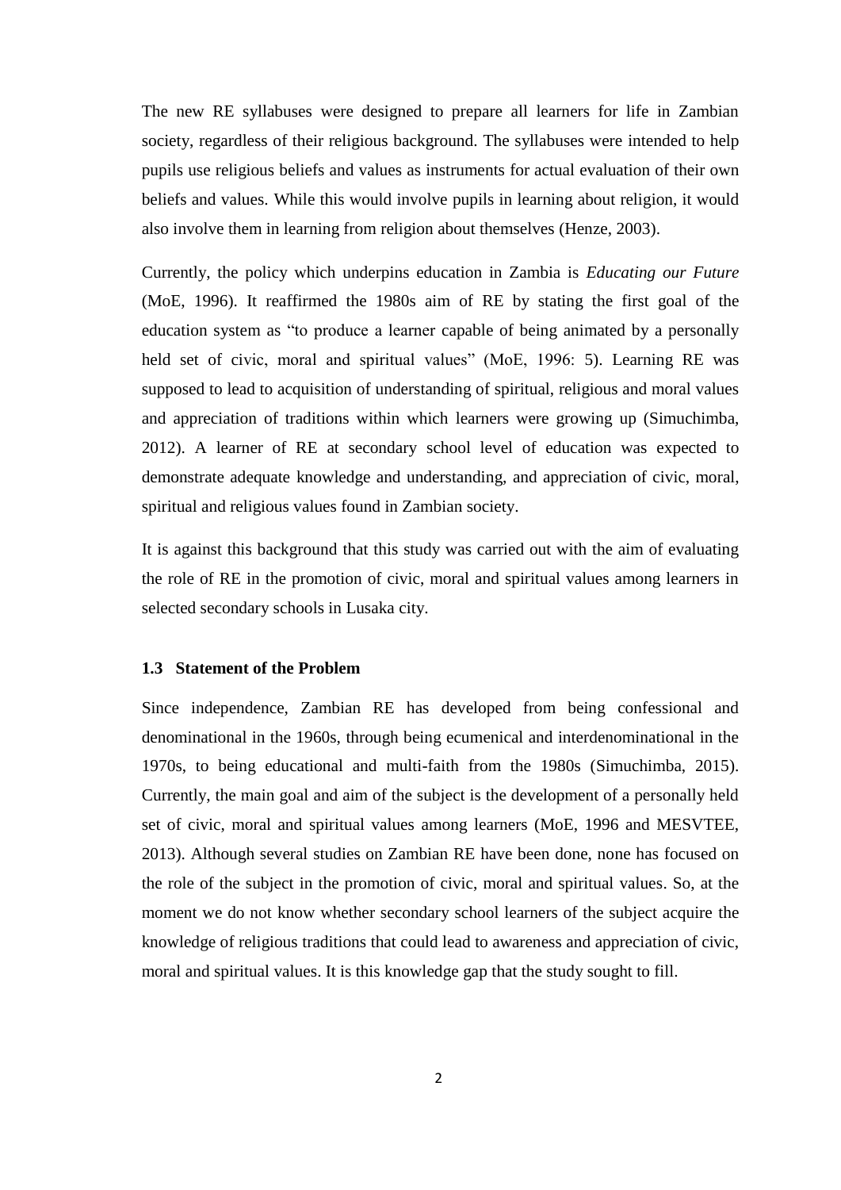The new RE syllabuses were designed to prepare all learners for life in Zambian society, regardless of their religious background. The syllabuses were intended to help pupils use religious beliefs and values as instruments for actual evaluation of their own beliefs and values. While this would involve pupils in learning about religion, it would also involve them in learning from religion about themselves (Henze, 2003).

Currently, the policy which underpins education in Zambia is *Educating our Future* (MoE, 1996). It reaffirmed the 1980s aim of RE by stating the first goal of the education system as "to produce a learner capable of being animated by a personally held set of civic, moral and spiritual values" (MoE, 1996: 5). Learning RE was supposed to lead to acquisition of understanding of spiritual, religious and moral values and appreciation of traditions within which learners were growing up (Simuchimba, 2012). A learner of RE at secondary school level of education was expected to demonstrate adequate knowledge and understanding, and appreciation of civic, moral, spiritual and religious values found in Zambian society.

It is against this background that this study was carried out with the aim of evaluating the role of RE in the promotion of civic, moral and spiritual values among learners in selected secondary schools in Lusaka city.

### 1.3 Statement of the Problem

Since independence, Zambian RE has developed from being confessional and denominational in the 1960s, through being ecumenical and interdenominational in the 1970s, to being educational and multi-faith from the 1980s (Simuchimba, 2015). Currently, the main goal and aim of the subject is the development of a personally held set of civic, moral and spiritual values among learners (MoE, 1996 and MESVTEE, 2013). Although several studies on Zambian RE have been done, none has focused on the role of the subject in the promotion of civic, moral and spiritual values. So, at the moment we do not know whether secondary school learners of the subject acquire the knowledge of religious traditions that could lead to awareness and appreciation of civic, moral and spiritual values. It is this knowledge gap that the study sought to fill.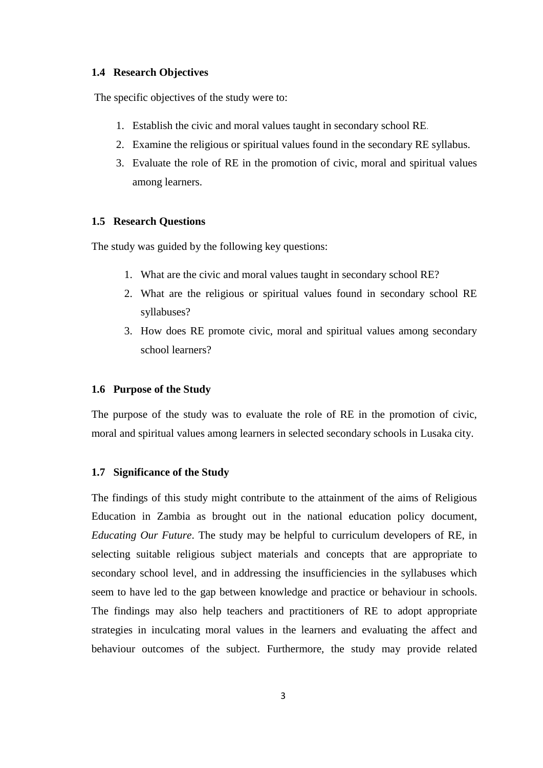### 1.4 Research Objectives

The specific objectives of the study were to:

1. Establish the civic and moral values taught in secondary school RE.
2. Examine the religious or spiritual values found in the secondary RE syllabus.
3. Evaluate the role of RE in the promotion of civic, moral and spiritual values among learners.

### 1.5 Research Questions

The study was guided by the following key questions:

1. What are the civic and moral values taught in secondary school RE?
2. What are the religious or spiritual values found in secondary school RE syllabuses?
3. How does RE promote civic, moral and spiritual values among secondary school learners?

### 1.6 Purpose of the Study

The purpose of the study was to evaluate the role of RE in the promotion of civic, moral and spiritual values among learners in selected secondary schools in Lusaka city.

### 1.7 Significance of the Study

The findings of this study might contribute to the attainment of the aims of Religious Education in Zambia as brought out in the national education policy document, *Educating Our Future*. The study may be helpful to curriculum developers of RE, in selecting suitable religious subject materials and concepts that are appropriate to secondary school level, and in addressing the insufficiencies in the syllabuses which seem to have led to the gap between knowledge and practice or behaviour in schools. The findings may also help teachers and practitioners of RE to adopt appropriate strategies in inculcating moral values in the learners and evaluating the affect and behaviour outcomes of the subject. Furthermore, the study may provide related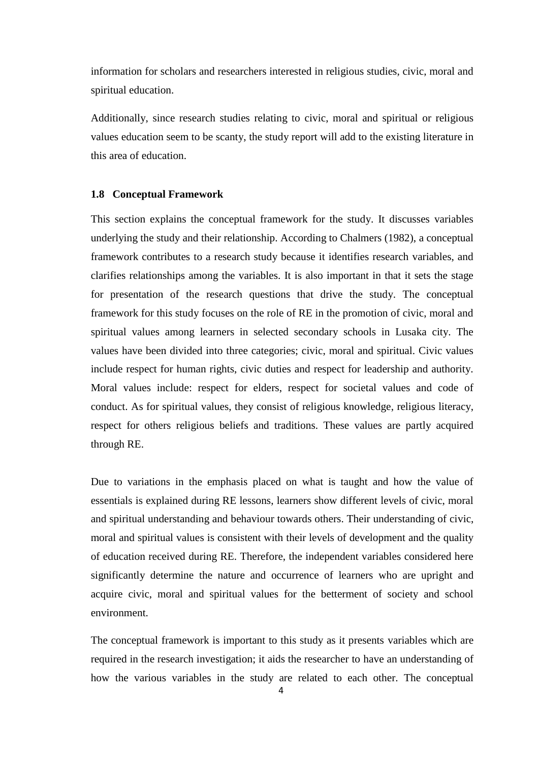information for scholars and researchers interested in religious studies, civic, moral and spiritual education.

Additionally, since research studies relating to civic, moral and spiritual or religious values education seem to be scanty, the study report will add to the existing literature in this area of education.

### 1.8 Conceptual Framework

This section explains the conceptual framework for the study. It discusses variables underlying the study and their relationship. According to Chalmers (1982), a conceptual framework contributes to a research study because it identifies research variables, and clarifies relationships among the variables. It is also important in that it sets the stage for presentation of the research questions that drive the study. The conceptual framework for this study focuses on the role of RE in the promotion of civic, moral and spiritual values among learners in selected secondary schools in Lusaka city. The values have been divided into three categories; civic, moral and spiritual. Civic values include respect for human rights, civic duties and respect for leadership and authority. Moral values include: respect for elders, respect for societal values and code of conduct. As for spiritual values, they consist of religious knowledge, religious literacy, respect for others religious beliefs and traditions. These values are partly acquired through RE.

Due to variations in the emphasis placed on what is taught and how the value of essentials is explained during RE lessons, learners show different levels of civic, moral and spiritual understanding and behaviour towards others. Their understanding of civic, moral and spiritual values is consistent with their levels of development and the quality of education received during RE. Therefore, the independent variables considered here significantly determine the nature and occurrence of learners who are upright and acquire civic, moral and spiritual values for the betterment of society and school environment.

The conceptual framework is important to this study as it presents variables which are required in the research investigation; it aids the researcher to have an understanding of how the various variables in the study are related to each other. The conceptual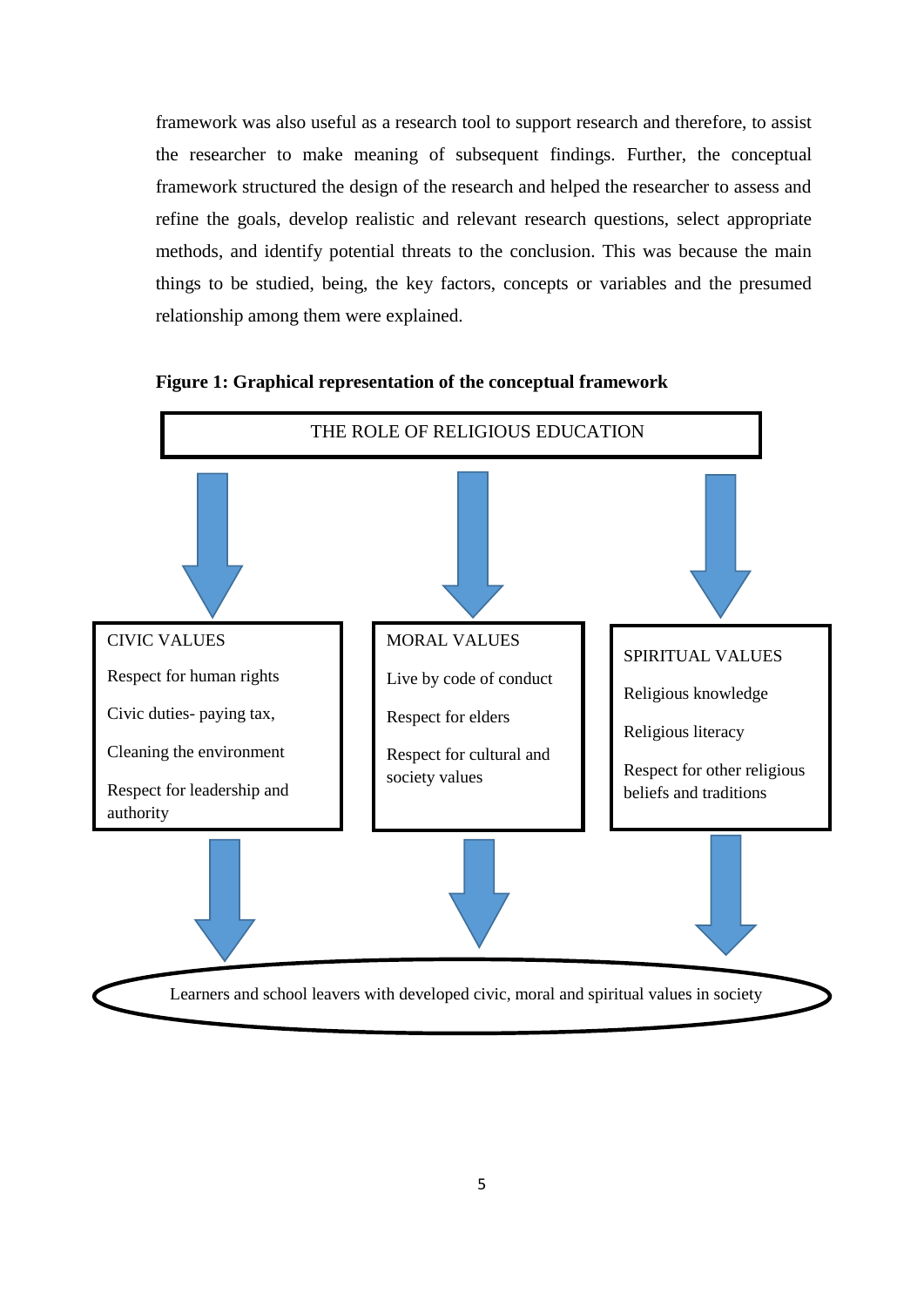framework was also useful as a research tool to support research and therefore, to assist the researcher to make meaning of subsequent findings. Further, the conceptual framework structured the design of the research and helped the researcher to assess and refine the goals, develop realistic and relevant research questions, select appropriate methods, and identify potential threats to the conclusion. This was because the main things to be studied, being, the key factors, concepts or variables and the presumed relationship among them were explained.

**Figure 1: Graphical representation of the conceptual framework**

THE ROLE OF RELIGIOUS EDUCATION

| CIVIC VALUES | MORAL VALUES | SPIRITUAL VALUES |
|---|---|---|
| Respect for human rights | Live by code of conduct | Religious knowledge |
| Civic duties- paying tax, | Respect for elders | Religious literacy |
| Cleaning the environment | Respect for cultural and society values | Respect for other religious beliefs and traditions |
| Respect for leadership and authority | | |

Learners and school leavers with developed civic, moral and spiritual values in society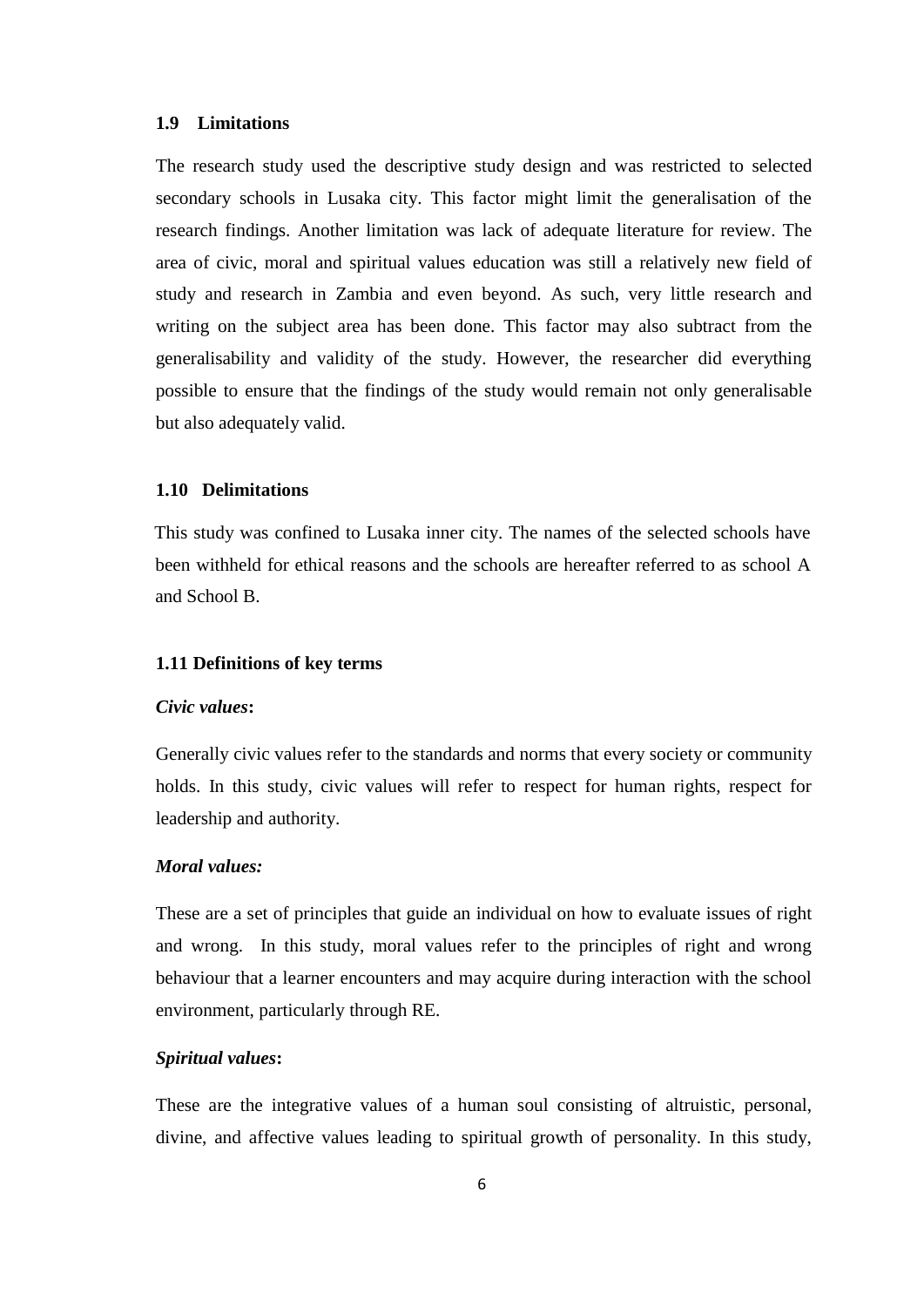### 1.9 Limitations

The research study used the descriptive study design and was restricted to selected secondary schools in Lusaka city. This factor might limit the generalisation of the research findings. Another limitation was lack of adequate literature for review. The area of civic, moral and spiritual values education was still a relatively new field of study and research in Zambia and even beyond. As such, very little research and writing on the subject area has been done. This factor may also subtract from the generalisability and validity of the study. However, the researcher did everything possible to ensure that the findings of the study would remain not only generalisable but also adequately valid.

### 1.10 Delimitations

This study was confined to Lusaka inner city. The names of the selected schools have been withheld for ethical reasons and the schools are hereafter referred to as school A and School B.

### 1.11 Definitions of key terms

***Civic values*:**

Generally civic values refer to the standards and norms that every society or community holds. In this study, civic values will refer to respect for human rights, respect for leadership and authority.

***Moral values:***

These are a set of principles that guide an individual on how to evaluate issues of right and wrong. In this study, moral values refer to the principles of right and wrong behaviour that a learner encounters and may acquire during interaction with the school environment, particularly through RE.

***Spiritual values*:**

These are the integrative values of a human soul consisting of altruistic, personal, divine, and affective values leading to spiritual growth of personality. In this study,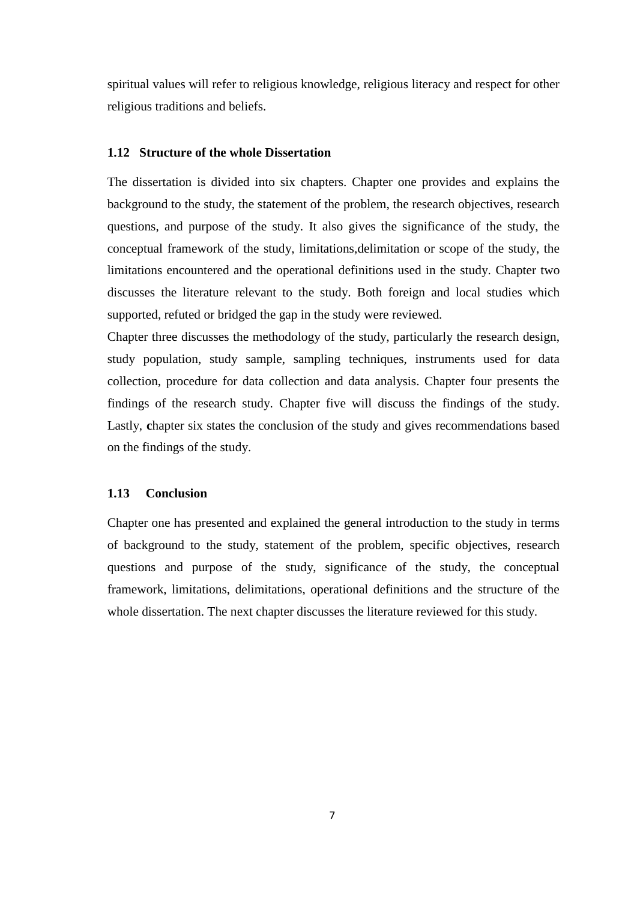spiritual values will refer to religious knowledge, religious literacy and respect for other religious traditions and beliefs.

### 1.12 Structure of the whole Dissertation

The dissertation is divided into six chapters. Chapter one provides and explains the background to the study, the statement of the problem, the research objectives, research questions, and purpose of the study. It also gives the significance of the study, the conceptual framework of the study, limitations,delimitation or scope of the study, the limitations encountered and the operational definitions used in the study. Chapter two discusses the literature relevant to the study. Both foreign and local studies which supported, refuted or bridged the gap in the study were reviewed.

Chapter three discusses the methodology of the study, particularly the research design, study population, study sample, sampling techniques, instruments used for data collection, procedure for data collection and data analysis. Chapter four presents the findings of the research study. Chapter five will discuss the findings of the study. Lastly, **c**hapter six states the conclusion of the study and gives recommendations based on the findings of the study.

### 1.13 Conclusion

Chapter one has presented and explained the general introduction to the study in terms of background to the study, statement of the problem, specific objectives, research questions and purpose of the study, significance of the study, the conceptual framework, limitations, delimitations, operational definitions and the structure of the whole dissertation. The next chapter discusses the literature reviewed for this study.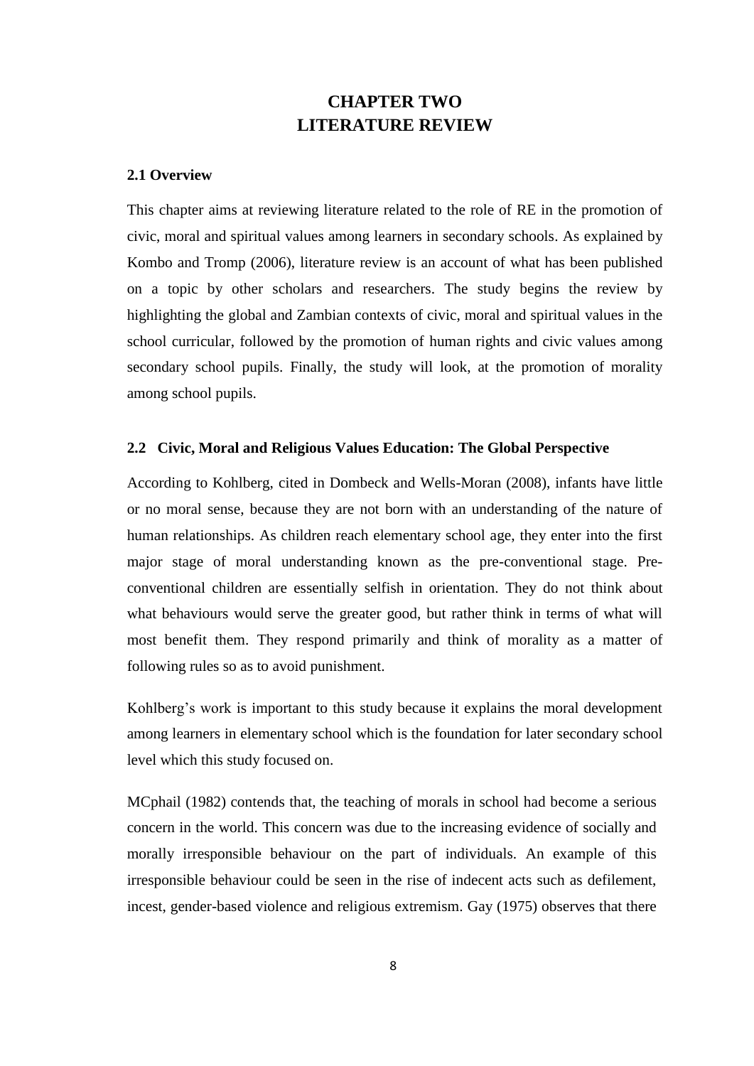# CHAPTER TWO
# LITERATURE REVIEW

### 2.1 Overview

This chapter aims at reviewing literature related to the role of RE in the promotion of civic, moral and spiritual values among learners in secondary schools. As explained by Kombo and Tromp (2006), literature review is an account of what has been published on a topic by other scholars and researchers. The study begins the review by highlighting the global and Zambian contexts of civic, moral and spiritual values in the school curricular, followed by the promotion of human rights and civic values among secondary school pupils. Finally, the study will look, at the promotion of morality among school pupils.

### 2.2 Civic, Moral and Religious Values Education: The Global Perspective

According to Kohlberg, cited in Dombeck and Wells-Moran (2008), infants have little or no moral sense, because they are not born with an understanding of the nature of human relationships. As children reach elementary school age, they enter into the first major stage of moral understanding known as the pre-conventional stage. Pre-conventional children are essentially selfish in orientation. They do not think about what behaviours would serve the greater good, but rather think in terms of what will most benefit them. They respond primarily and think of morality as a matter of following rules so as to avoid punishment.

Kohlberg's work is important to this study because it explains the moral development among learners in elementary school which is the foundation for later secondary school level which this study focused on.

MCphail (1982) contends that, the teaching of morals in school had become a serious concern in the world. This concern was due to the increasing evidence of socially and morally irresponsible behaviour on the part of individuals. An example of this irresponsible behaviour could be seen in the rise of indecent acts such as defilement, incest, gender-based violence and religious extremism. Gay (1975) observes that there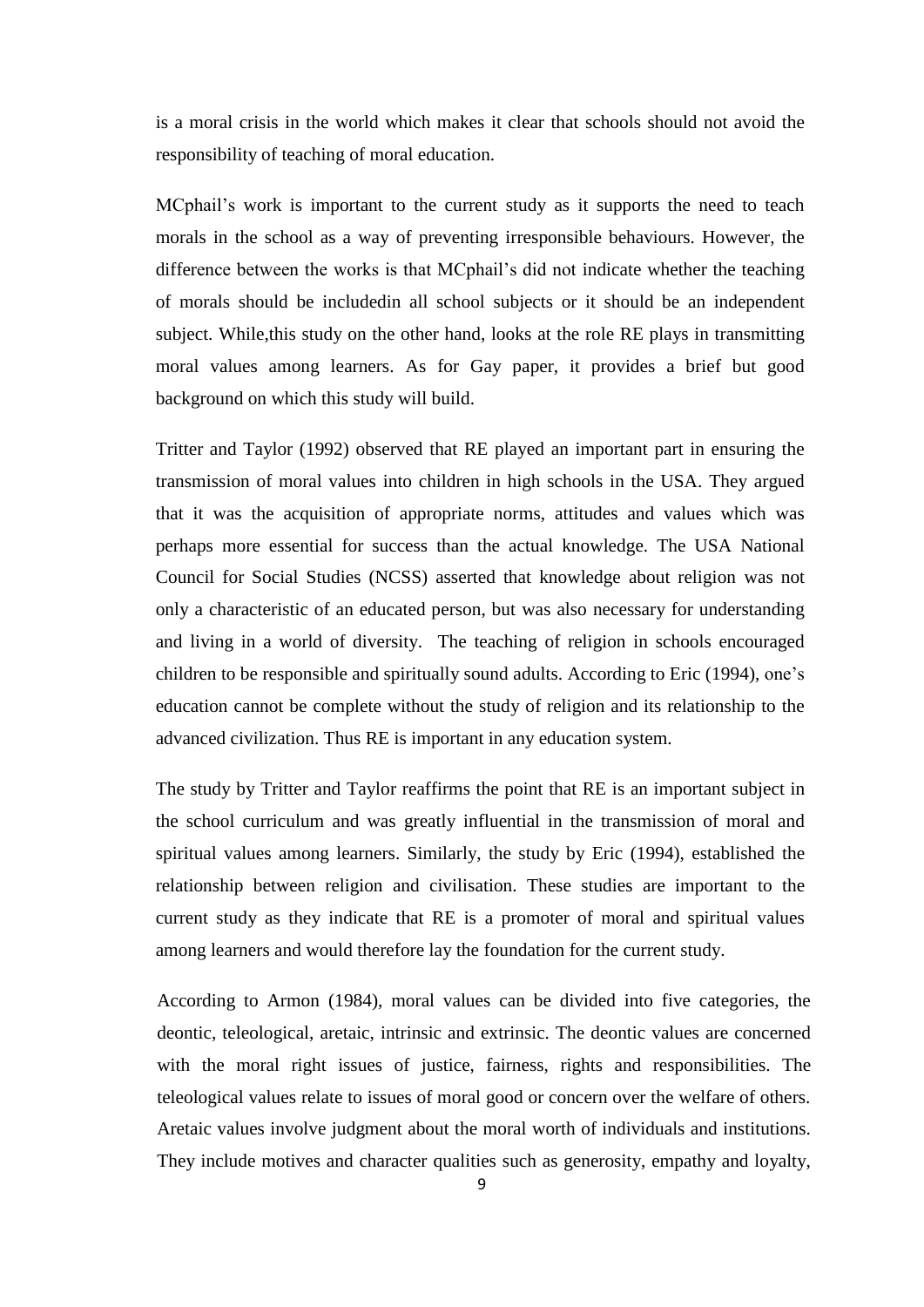is a moral crisis in the world which makes it clear that schools should not avoid the responsibility of teaching of moral education.

MCphail's work is important to the current study as it supports the need to teach morals in the school as a way of preventing irresponsible behaviours. However, the difference between the works is that MCphail's did not indicate whether the teaching of morals should be includedin all school subjects or it should be an independent subject. While,this study on the other hand, looks at the role RE plays in transmitting moral values among learners. As for Gay paper, it provides a brief but good background on which this study will build.

Tritter and Taylor (1992) observed that RE played an important part in ensuring the transmission of moral values into children in high schools in the USA. They argued that it was the acquisition of appropriate norms, attitudes and values which was perhaps more essential for success than the actual knowledge. The USA National Council for Social Studies (NCSS) asserted that knowledge about religion was not only a characteristic of an educated person, but was also necessary for understanding and living in a world of diversity. The teaching of religion in schools encouraged children to be responsible and spiritually sound adults. According to Eric (1994), one's education cannot be complete without the study of religion and its relationship to the advanced civilization. Thus RE is important in any education system.

The study by Tritter and Taylor reaffirms the point that RE is an important subject in the school curriculum and was greatly influential in the transmission of moral and spiritual values among learners. Similarly, the study by Eric (1994), established the relationship between religion and civilisation. These studies are important to the current study as they indicate that RE is a promoter of moral and spiritual values among learners and would therefore lay the foundation for the current study.

According to Armon (1984), moral values can be divided into five categories, the deontic, teleological, aretaic, intrinsic and extrinsic. The deontic values are concerned with the moral right issues of justice, fairness, rights and responsibilities. The teleological values relate to issues of moral good or concern over the welfare of others. Aretaic values involve judgment about the moral worth of individuals and institutions. They include motives and character qualities such as generosity, empathy and loyalty,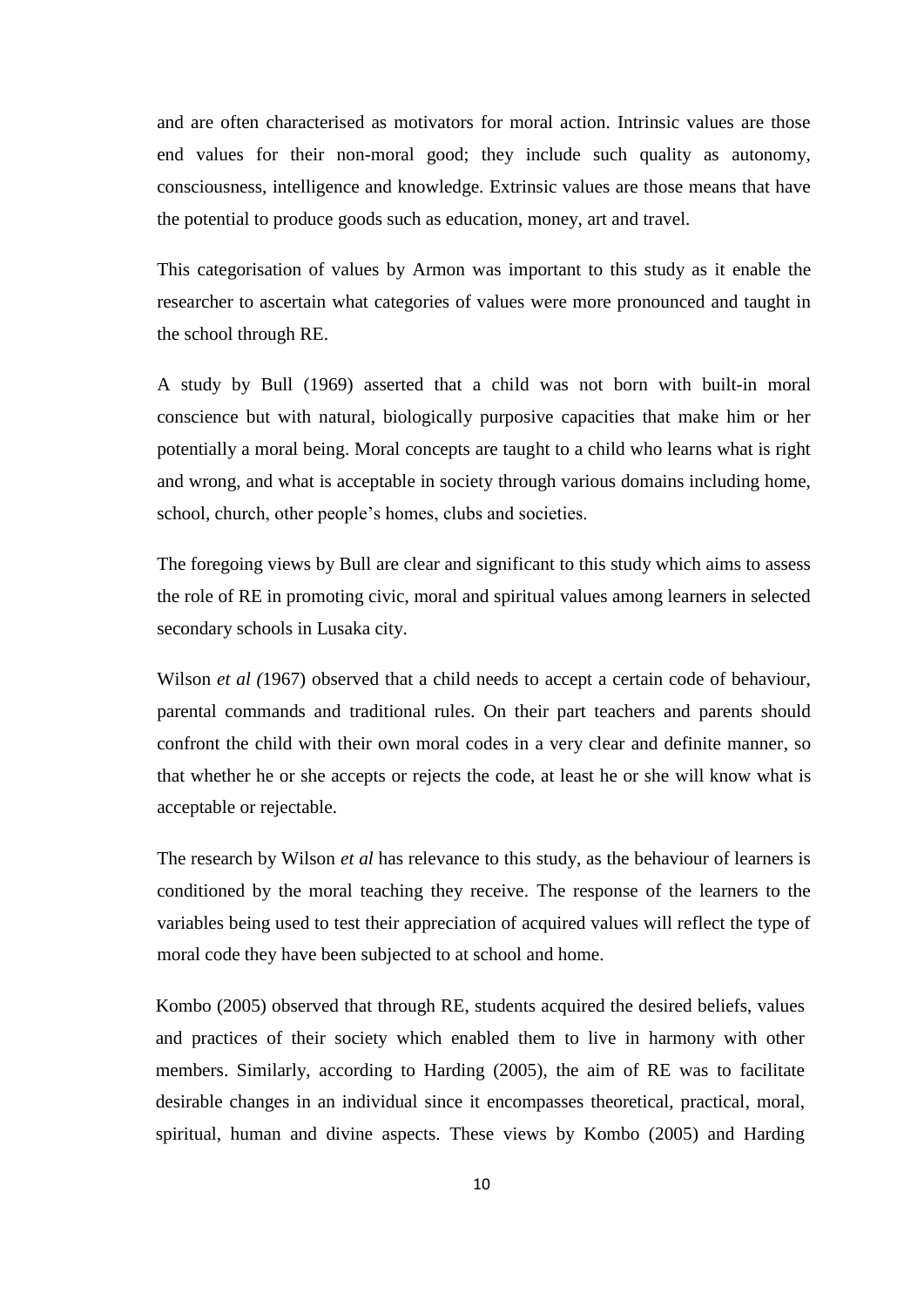and are often characterised as motivators for moral action. Intrinsic values are those end values for their non-moral good; they include such quality as autonomy, consciousness, intelligence and knowledge. Extrinsic values are those means that have the potential to produce goods such as education, money, art and travel.

This categorisation of values by Armon was important to this study as it enable the researcher to ascertain what categories of values were more pronounced and taught in the school through RE.

A study by Bull (1969) asserted that a child was not born with built-in moral conscience but with natural, biologically purposive capacities that make him or her potentially a moral being. Moral concepts are taught to a child who learns what is right and wrong, and what is acceptable in society through various domains including home, school, church, other people's homes, clubs and societies.

The foregoing views by Bull are clear and significant to this study which aims to assess the role of RE in promoting civic, moral and spiritual values among learners in selected secondary schools in Lusaka city.

Wilson *et al (*1967) observed that a child needs to accept a certain code of behaviour, parental commands and traditional rules. On their part teachers and parents should confront the child with their own moral codes in a very clear and definite manner, so that whether he or she accepts or rejects the code, at least he or she will know what is acceptable or rejectable.

The research by Wilson *et al* has relevance to this study, as the behaviour of learners is conditioned by the moral teaching they receive. The response of the learners to the variables being used to test their appreciation of acquired values will reflect the type of moral code they have been subjected to at school and home.

Kombo (2005) observed that through RE, students acquired the desired beliefs, values and practices of their society which enabled them to live in harmony with other members. Similarly, according to Harding (2005), the aim of RE was to facilitate desirable changes in an individual since it encompasses theoretical, practical, moral, spiritual, human and divine aspects. These views by Kombo (2005) and Harding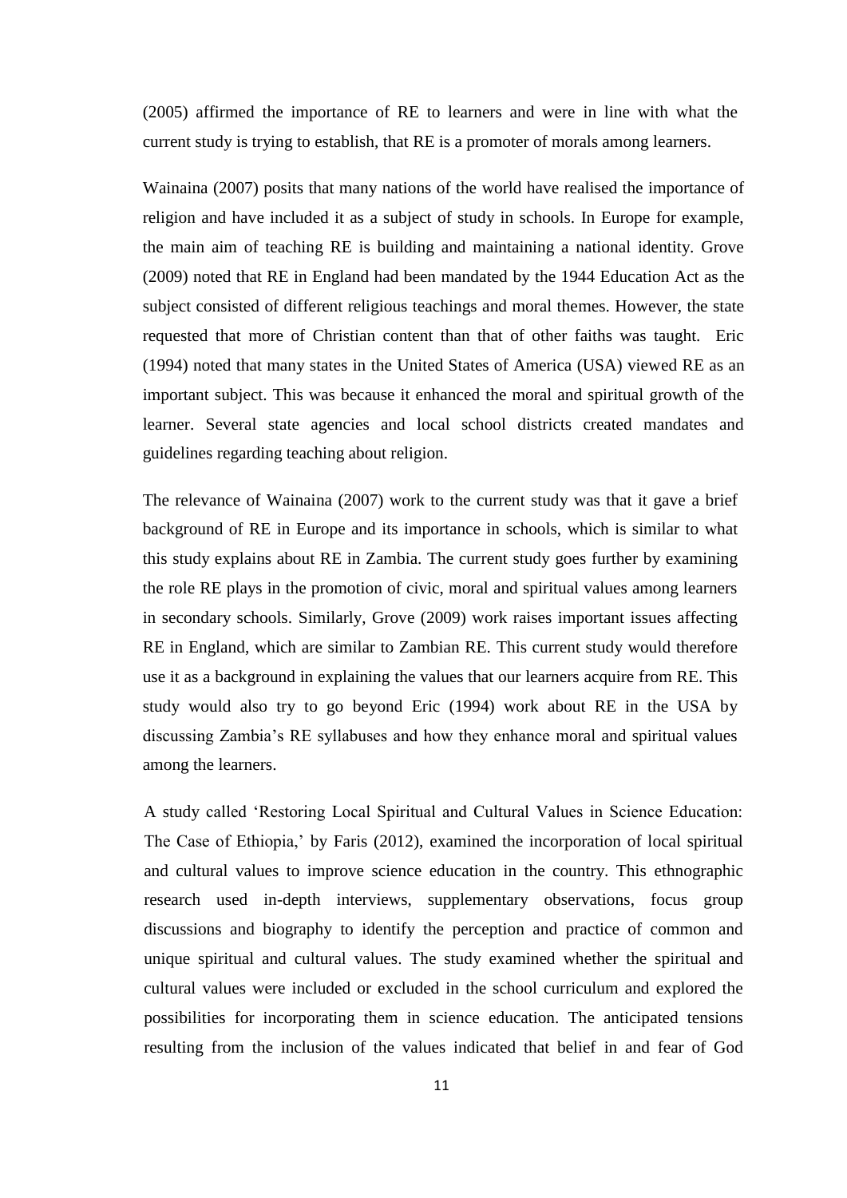(2005) affirmed the importance of RE to learners and were in line with what the current study is trying to establish, that RE is a promoter of morals among learners.

Wainaina (2007) posits that many nations of the world have realised the importance of religion and have included it as a subject of study in schools. In Europe for example, the main aim of teaching RE is building and maintaining a national identity. Grove (2009) noted that RE in England had been mandated by the 1944 Education Act as the subject consisted of different religious teachings and moral themes. However, the state requested that more of Christian content than that of other faiths was taught. Eric (1994) noted that many states in the United States of America (USA) viewed RE as an important subject. This was because it enhanced the moral and spiritual growth of the learner. Several state agencies and local school districts created mandates and guidelines regarding teaching about religion.

The relevance of Wainaina (2007) work to the current study was that it gave a brief background of RE in Europe and its importance in schools, which is similar to what this study explains about RE in Zambia. The current study goes further by examining the role RE plays in the promotion of civic, moral and spiritual values among learners in secondary schools. Similarly, Grove (2009) work raises important issues affecting RE in England, which are similar to Zambian RE. This current study would therefore use it as a background in explaining the values that our learners acquire from RE. This study would also try to go beyond Eric (1994) work about RE in the USA by discussing Zambia's RE syllabuses and how they enhance moral and spiritual values among the learners.

A study called 'Restoring Local Spiritual and Cultural Values in Science Education: The Case of Ethiopia,' by Faris (2012), examined the incorporation of local spiritual and cultural values to improve science education in the country. This ethnographic research used in-depth interviews, supplementary observations, focus group discussions and biography to identify the perception and practice of common and unique spiritual and cultural values. The study examined whether the spiritual and cultural values were included or excluded in the school curriculum and explored the possibilities for incorporating them in science education. The anticipated tensions resulting from the inclusion of the values indicated that belief in and fear of God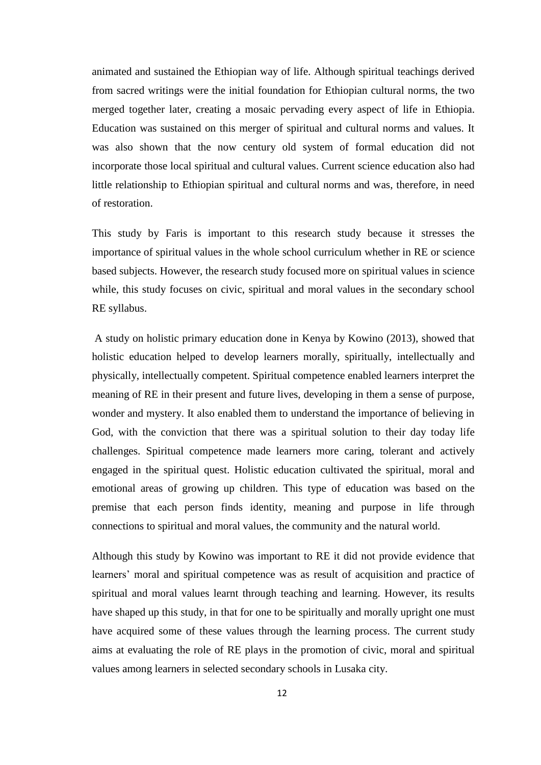animated and sustained the Ethiopian way of life. Although spiritual teachings derived from sacred writings were the initial foundation for Ethiopian cultural norms, the two merged together later, creating a mosaic pervading every aspect of life in Ethiopia. Education was sustained on this merger of spiritual and cultural norms and values. It was also shown that the now century old system of formal education did not incorporate those local spiritual and cultural values. Current science education also had little relationship to Ethiopian spiritual and cultural norms and was, therefore, in need of restoration.

This study by Faris is important to this research study because it stresses the importance of spiritual values in the whole school curriculum whether in RE or science based subjects. However, the research study focused more on spiritual values in science while, this study focuses on civic, spiritual and moral values in the secondary school RE syllabus.

A study on holistic primary education done in Kenya by Kowino (2013), showed that holistic education helped to develop learners morally, spiritually, intellectually and physically, intellectually competent. Spiritual competence enabled learners interpret the meaning of RE in their present and future lives, developing in them a sense of purpose, wonder and mystery. It also enabled them to understand the importance of believing in God, with the conviction that there was a spiritual solution to their day today life challenges. Spiritual competence made learners more caring, tolerant and actively engaged in the spiritual quest. Holistic education cultivated the spiritual, moral and emotional areas of growing up children. This type of education was based on the premise that each person finds identity, meaning and purpose in life through connections to spiritual and moral values, the community and the natural world.

Although this study by Kowino was important to RE it did not provide evidence that learners' moral and spiritual competence was as result of acquisition and practice of spiritual and moral values learnt through teaching and learning. However, its results have shaped up this study, in that for one to be spiritually and morally upright one must have acquired some of these values through the learning process. The current study aims at evaluating the role of RE plays in the promotion of civic, moral and spiritual values among learners in selected secondary schools in Lusaka city.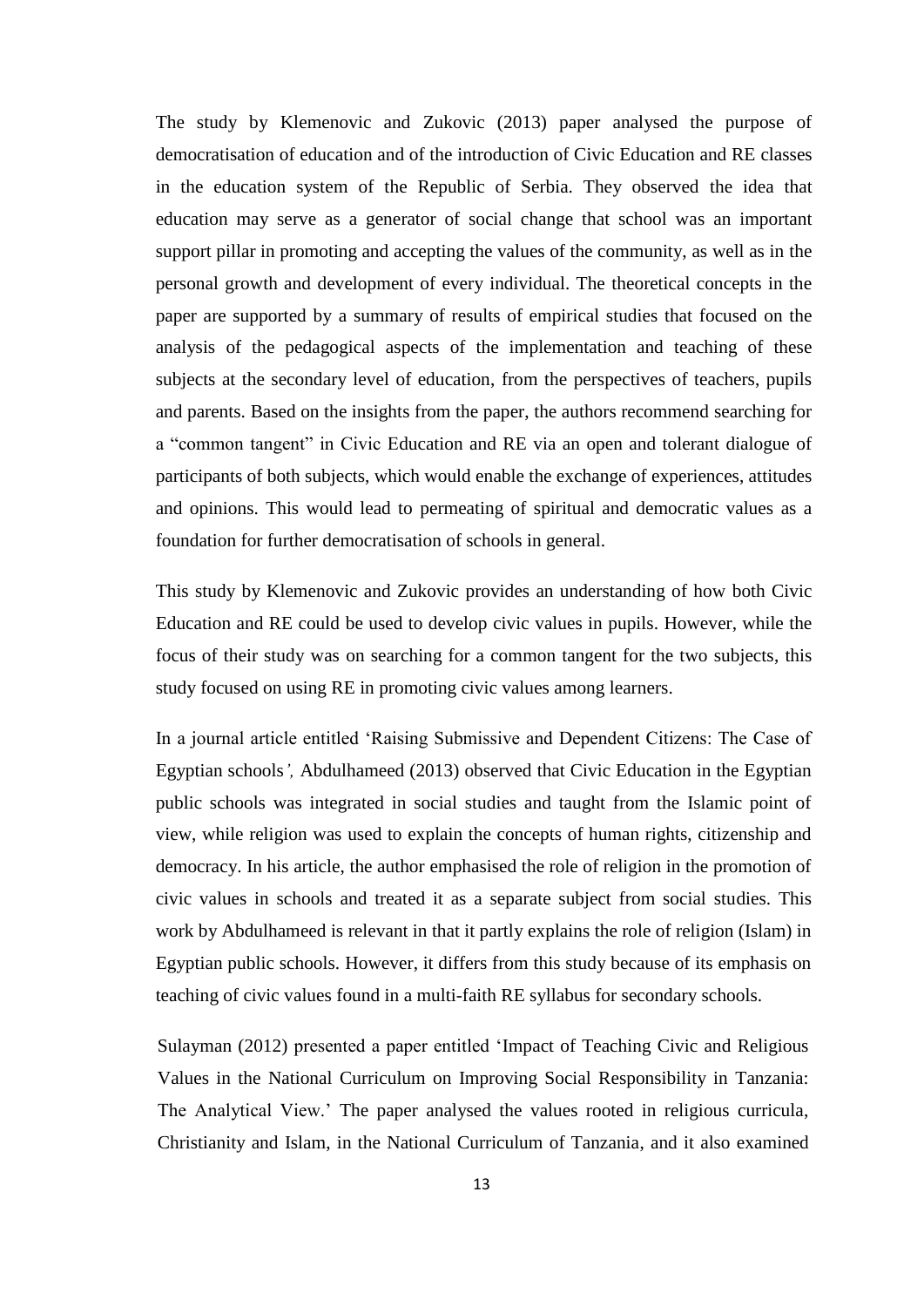The study by Klemenovic and Zukovic (2013) paper analysed the purpose of democratisation of education and of the introduction of Civic Education and RE classes in the education system of the Republic of Serbia. They observed the idea that education may serve as a generator of social change that school was an important support pillar in promoting and accepting the values of the community, as well as in the personal growth and development of every individual. The theoretical concepts in the paper are supported by a summary of results of empirical studies that focused on the analysis of the pedagogical aspects of the implementation and teaching of these subjects at the secondary level of education, from the perspectives of teachers, pupils and parents. Based on the insights from the paper, the authors recommend searching for a "common tangent" in Civic Education and RE via an open and tolerant dialogue of participants of both subjects, which would enable the exchange of experiences, attitudes and opinions. This would lead to permeating of spiritual and democratic values as a foundation for further democratisation of schools in general.

This study by Klemenovic and Zukovic provides an understanding of how both Civic Education and RE could be used to develop civic values in pupils. However, while the focus of their study was on searching for a common tangent for the two subjects, this study focused on using RE in promoting civic values among learners.

In a journal article entitled 'Raising Submissive and Dependent Citizens: The Case of Egyptian schools*'*, Abdulhameed (2013) observed that Civic Education in the Egyptian public schools was integrated in social studies and taught from the Islamic point of view, while religion was used to explain the concepts of human rights, citizenship and democracy. In his article, the author emphasised the role of religion in the promotion of civic values in schools and treated it as a separate subject from social studies. This work by Abdulhameed is relevant in that it partly explains the role of religion (Islam) in Egyptian public schools. However, it differs from this study because of its emphasis on teaching of civic values found in a multi-faith RE syllabus for secondary schools.

Sulayman (2012) presented a paper entitled 'Impact of Teaching Civic and Religious Values in the National Curriculum on Improving Social Responsibility in Tanzania: The Analytical View.' The paper analysed the values rooted in religious curricula, Christianity and Islam, in the National Curriculum of Tanzania, and it also examined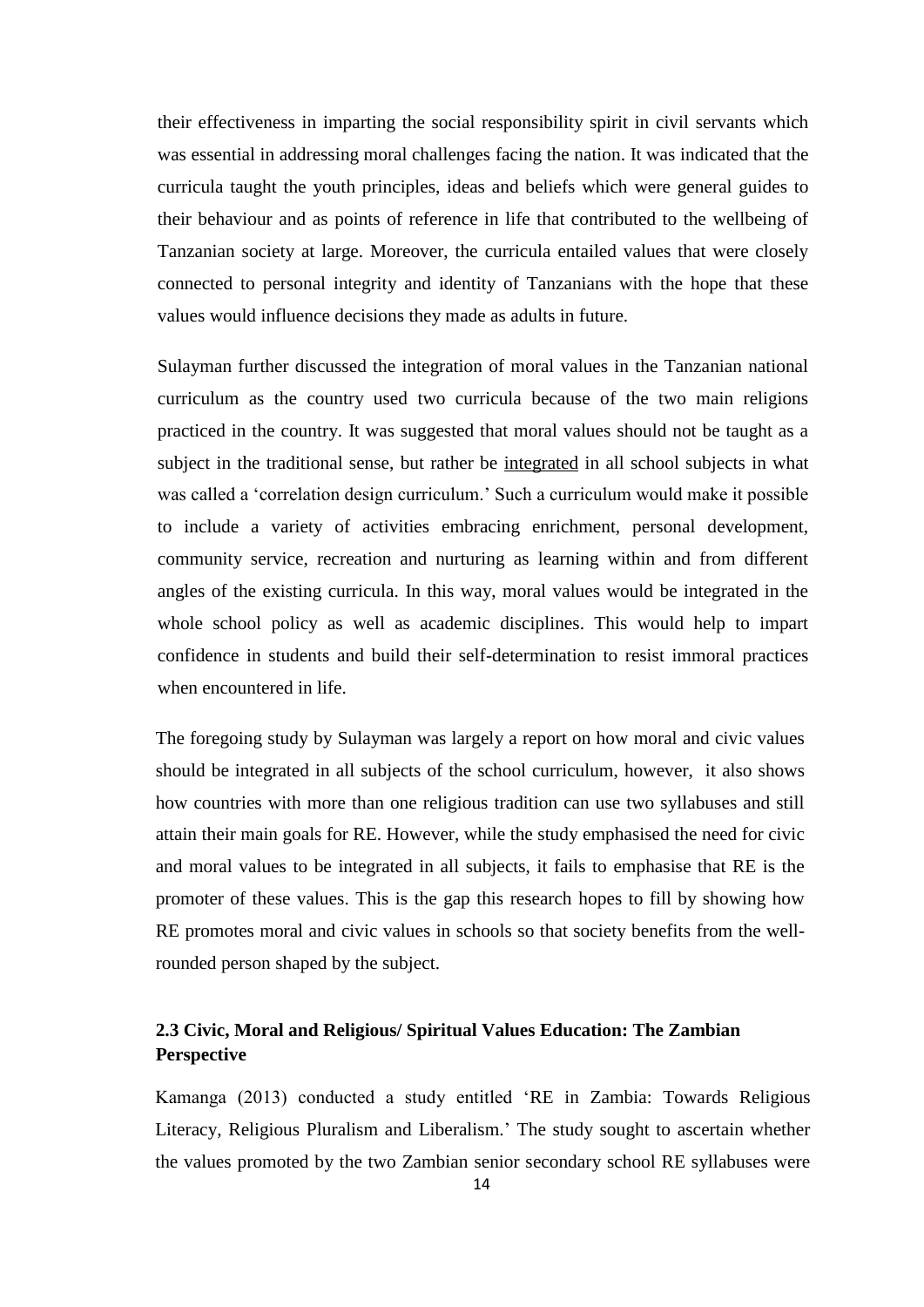their effectiveness in imparting the social responsibility spirit in civil servants which was essential in addressing moral challenges facing the nation. It was indicated that the curricula taught the youth principles, ideas and beliefs which were general guides to their behaviour and as points of reference in life that contributed to the wellbeing of Tanzanian society at large. Moreover, the curricula entailed values that were closely connected to personal integrity and identity of Tanzanians with the hope that these values would influence decisions they made as adults in future.

Sulayman further discussed the integration of moral values in the Tanzanian national curriculum as the country used two curricula because of the two main religions practiced in the country. It was suggested that moral values should not be taught as a subject in the traditional sense, but rather be integrated in all school subjects in what was called a 'correlation design curriculum.' Such a curriculum would make it possible to include a variety of activities embracing enrichment, personal development, community service, recreation and nurturing as learning within and from different angles of the existing curricula. In this way, moral values would be integrated in the whole school policy as well as academic disciplines. This would help to impart confidence in students and build their self-determination to resist immoral practices when encountered in life.

The foregoing study by Sulayman was largely a report on how moral and civic values should be integrated in all subjects of the school curriculum, however, it also shows how countries with more than one religious tradition can use two syllabuses and still attain their main goals for RE. However, while the study emphasised the need for civic and moral values to be integrated in all subjects, it fails to emphasise that RE is the promoter of these values. This is the gap this research hopes to fill by showing how RE promotes moral and civic values in schools so that society benefits from the well-rounded person shaped by the subject.

### 2.3 Civic, Moral and Religious/ Spiritual Values Education: The Zambian Perspective

Kamanga (2013) conducted a study entitled 'RE in Zambia: Towards Religious Literacy, Religious Pluralism and Liberalism.' The study sought to ascertain whether the values promoted by the two Zambian senior secondary school RE syllabuses were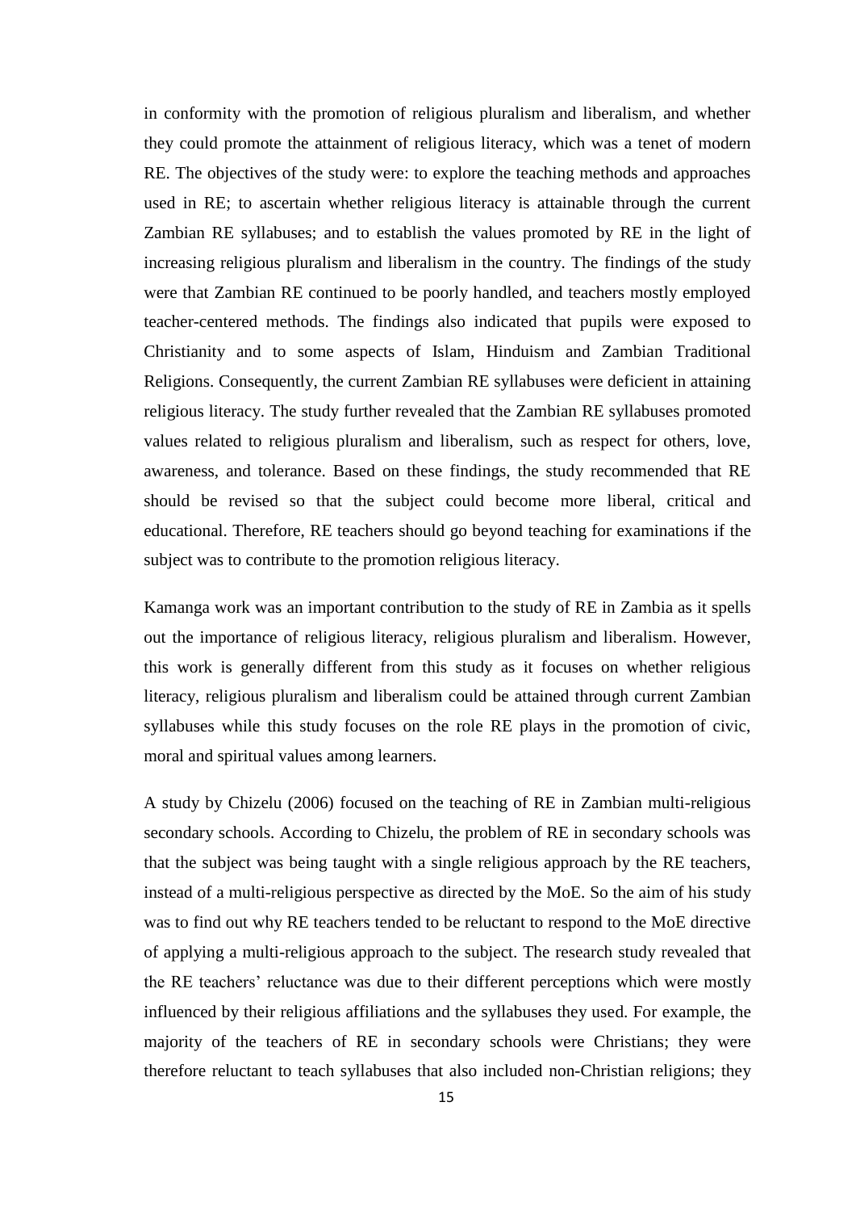in conformity with the promotion of religious pluralism and liberalism, and whether they could promote the attainment of religious literacy, which was a tenet of modern RE. The objectives of the study were: to explore the teaching methods and approaches used in RE; to ascertain whether religious literacy is attainable through the current Zambian RE syllabuses; and to establish the values promoted by RE in the light of increasing religious pluralism and liberalism in the country. The findings of the study were that Zambian RE continued to be poorly handled, and teachers mostly employed teacher-centered methods. The findings also indicated that pupils were exposed to Christianity and to some aspects of Islam, Hinduism and Zambian Traditional Religions. Consequently, the current Zambian RE syllabuses were deficient in attaining religious literacy. The study further revealed that the Zambian RE syllabuses promoted values related to religious pluralism and liberalism, such as respect for others, love, awareness, and tolerance. Based on these findings, the study recommended that RE should be revised so that the subject could become more liberal, critical and educational. Therefore, RE teachers should go beyond teaching for examinations if the subject was to contribute to the promotion religious literacy.

Kamanga work was an important contribution to the study of RE in Zambia as it spells out the importance of religious literacy, religious pluralism and liberalism. However, this work is generally different from this study as it focuses on whether religious literacy, religious pluralism and liberalism could be attained through current Zambian syllabuses while this study focuses on the role RE plays in the promotion of civic, moral and spiritual values among learners.

A study by Chizelu (2006) focused on the teaching of RE in Zambian multi-religious secondary schools. According to Chizelu, the problem of RE in secondary schools was that the subject was being taught with a single religious approach by the RE teachers, instead of a multi-religious perspective as directed by the MoE. So the aim of his study was to find out why RE teachers tended to be reluctant to respond to the MoE directive of applying a multi-religious approach to the subject. The research study revealed that the RE teachers' reluctance was due to their different perceptions which were mostly influenced by their religious affiliations and the syllabuses they used. For example, the majority of the teachers of RE in secondary schools were Christians; they were therefore reluctant to teach syllabuses that also included non-Christian religions; they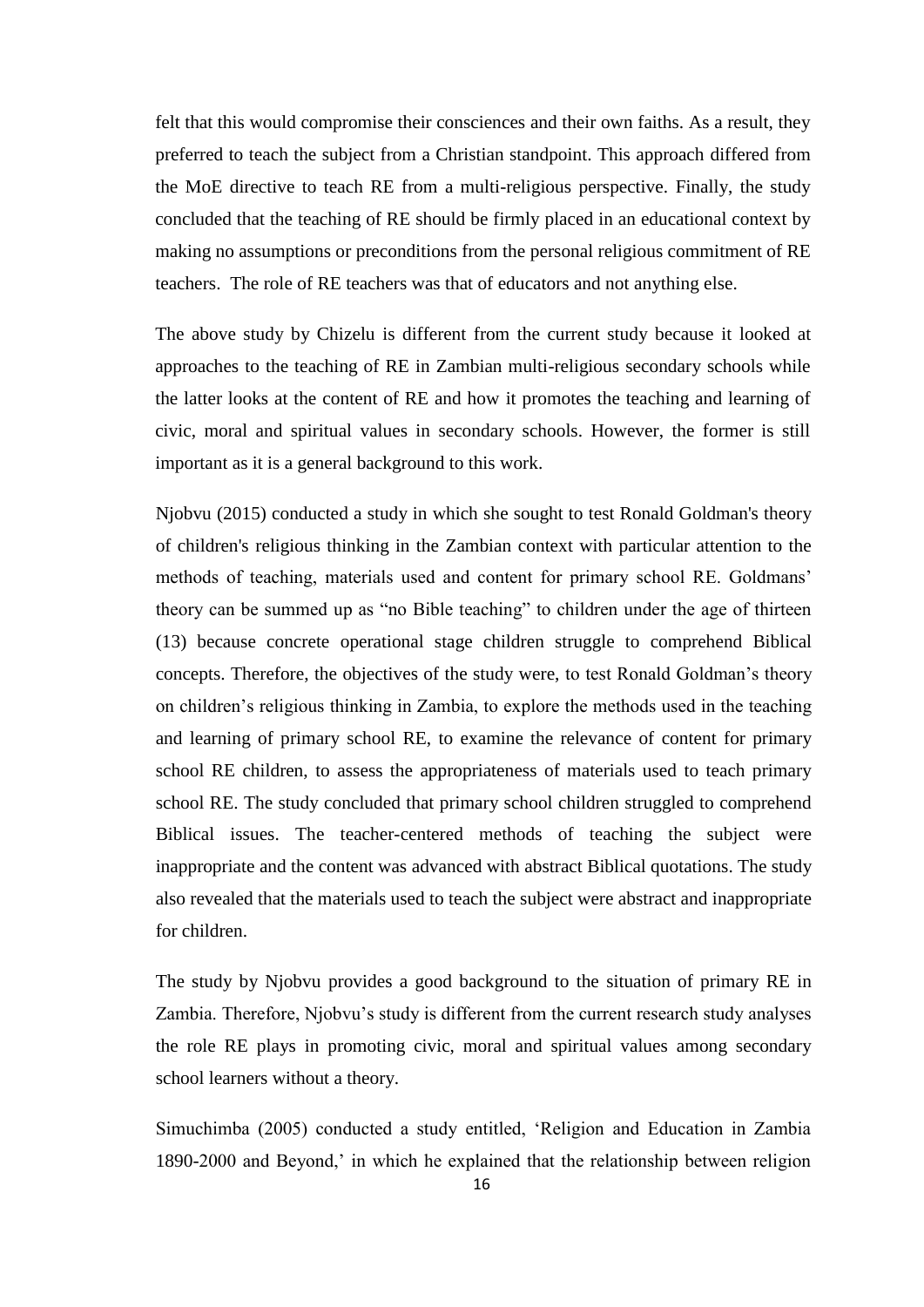felt that this would compromise their consciences and their own faiths. As a result, they preferred to teach the subject from a Christian standpoint. This approach differed from the MoE directive to teach RE from a multi-religious perspective. Finally, the study concluded that the teaching of RE should be firmly placed in an educational context by making no assumptions or preconditions from the personal religious commitment of RE teachers. The role of RE teachers was that of educators and not anything else.

The above study by Chizelu is different from the current study because it looked at approaches to the teaching of RE in Zambian multi-religious secondary schools while the latter looks at the content of RE and how it promotes the teaching and learning of civic, moral and spiritual values in secondary schools. However, the former is still important as it is a general background to this work.

Njobvu (2015) conducted a study in which she sought to test Ronald Goldman's theory of children's religious thinking in the Zambian context with particular attention to the methods of teaching, materials used and content for primary school RE. Goldmans' theory can be summed up as "no Bible teaching" to children under the age of thirteen (13) because concrete operational stage children struggle to comprehend Biblical concepts. Therefore, the objectives of the study were, to test Ronald Goldman's theory on children's religious thinking in Zambia, to explore the methods used in the teaching and learning of primary school RE, to examine the relevance of content for primary school RE children, to assess the appropriateness of materials used to teach primary school RE. The study concluded that primary school children struggled to comprehend Biblical issues. The teacher-centered methods of teaching the subject were inappropriate and the content was advanced with abstract Biblical quotations. The study also revealed that the materials used to teach the subject were abstract and inappropriate for children.

The study by Njobvu provides a good background to the situation of primary RE in Zambia. Therefore, Njobvu's study is different from the current research study analyses the role RE plays in promoting civic, moral and spiritual values among secondary school learners without a theory.

Simuchimba (2005) conducted a study entitled, 'Religion and Education in Zambia 1890-2000 and Beyond,' in which he explained that the relationship between religion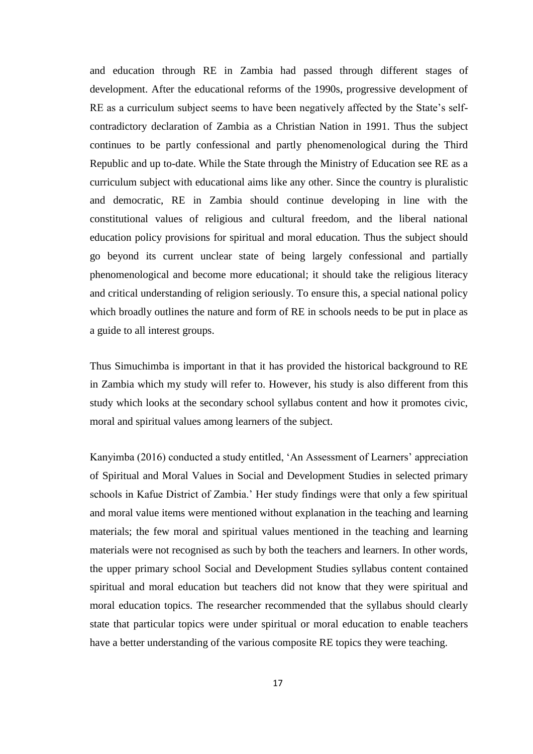and education through RE in Zambia had passed through different stages of development. After the educational reforms of the 1990s, progressive development of RE as a curriculum subject seems to have been negatively affected by the State's self-contradictory declaration of Zambia as a Christian Nation in 1991. Thus the subject continues to be partly confessional and partly phenomenological during the Third Republic and up to-date. While the State through the Ministry of Education see RE as a curriculum subject with educational aims like any other. Since the country is pluralistic and democratic, RE in Zambia should continue developing in line with the constitutional values of religious and cultural freedom, and the liberal national education policy provisions for spiritual and moral education. Thus the subject should go beyond its current unclear state of being largely confessional and partially phenomenological and become more educational; it should take the religious literacy and critical understanding of religion seriously. To ensure this, a special national policy which broadly outlines the nature and form of RE in schools needs to be put in place as a guide to all interest groups.

Thus Simuchimba is important in that it has provided the historical background to RE in Zambia which my study will refer to. However, his study is also different from this study which looks at the secondary school syllabus content and how it promotes civic, moral and spiritual values among learners of the subject.

Kanyimba (2016) conducted a study entitled, 'An Assessment of Learners' appreciation of Spiritual and Moral Values in Social and Development Studies in selected primary schools in Kafue District of Zambia.' Her study findings were that only a few spiritual and moral value items were mentioned without explanation in the teaching and learning materials; the few moral and spiritual values mentioned in the teaching and learning materials were not recognised as such by both the teachers and learners. In other words, the upper primary school Social and Development Studies syllabus content contained spiritual and moral education but teachers did not know that they were spiritual and moral education topics. The researcher recommended that the syllabus should clearly state that particular topics were under spiritual or moral education to enable teachers have a better understanding of the various composite RE topics they were teaching.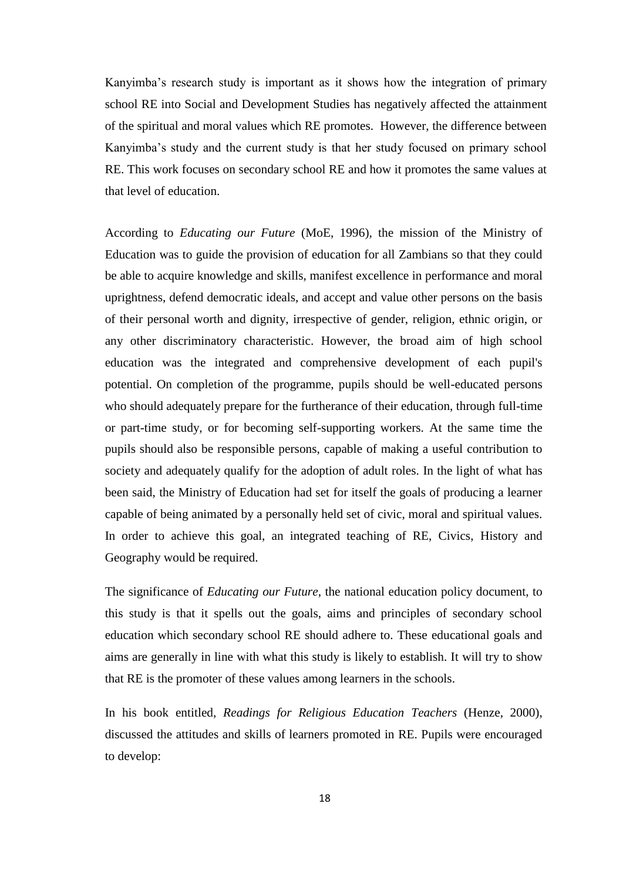Kanyimba's research study is important as it shows how the integration of primary school RE into Social and Development Studies has negatively affected the attainment of the spiritual and moral values which RE promotes. However, the difference between Kanyimba's study and the current study is that her study focused on primary school RE. This work focuses on secondary school RE and how it promotes the same values at that level of education.

According to *Educating our Future* (MoE, 1996), the mission of the Ministry of Education was to guide the provision of education for all Zambians so that they could be able to acquire knowledge and skills, manifest excellence in performance and moral uprightness, defend democratic ideals, and accept and value other persons on the basis of their personal worth and dignity, irrespective of gender, religion, ethnic origin, or any other discriminatory characteristic. However, the broad aim of high school education was the integrated and comprehensive development of each pupil's potential. On completion of the programme, pupils should be well-educated persons who should adequately prepare for the furtherance of their education, through full-time or part-time study, or for becoming self-supporting workers. At the same time the pupils should also be responsible persons, capable of making a useful contribution to society and adequately qualify for the adoption of adult roles. In the light of what has been said, the Ministry of Education had set for itself the goals of producing a learner capable of being animated by a personally held set of civic, moral and spiritual values. In order to achieve this goal, an integrated teaching of RE, Civics, History and Geography would be required.

The significance of *Educating our Future*, the national education policy document, to this study is that it spells out the goals, aims and principles of secondary school education which secondary school RE should adhere to. These educational goals and aims are generally in line with what this study is likely to establish. It will try to show that RE is the promoter of these values among learners in the schools.

In his book entitled, *Readings for Religious Education Teachers* (Henze, 2000), discussed the attitudes and skills of learners promoted in RE. Pupils were encouraged to develop: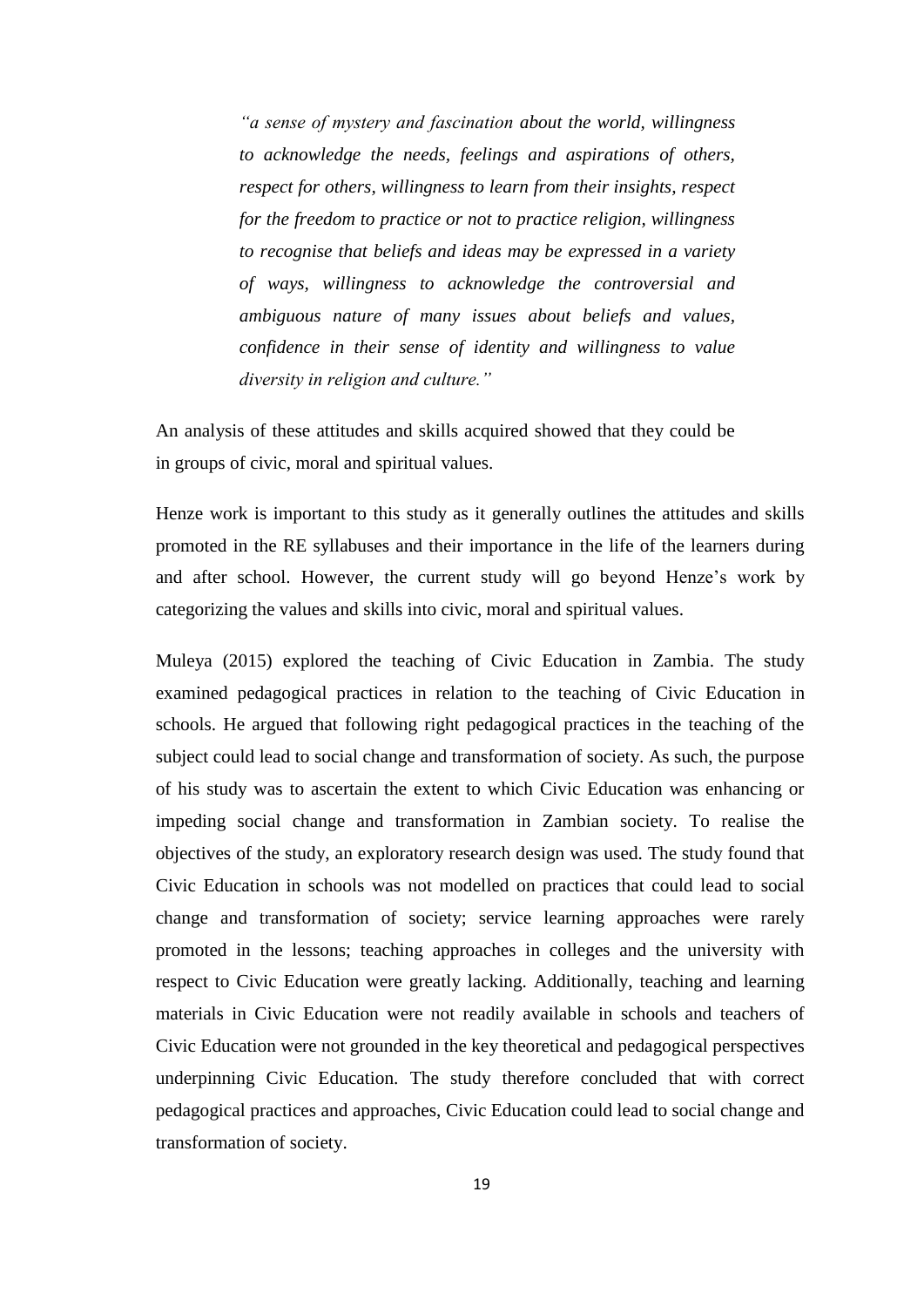> *"a sense of mystery and fascination about the world, willingness to acknowledge the needs, feelings and aspirations of others, respect for others, willingness to learn from their insights, respect for the freedom to practice or not to practice religion, willingness to recognise that beliefs and ideas may be expressed in a variety of ways, willingness to acknowledge the controversial and ambiguous nature of many issues about beliefs and values, confidence in their sense of identity and willingness to value diversity in religion and culture."*

An analysis of these attitudes and skills acquired showed that they could be in groups of civic, moral and spiritual values.

Henze work is important to this study as it generally outlines the attitudes and skills promoted in the RE syllabuses and their importance in the life of the learners during and after school. However, the current study will go beyond Henze's work by categorizing the values and skills into civic, moral and spiritual values.

Muleya (2015) explored the teaching of Civic Education in Zambia. The study examined pedagogical practices in relation to the teaching of Civic Education in schools. He argued that following right pedagogical practices in the teaching of the subject could lead to social change and transformation of society. As such, the purpose of his study was to ascertain the extent to which Civic Education was enhancing or impeding social change and transformation in Zambian society. To realise the objectives of the study, an exploratory research design was used. The study found that Civic Education in schools was not modelled on practices that could lead to social change and transformation of society; service learning approaches were rarely promoted in the lessons; teaching approaches in colleges and the university with respect to Civic Education were greatly lacking. Additionally, teaching and learning materials in Civic Education were not readily available in schools and teachers of Civic Education were not grounded in the key theoretical and pedagogical perspectives underpinning Civic Education. The study therefore concluded that with correct pedagogical practices and approaches, Civic Education could lead to social change and transformation of society.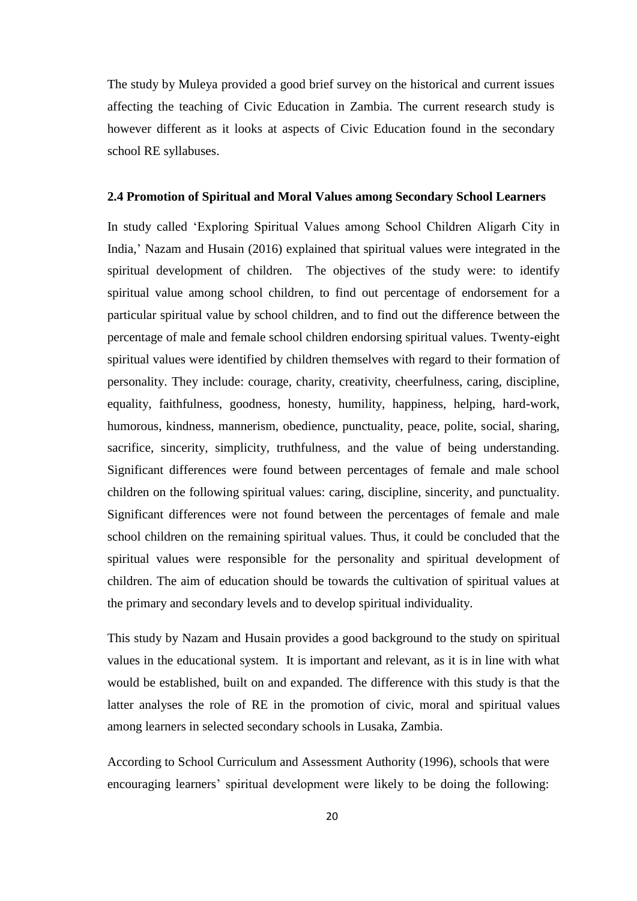The study by Muleya provided a good brief survey on the historical and current issues affecting the teaching of Civic Education in Zambia. The current research study is however different as it looks at aspects of Civic Education found in the secondary school RE syllabuses.

### 2.4 Promotion of Spiritual and Moral Values among Secondary School Learners

In study called 'Exploring Spiritual Values among School Children Aligarh City in India,' Nazam and Husain (2016) explained that spiritual values were integrated in the spiritual development of children. The objectives of the study were: to identify spiritual value among school children, to find out percentage of endorsement for a particular spiritual value by school children, and to find out the difference between the percentage of male and female school children endorsing spiritual values. Twenty-eight spiritual values were identified by children themselves with regard to their formation of personality. They include: courage, charity, creativity, cheerfulness, caring, discipline, equality, faithfulness, goodness, honesty, humility, happiness, helping, hard-work, humorous, kindness, mannerism, obedience, punctuality, peace, polite, social, sharing, sacrifice, sincerity, simplicity, truthfulness, and the value of being understanding. Significant differences were found between percentages of female and male school children on the following spiritual values: caring, discipline, sincerity, and punctuality. Significant differences were not found between the percentages of female and male school children on the remaining spiritual values. Thus, it could be concluded that the spiritual values were responsible for the personality and spiritual development of children. The aim of education should be towards the cultivation of spiritual values at the primary and secondary levels and to develop spiritual individuality.

This study by Nazam and Husain provides a good background to the study on spiritual values in the educational system. It is important and relevant, as it is in line with what would be established, built on and expanded. The difference with this study is that the latter analyses the role of RE in the promotion of civic, moral and spiritual values among learners in selected secondary schools in Lusaka, Zambia.

According to School Curriculum and Assessment Authority (1996), schools that were encouraging learners' spiritual development were likely to be doing the following: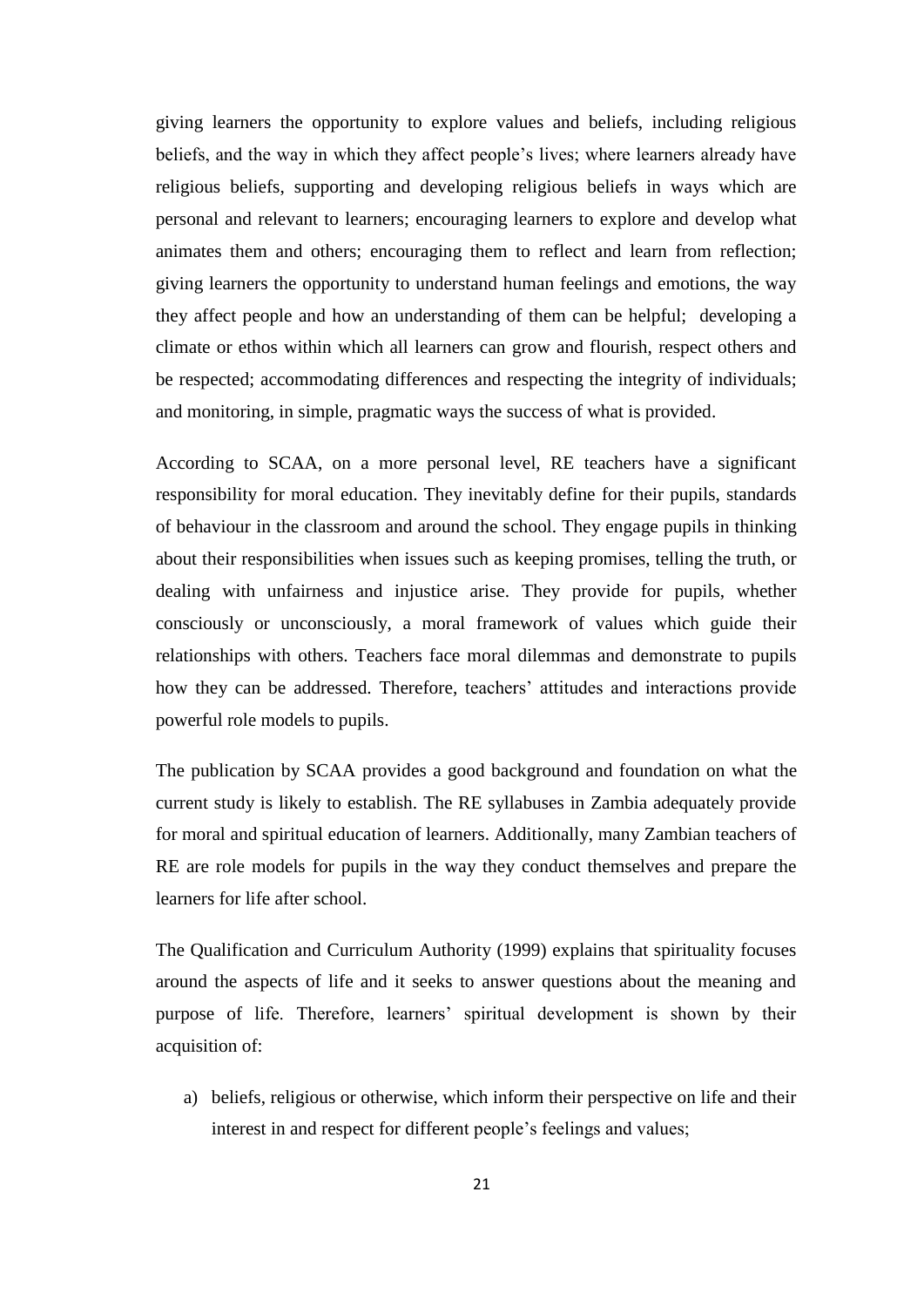giving learners the opportunity to explore values and beliefs, including religious beliefs, and the way in which they affect people's lives; where learners already have religious beliefs, supporting and developing religious beliefs in ways which are personal and relevant to learners; encouraging learners to explore and develop what animates them and others; encouraging them to reflect and learn from reflection; giving learners the opportunity to understand human feelings and emotions, the way they affect people and how an understanding of them can be helpful; developing a climate or ethos within which all learners can grow and flourish, respect others and be respected; accommodating differences and respecting the integrity of individuals; and monitoring, in simple, pragmatic ways the success of what is provided.

According to SCAA, on a more personal level, RE teachers have a significant responsibility for moral education. They inevitably define for their pupils, standards of behaviour in the classroom and around the school. They engage pupils in thinking about their responsibilities when issues such as keeping promises, telling the truth, or dealing with unfairness and injustice arise. They provide for pupils, whether consciously or unconsciously, a moral framework of values which guide their relationships with others. Teachers face moral dilemmas and demonstrate to pupils how they can be addressed. Therefore, teachers' attitudes and interactions provide powerful role models to pupils.

The publication by SCAA provides a good background and foundation on what the current study is likely to establish. The RE syllabuses in Zambia adequately provide for moral and spiritual education of learners. Additionally, many Zambian teachers of RE are role models for pupils in the way they conduct themselves and prepare the learners for life after school.

The Qualification and Curriculum Authority (1999) explains that spirituality focuses around the aspects of life and it seeks to answer questions about the meaning and purpose of life. Therefore, learners' spiritual development is shown by their acquisition of:

a) beliefs, religious or otherwise, which inform their perspective on life and their interest in and respect for different people's feelings and values;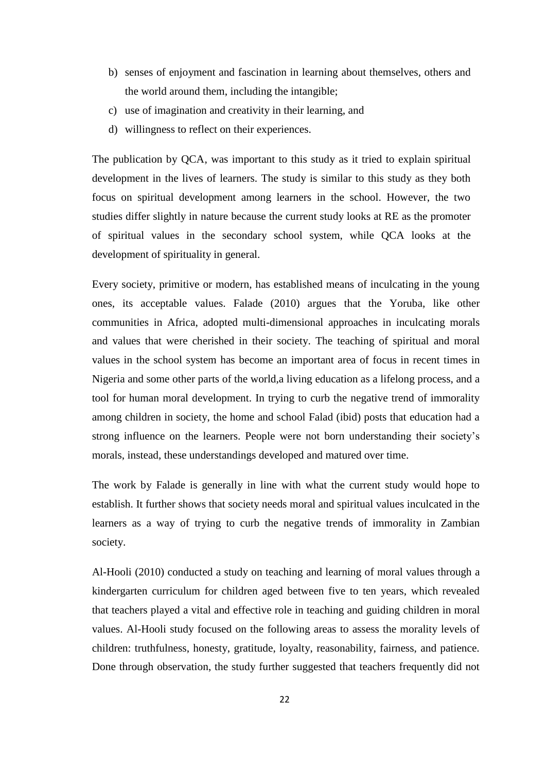b) senses of enjoyment and fascination in learning about themselves, others and the world around them, including the intangible;
c) use of imagination and creativity in their learning, and
d) willingness to reflect on their experiences.

The publication by QCA, was important to this study as it tried to explain spiritual development in the lives of learners. The study is similar to this study as they both focus on spiritual development among learners in the school. However, the two studies differ slightly in nature because the current study looks at RE as the promoter of spiritual values in the secondary school system, while QCA looks at the development of spirituality in general.

Every society, primitive or modern, has established means of inculcating in the young ones, its acceptable values. Falade (2010) argues that the Yoruba, like other communities in Africa, adopted multi-dimensional approaches in inculcating morals and values that were cherished in their society. The teaching of spiritual and moral values in the school system has become an important area of focus in recent times in Nigeria and some other parts of the world,a living education as a lifelong process, and a tool for human moral development. In trying to curb the negative trend of immorality among children in society, the home and school Falad (ibid) posts that education had a strong influence on the learners. People were not born understanding their society's morals, instead, these understandings developed and matured over time.

The work by Falade is generally in line with what the current study would hope to establish. It further shows that society needs moral and spiritual values inculcated in the learners as a way of trying to curb the negative trends of immorality in Zambian society.

Al-Hooli (2010) conducted a study on teaching and learning of moral values through a kindergarten curriculum for children aged between five to ten years, which revealed that teachers played a vital and effective role in teaching and guiding children in moral values. Al-Hooli study focused on the following areas to assess the morality levels of children: truthfulness, honesty, gratitude, loyalty, reasonability, fairness, and patience. Done through observation, the study further suggested that teachers frequently did not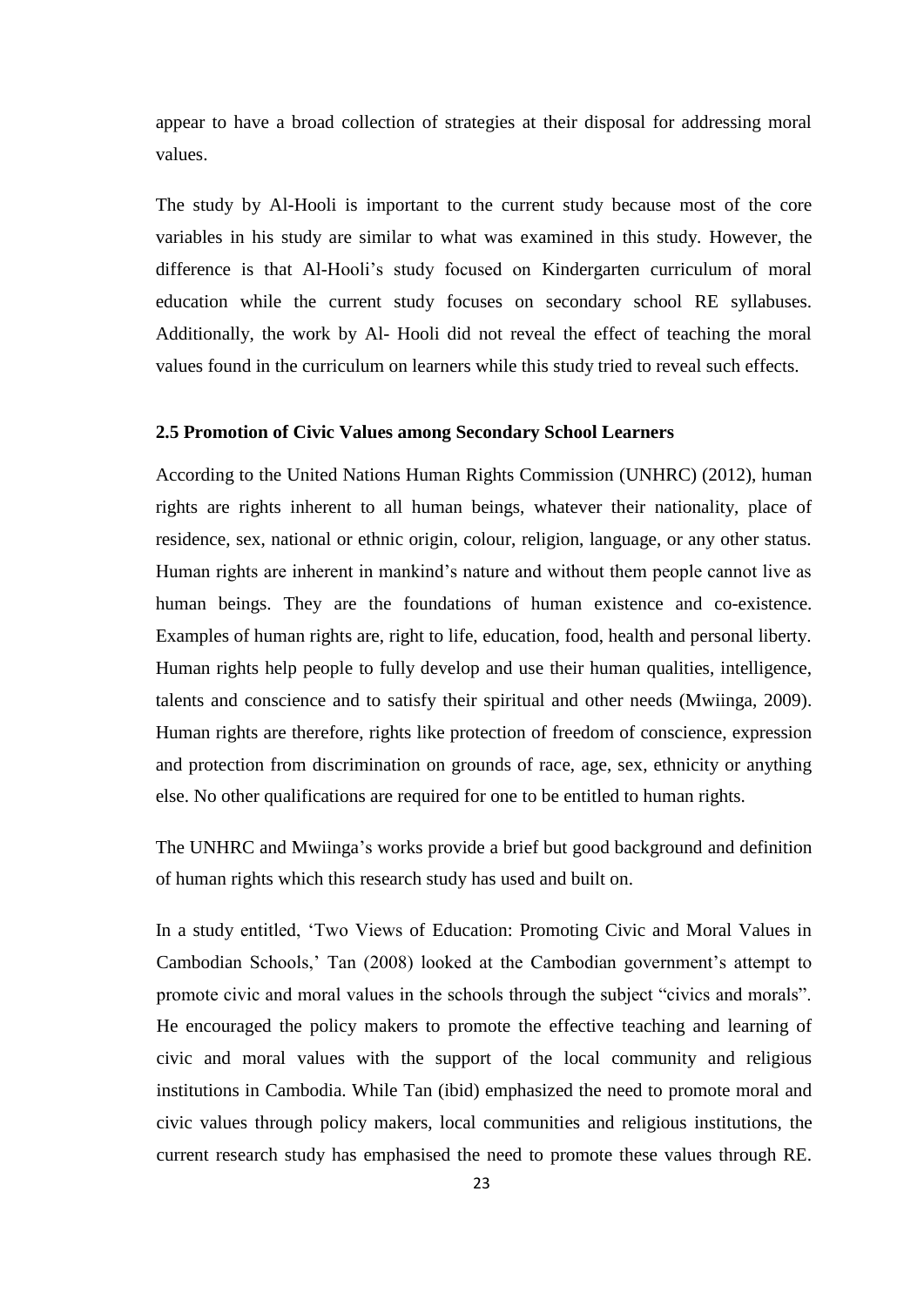appear to have a broad collection of strategies at their disposal for addressing moral values.

The study by Al-Hooli is important to the current study because most of the core variables in his study are similar to what was examined in this study. However, the difference is that Al-Hooli's study focused on Kindergarten curriculum of moral education while the current study focuses on secondary school RE syllabuses. Additionally, the work by Al- Hooli did not reveal the effect of teaching the moral values found in the curriculum on learners while this study tried to reveal such effects.

### 2.5 Promotion of Civic Values among Secondary School Learners

According to the United Nations Human Rights Commission (UNHRC) (2012), human rights are rights inherent to all human beings, whatever their nationality, place of residence, sex, national or ethnic origin, colour, religion, language, or any other status. Human rights are inherent in mankind's nature and without them people cannot live as human beings. They are the foundations of human existence and co-existence. Examples of human rights are, right to life, education, food, health and personal liberty. Human rights help people to fully develop and use their human qualities, intelligence, talents and conscience and to satisfy their spiritual and other needs (Mwiinga, 2009). Human rights are therefore, rights like protection of freedom of conscience, expression and protection from discrimination on grounds of race, age, sex, ethnicity or anything else. No other qualifications are required for one to be entitled to human rights.

The UNHRC and Mwiinga's works provide a brief but good background and definition of human rights which this research study has used and built on.

In a study entitled, 'Two Views of Education: Promoting Civic and Moral Values in Cambodian Schools,' Tan (2008) looked at the Cambodian government's attempt to promote civic and moral values in the schools through the subject "civics and morals". He encouraged the policy makers to promote the effective teaching and learning of civic and moral values with the support of the local community and religious institutions in Cambodia. While Tan (ibid) emphasized the need to promote moral and civic values through policy makers, local communities and religious institutions, the current research study has emphasised the need to promote these values through RE.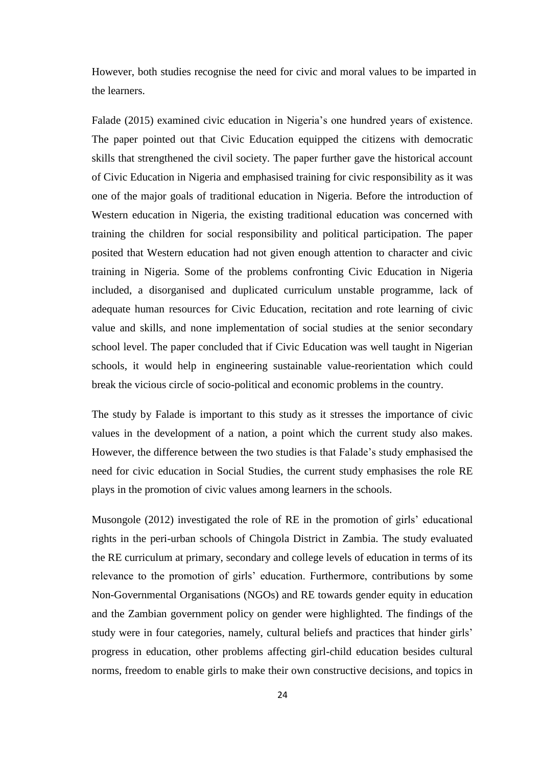However, both studies recognise the need for civic and moral values to be imparted in the learners.

Falade (2015) examined civic education in Nigeria's one hundred years of existence. The paper pointed out that Civic Education equipped the citizens with democratic skills that strengthened the civil society. The paper further gave the historical account of Civic Education in Nigeria and emphasised training for civic responsibility as it was one of the major goals of traditional education in Nigeria. Before the introduction of Western education in Nigeria, the existing traditional education was concerned with training the children for social responsibility and political participation. The paper posited that Western education had not given enough attention to character and civic training in Nigeria. Some of the problems confronting Civic Education in Nigeria included, a disorganised and duplicated curriculum unstable programme, lack of adequate human resources for Civic Education, recitation and rote learning of civic value and skills, and none implementation of social studies at the senior secondary school level. The paper concluded that if Civic Education was well taught in Nigerian schools, it would help in engineering sustainable value-reorientation which could break the vicious circle of socio-political and economic problems in the country.

The study by Falade is important to this study as it stresses the importance of civic values in the development of a nation, a point which the current study also makes. However, the difference between the two studies is that Falade's study emphasised the need for civic education in Social Studies, the current study emphasises the role RE plays in the promotion of civic values among learners in the schools.

Musongole (2012) investigated the role of RE in the promotion of girls' educational rights in the peri-urban schools of Chingola District in Zambia. The study evaluated the RE curriculum at primary, secondary and college levels of education in terms of its relevance to the promotion of girls' education. Furthermore, contributions by some Non-Governmental Organisations (NGOs) and RE towards gender equity in education and the Zambian government policy on gender were highlighted. The findings of the study were in four categories, namely, cultural beliefs and practices that hinder girls' progress in education, other problems affecting girl-child education besides cultural norms, freedom to enable girls to make their own constructive decisions, and topics in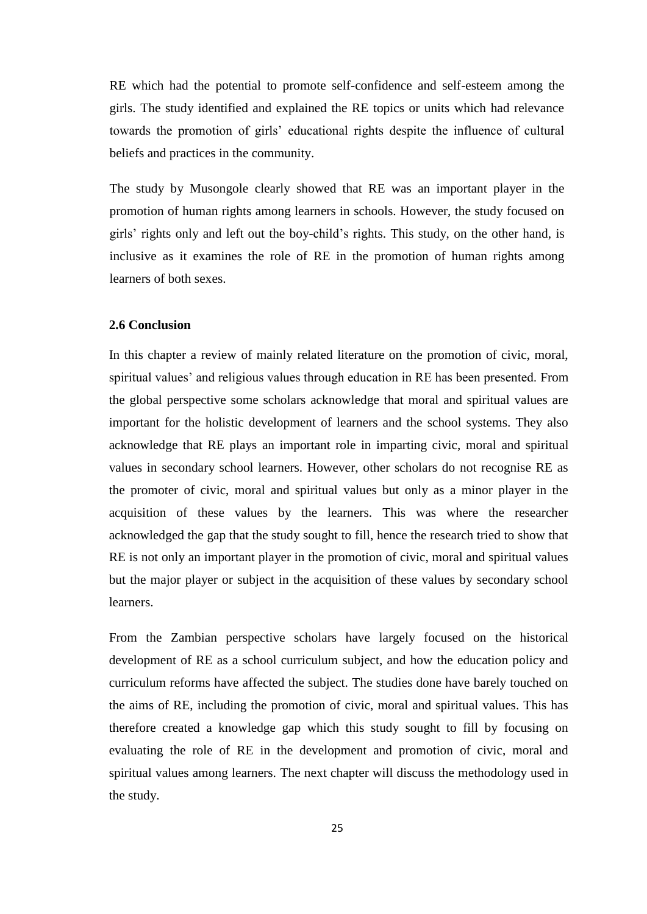RE which had the potential to promote self-confidence and self-esteem among the girls. The study identified and explained the RE topics or units which had relevance towards the promotion of girls' educational rights despite the influence of cultural beliefs and practices in the community.

The study by Musongole clearly showed that RE was an important player in the promotion of human rights among learners in schools. However, the study focused on girls' rights only and left out the boy-child's rights. This study, on the other hand, is inclusive as it examines the role of RE in the promotion of human rights among learners of both sexes.

### 2.6 Conclusion

In this chapter a review of mainly related literature on the promotion of civic, moral, spiritual values' and religious values through education in RE has been presented. From the global perspective some scholars acknowledge that moral and spiritual values are important for the holistic development of learners and the school systems. They also acknowledge that RE plays an important role in imparting civic, moral and spiritual values in secondary school learners. However, other scholars do not recognise RE as the promoter of civic, moral and spiritual values but only as a minor player in the acquisition of these values by the learners. This was where the researcher acknowledged the gap that the study sought to fill, hence the research tried to show that RE is not only an important player in the promotion of civic, moral and spiritual values but the major player or subject in the acquisition of these values by secondary school learners.

From the Zambian perspective scholars have largely focused on the historical development of RE as a school curriculum subject, and how the education policy and curriculum reforms have affected the subject. The studies done have barely touched on the aims of RE, including the promotion of civic, moral and spiritual values. This has therefore created a knowledge gap which this study sought to fill by focusing on evaluating the role of RE in the development and promotion of civic, moral and spiritual values among learners. The next chapter will discuss the methodology used in the study.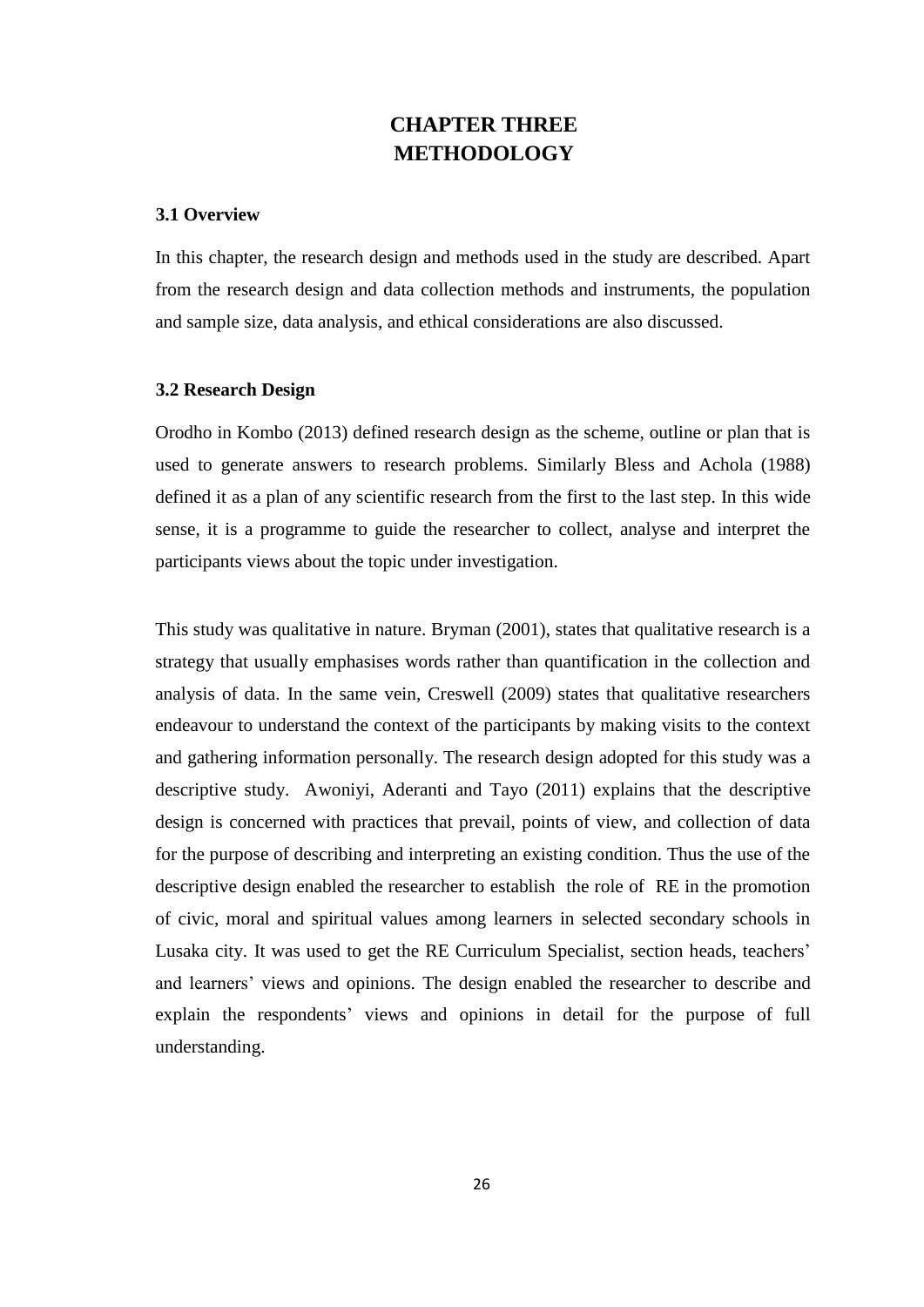# CHAPTER THREE
# METHODOLOGY

### 3.1 Overview

In this chapter, the research design and methods used in the study are described. Apart from the research design and data collection methods and instruments, the population and sample size, data analysis, and ethical considerations are also discussed.

### 3.2 Research Design

Orodho in Kombo (2013) defined research design as the scheme, outline or plan that is used to generate answers to research problems. Similarly Bless and Achola (1988) defined it as a plan of any scientific research from the first to the last step. In this wide sense, it is a programme to guide the researcher to collect, analyse and interpret the participants views about the topic under investigation.

This study was qualitative in nature. Bryman (2001), states that qualitative research is a strategy that usually emphasises words rather than quantification in the collection and analysis of data. In the same vein, Creswell (2009) states that qualitative researchers endeavour to understand the context of the participants by making visits to the context and gathering information personally. The research design adopted for this study was a descriptive study. Awoniyi, Aderanti and Tayo (2011) explains that the descriptive design is concerned with practices that prevail, points of view, and collection of data for the purpose of describing and interpreting an existing condition. Thus the use of the descriptive design enabled the researcher to establish the role of RE in the promotion of civic, moral and spiritual values among learners in selected secondary schools in Lusaka city. It was used to get the RE Curriculum Specialist, section heads, teachers' and learners' views and opinions. The design enabled the researcher to describe and explain the respondents' views and opinions in detail for the purpose of full understanding.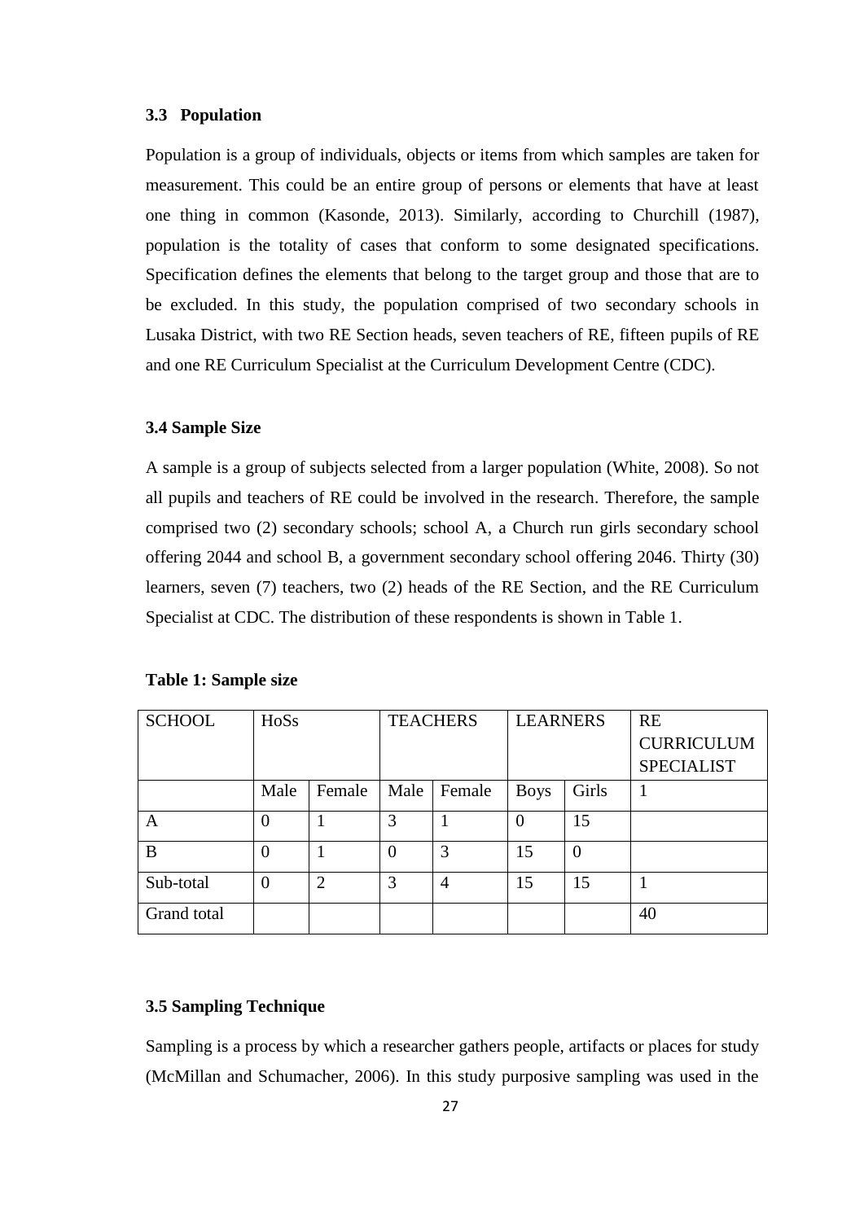### 3.3 Population

Population is a group of individuals, objects or items from which samples are taken for measurement. This could be an entire group of persons or elements that have at least one thing in common (Kasonde, 2013). Similarly, according to Churchill (1987), population is the totality of cases that conform to some designated specifications. Specification defines the elements that belong to the target group and those that are to be excluded. In this study, the population comprised of two secondary schools in Lusaka District, with two RE Section heads, seven teachers of RE, fifteen pupils of RE and one RE Curriculum Specialist at the Curriculum Development Centre (CDC).

### 3.4 Sample Size

A sample is a group of subjects selected from a larger population (White, 2008). So not all pupils and teachers of RE could be involved in the research. Therefore, the sample comprised two (2) secondary schools; school A, a Church run girls secondary school offering 2044 and school B, a government secondary school offering 2046. Thirty (30) learners, seven (7) teachers, two (2) heads of the RE Section, and the RE Curriculum Specialist at CDC. The distribution of these respondents is shown in Table 1.

**Table 1: Sample size**

| SCHOOL | HoSs | | TEACHERS | | LEARNERS | | RE CURRICULUM SPECIALIST |
|---|---|---|---|---|---|---|---|
| | Male | Female | Male | Female | Boys | Girls | 1 |
| A | 0 | 1 | 3 | 1 | 0 | 15 | |
| B | 0 | 1 | 0 | 3 | 15 | 0 | |
| Sub-total | 0 | 2 | 3 | 4 | 15 | 15 | 1 |
| Grand total | | | | | | | 40 |

### 3.5 Sampling Technique

Sampling is a process by which a researcher gathers people, artifacts or places for study (McMillan and Schumacher, 2006). In this study purposive sampling was used in the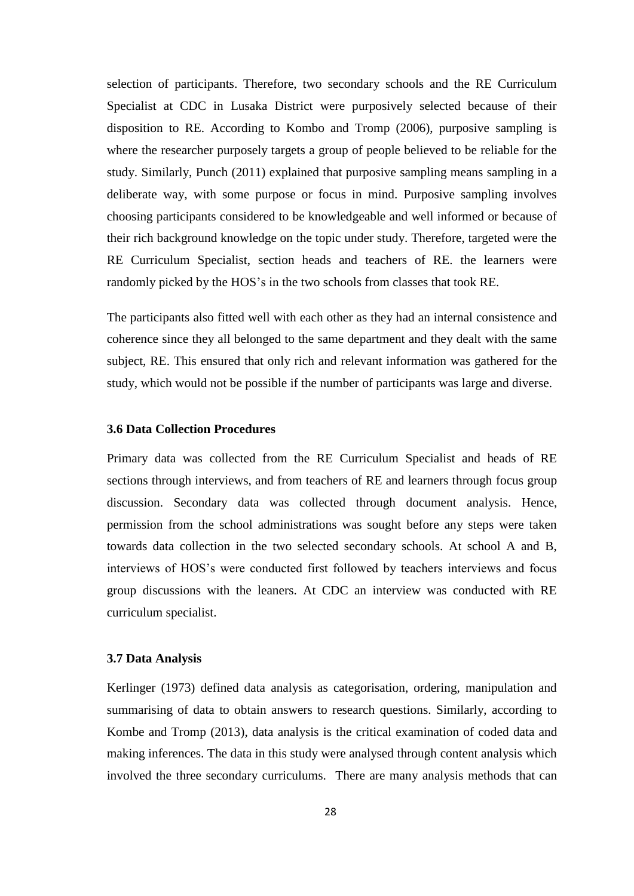selection of participants. Therefore, two secondary schools and the RE Curriculum Specialist at CDC in Lusaka District were purposively selected because of their disposition to RE. According to Kombo and Tromp (2006), purposive sampling is where the researcher purposely targets a group of people believed to be reliable for the study. Similarly, Punch (2011) explained that purposive sampling means sampling in a deliberate way, with some purpose or focus in mind. Purposive sampling involves choosing participants considered to be knowledgeable and well informed or because of their rich background knowledge on the topic under study. Therefore, targeted were the RE Curriculum Specialist, section heads and teachers of RE. the learners were randomly picked by the HOS's in the two schools from classes that took RE.

The participants also fitted well with each other as they had an internal consistence and coherence since they all belonged to the same department and they dealt with the same subject, RE. This ensured that only rich and relevant information was gathered for the study, which would not be possible if the number of participants was large and diverse.

### 3.6 Data Collection Procedures

Primary data was collected from the RE Curriculum Specialist and heads of RE sections through interviews, and from teachers of RE and learners through focus group discussion. Secondary data was collected through document analysis. Hence, permission from the school administrations was sought before any steps were taken towards data collection in the two selected secondary schools. At school A and B, interviews of HOS's were conducted first followed by teachers interviews and focus group discussions with the leaners. At CDC an interview was conducted with RE curriculum specialist.

### 3.7 Data Analysis

Kerlinger (1973) defined data analysis as categorisation, ordering, manipulation and summarising of data to obtain answers to research questions. Similarly, according to Kombe and Tromp (2013), data analysis is the critical examination of coded data and making inferences. The data in this study were analysed through content analysis which involved the three secondary curriculums. There are many analysis methods that can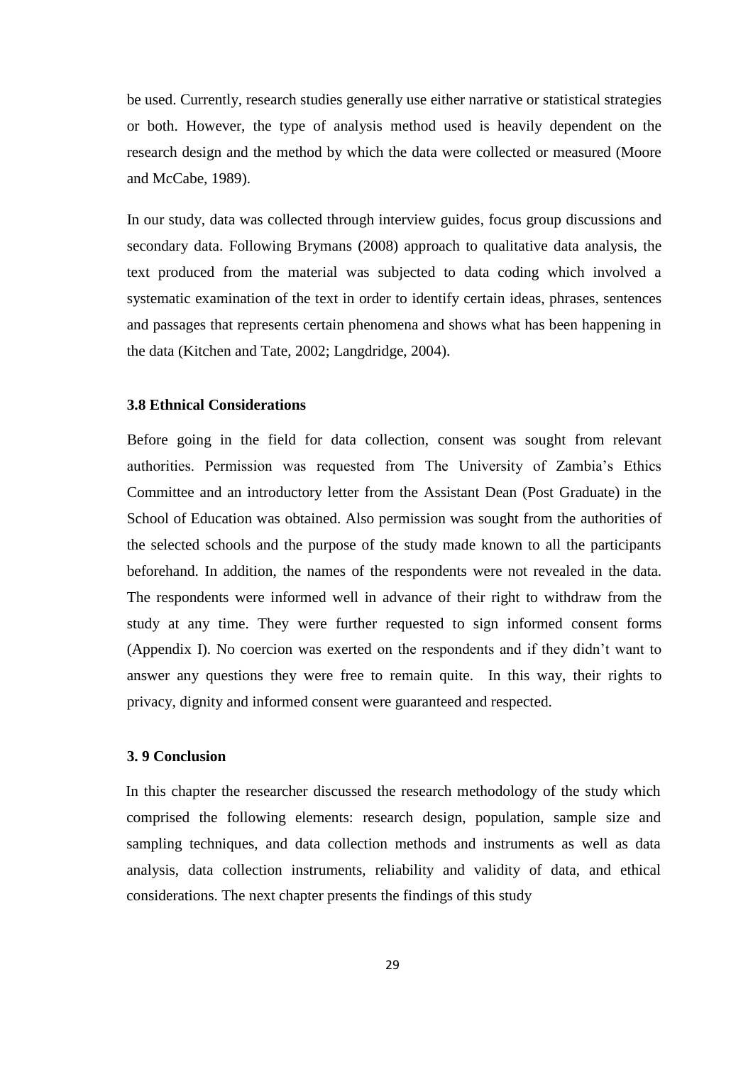be used. Currently, research studies generally use either narrative or statistical strategies or both. However, the type of analysis method used is heavily dependent on the research design and the method by which the data were collected or measured (Moore and McCabe, 1989).

In our study, data was collected through interview guides, focus group discussions and secondary data. Following Brymans (2008) approach to qualitative data analysis, the text produced from the material was subjected to data coding which involved a systematic examination of the text in order to identify certain ideas, phrases, sentences and passages that represents certain phenomena and shows what has been happening in the data (Kitchen and Tate, 2002; Langdridge, 2004).

### 3.8 Ethnical Considerations

Before going in the field for data collection, consent was sought from relevant authorities. Permission was requested from The University of Zambia's Ethics Committee and an introductory letter from the Assistant Dean (Post Graduate) in the School of Education was obtained. Also permission was sought from the authorities of the selected schools and the purpose of the study made known to all the participants beforehand. In addition, the names of the respondents were not revealed in the data. The respondents were informed well in advance of their right to withdraw from the study at any time. They were further requested to sign informed consent forms (Appendix I). No coercion was exerted on the respondents and if they didn't want to answer any questions they were free to remain quite. In this way, their rights to privacy, dignity and informed consent were guaranteed and respected.

### 3. 9 Conclusion

In this chapter the researcher discussed the research methodology of the study which comprised the following elements: research design, population, sample size and sampling techniques, and data collection methods and instruments as well as data analysis, data collection instruments, reliability and validity of data, and ethical considerations. The next chapter presents the findings of this study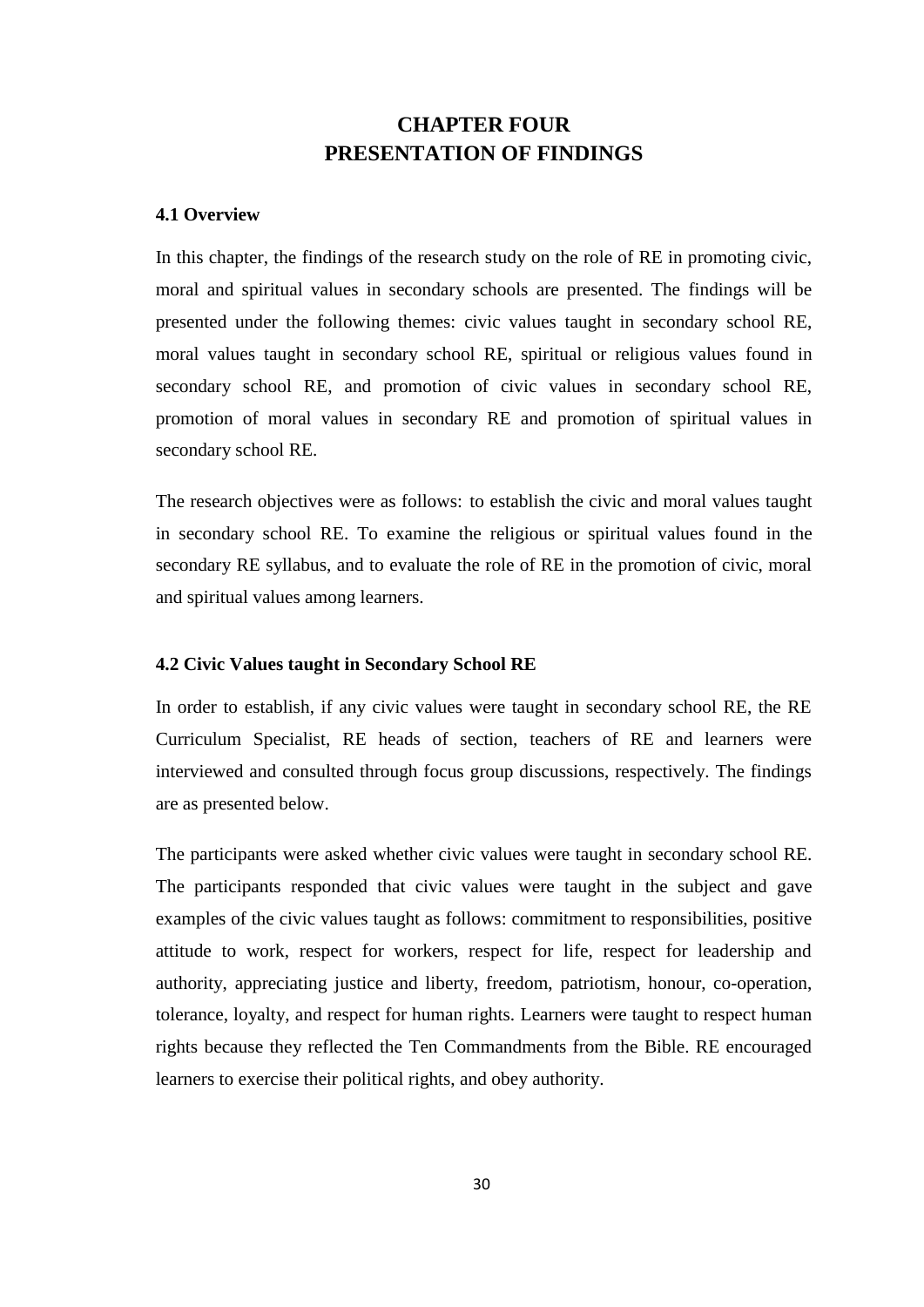# CHAPTER FOUR
# PRESENTATION OF FINDINGS

### 4.1 Overview

In this chapter, the findings of the research study on the role of RE in promoting civic, moral and spiritual values in secondary schools are presented. The findings will be presented under the following themes: civic values taught in secondary school RE, moral values taught in secondary school RE, spiritual or religious values found in secondary school RE, and promotion of civic values in secondary school RE, promotion of moral values in secondary RE and promotion of spiritual values in secondary school RE.

The research objectives were as follows: to establish the civic and moral values taught in secondary school RE. To examine the religious or spiritual values found in the secondary RE syllabus, and to evaluate the role of RE in the promotion of civic, moral and spiritual values among learners.

### 4.2 Civic Values taught in Secondary School RE

In order to establish, if any civic values were taught in secondary school RE, the RE Curriculum Specialist, RE heads of section, teachers of RE and learners were interviewed and consulted through focus group discussions, respectively. The findings are as presented below.

The participants were asked whether civic values were taught in secondary school RE. The participants responded that civic values were taught in the subject and gave examples of the civic values taught as follows: commitment to responsibilities, positive attitude to work, respect for workers, respect for life, respect for leadership and authority, appreciating justice and liberty, freedom, patriotism, honour, co-operation, tolerance, loyalty, and respect for human rights. Learners were taught to respect human rights because they reflected the Ten Commandments from the Bible. RE encouraged learners to exercise their political rights, and obey authority.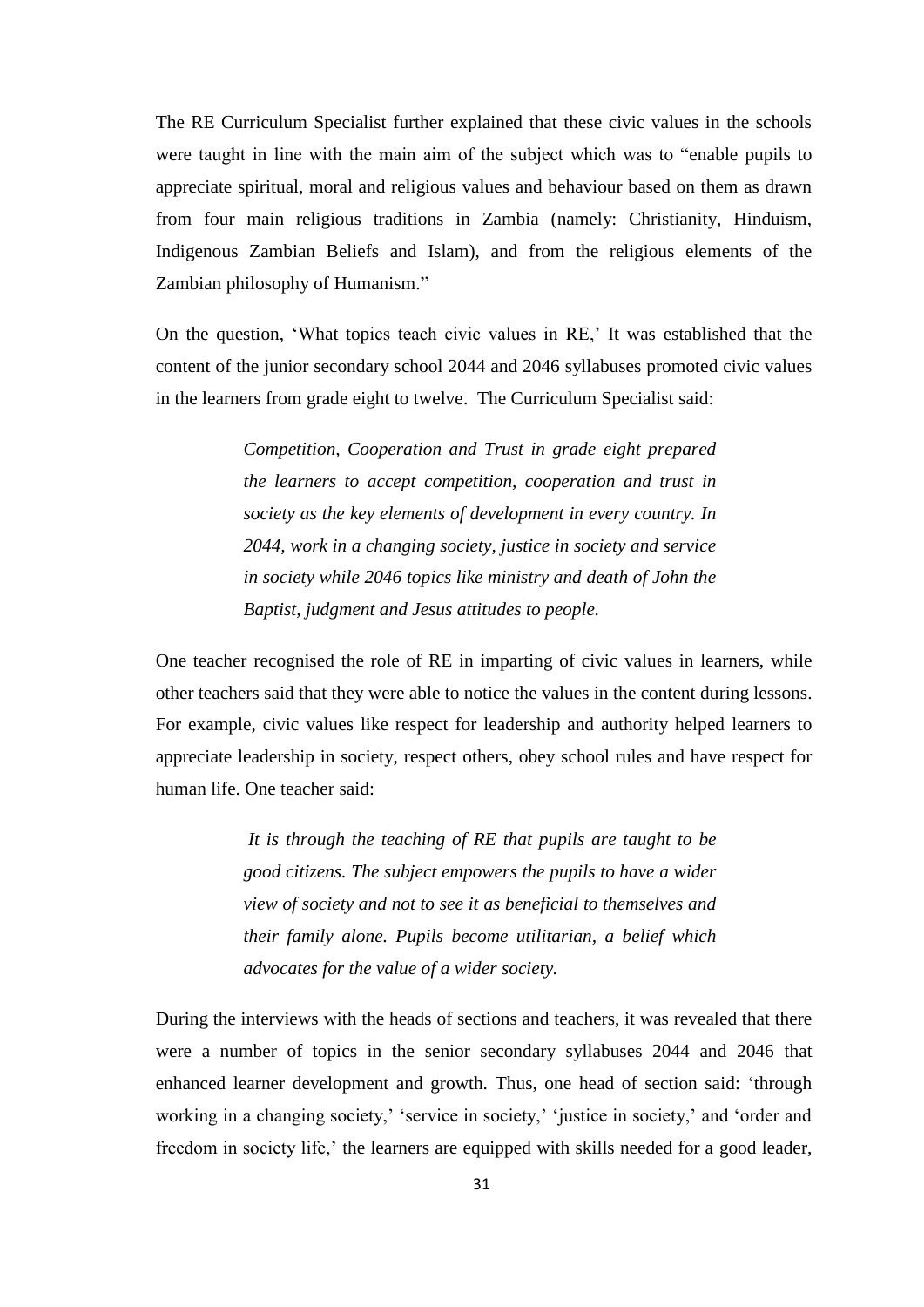The RE Curriculum Specialist further explained that these civic values in the schools were taught in line with the main aim of the subject which was to "enable pupils to appreciate spiritual, moral and religious values and behaviour based on them as drawn from four main religious traditions in Zambia (namely: Christianity, Hinduism, Indigenous Zambian Beliefs and Islam), and from the religious elements of the Zambian philosophy of Humanism."

On the question, 'What topics teach civic values in RE,' It was established that the content of the junior secondary school 2044 and 2046 syllabuses promoted civic values in the learners from grade eight to twelve. The Curriculum Specialist said:

> *Competition, Cooperation and Trust in grade eight prepared the learners to accept competition, cooperation and trust in society as the key elements of development in every country. In 2044, work in a changing society, justice in society and service in society while 2046 topics like ministry and death of John the Baptist, judgment and Jesus attitudes to people.*

One teacher recognised the role of RE in imparting of civic values in learners, while other teachers said that they were able to notice the values in the content during lessons. For example, civic values like respect for leadership and authority helped learners to appreciate leadership in society, respect others, obey school rules and have respect for human life. One teacher said:

> *It is through the teaching of RE that pupils are taught to be good citizens. The subject empowers the pupils to have a wider view of society and not to see it as beneficial to themselves and their family alone. Pupils become utilitarian, a belief which advocates for the value of a wider society.*

During the interviews with the heads of sections and teachers, it was revealed that there were a number of topics in the senior secondary syllabuses 2044 and 2046 that enhanced learner development and growth. Thus, one head of section said: 'through working in a changing society,' 'service in society,' 'justice in society,' and 'order and freedom in society life,' the learners are equipped with skills needed for a good leader,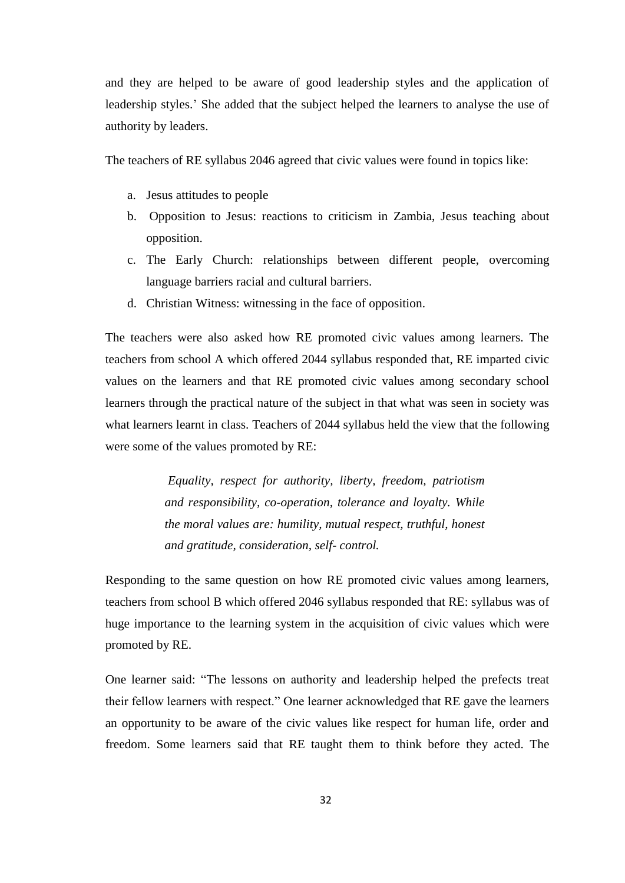and they are helped to be aware of good leadership styles and the application of leadership styles.' She added that the subject helped the learners to analyse the use of authority by leaders.

The teachers of RE syllabus 2046 agreed that civic values were found in topics like:

a. Jesus attitudes to people
b. Opposition to Jesus: reactions to criticism in Zambia, Jesus teaching about opposition.
c. The Early Church: relationships between different people, overcoming language barriers racial and cultural barriers.
d. Christian Witness: witnessing in the face of opposition.

The teachers were also asked how RE promoted civic values among learners. The teachers from school A which offered 2044 syllabus responded that, RE imparted civic values on the learners and that RE promoted civic values among secondary school learners through the practical nature of the subject in that what was seen in society was what learners learnt in class. Teachers of 2044 syllabus held the view that the following were some of the values promoted by RE:

> *Equality, respect for authority, liberty, freedom, patriotism and responsibility, co-operation, tolerance and loyalty. While the moral values are: humility, mutual respect, truthful, honest and gratitude, consideration, self- control.*

Responding to the same question on how RE promoted civic values among learners, teachers from school B which offered 2046 syllabus responded that RE: syllabus was of huge importance to the learning system in the acquisition of civic values which were promoted by RE.

One learner said: "The lessons on authority and leadership helped the prefects treat their fellow learners with respect." One learner acknowledged that RE gave the learners an opportunity to be aware of the civic values like respect for human life, order and freedom. Some learners said that RE taught them to think before they acted. The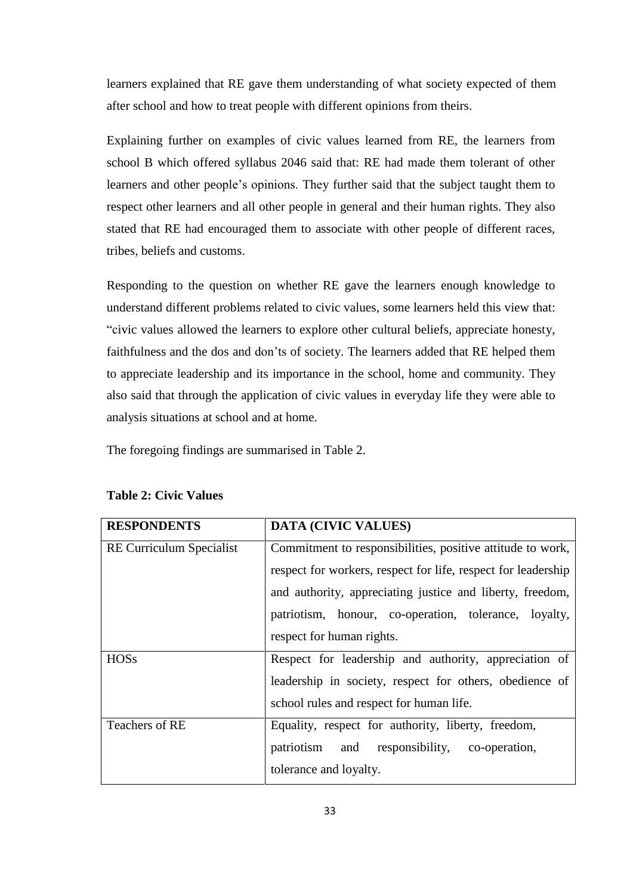learners explained that RE gave them understanding of what society expected of them after school and how to treat people with different opinions from theirs.

Explaining further on examples of civic values learned from RE, the learners from school B which offered syllabus 2046 said that: RE had made them tolerant of other learners and other people's opinions. They further said that the subject taught them to respect other learners and all other people in general and their human rights. They also stated that RE had encouraged them to associate with other people of different races, tribes, beliefs and customs.

Responding to the question on whether RE gave the learners enough knowledge to understand different problems related to civic values, some learners held this view that: "civic values allowed the learners to explore other cultural beliefs, appreciate honesty, faithfulness and the dos and don'ts of society. The learners added that RE helped them to appreciate leadership and its importance in the school, home and community. They also said that through the application of civic values in everyday life they were able to analysis situations at school and at home.

The foregoing findings are summarised in Table 2.

**Table 2: Civic Values**

| **RESPONDENTS** | **DATA (CIVIC VALUES)** |
|---|---|
| RE Curriculum Specialist | Commitment to responsibilities, positive attitude to work, respect for workers, respect for life, respect for leadership and authority, appreciating justice and liberty, freedom, patriotism, honour, co-operation, tolerance, loyalty, respect for human rights. |
| HOSs | Respect for leadership and authority, appreciation of leadership in society, respect for others, obedience of school rules and respect for human life. |
| Teachers of RE | Equality, respect for authority, liberty, freedom, patriotism and responsibility, co-operation, tolerance and loyalty. |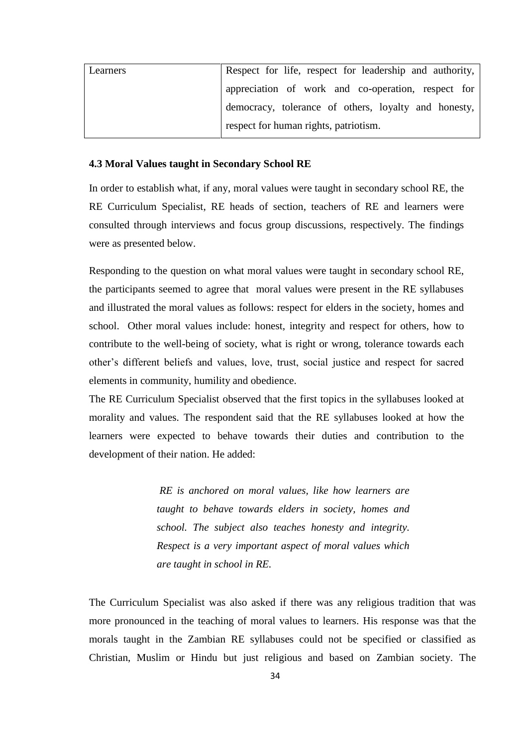| Learners | Respect for life, respect for leadership and authority, appreciation of work and co-operation, respect for democracy, tolerance of others, loyalty and honesty, respect for human rights, patriotism. |
|---|---|

### 4.3 Moral Values taught in Secondary School RE

In order to establish what, if any, moral values were taught in secondary school RE, the RE Curriculum Specialist, RE heads of section, teachers of RE and learners were consulted through interviews and focus group discussions, respectively. The findings were as presented below.

Responding to the question on what moral values were taught in secondary school RE, the participants seemed to agree that moral values were present in the RE syllabuses and illustrated the moral values as follows: respect for elders in the society, homes and school. Other moral values include: honest, integrity and respect for others, how to contribute to the well-being of society, what is right or wrong, tolerance towards each other's different beliefs and values, love, trust, social justice and respect for sacred elements in community, humility and obedience.

The RE Curriculum Specialist observed that the first topics in the syllabuses looked at morality and values. The respondent said that the RE syllabuses looked at how the learners were expected to behave towards their duties and contribution to the development of their nation. He added:

> *RE is anchored on moral values, like how learners are taught to behave towards elders in society, homes and school. The subject also teaches honesty and integrity. Respect is a very important aspect of moral values which are taught in school in RE.*

The Curriculum Specialist was also asked if there was any religious tradition that was more pronounced in the teaching of moral values to learners. His response was that the morals taught in the Zambian RE syllabuses could not be specified or classified as Christian, Muslim or Hindu but just religious and based on Zambian society. The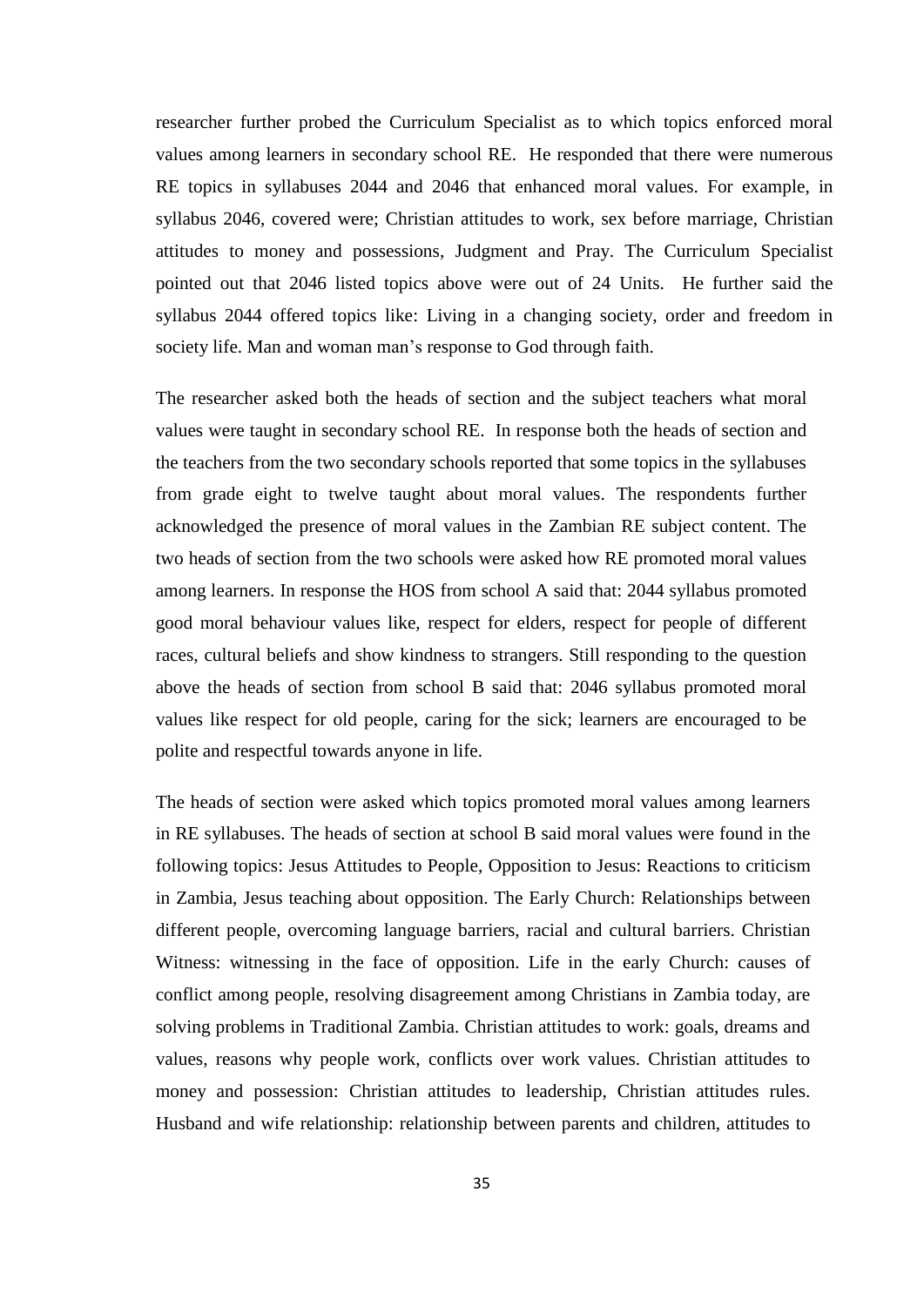researcher further probed the Curriculum Specialist as to which topics enforced moral values among learners in secondary school RE. He responded that there were numerous RE topics in syllabuses 2044 and 2046 that enhanced moral values. For example, in syllabus 2046, covered were; Christian attitudes to work, sex before marriage, Christian attitudes to money and possessions, Judgment and Pray. The Curriculum Specialist pointed out that 2046 listed topics above were out of 24 Units. He further said the syllabus 2044 offered topics like: Living in a changing society, order and freedom in society life. Man and woman man's response to God through faith.

The researcher asked both the heads of section and the subject teachers what moral values were taught in secondary school RE. In response both the heads of section and the teachers from the two secondary schools reported that some topics in the syllabuses from grade eight to twelve taught about moral values. The respondents further acknowledged the presence of moral values in the Zambian RE subject content. The two heads of section from the two schools were asked how RE promoted moral values among learners. In response the HOS from school A said that: 2044 syllabus promoted good moral behaviour values like, respect for elders, respect for people of different races, cultural beliefs and show kindness to strangers. Still responding to the question above the heads of section from school B said that: 2046 syllabus promoted moral values like respect for old people, caring for the sick; learners are encouraged to be polite and respectful towards anyone in life.

The heads of section were asked which topics promoted moral values among learners in RE syllabuses. The heads of section at school B said moral values were found in the following topics: Jesus Attitudes to People, Opposition to Jesus: Reactions to criticism in Zambia, Jesus teaching about opposition. The Early Church: Relationships between different people, overcoming language barriers, racial and cultural barriers. Christian Witness: witnessing in the face of opposition. Life in the early Church: causes of conflict among people, resolving disagreement among Christians in Zambia today, are solving problems in Traditional Zambia. Christian attitudes to work: goals, dreams and values, reasons why people work, conflicts over work values. Christian attitudes to money and possession: Christian attitudes to leadership, Christian attitudes rules. Husband and wife relationship: relationship between parents and children, attitudes to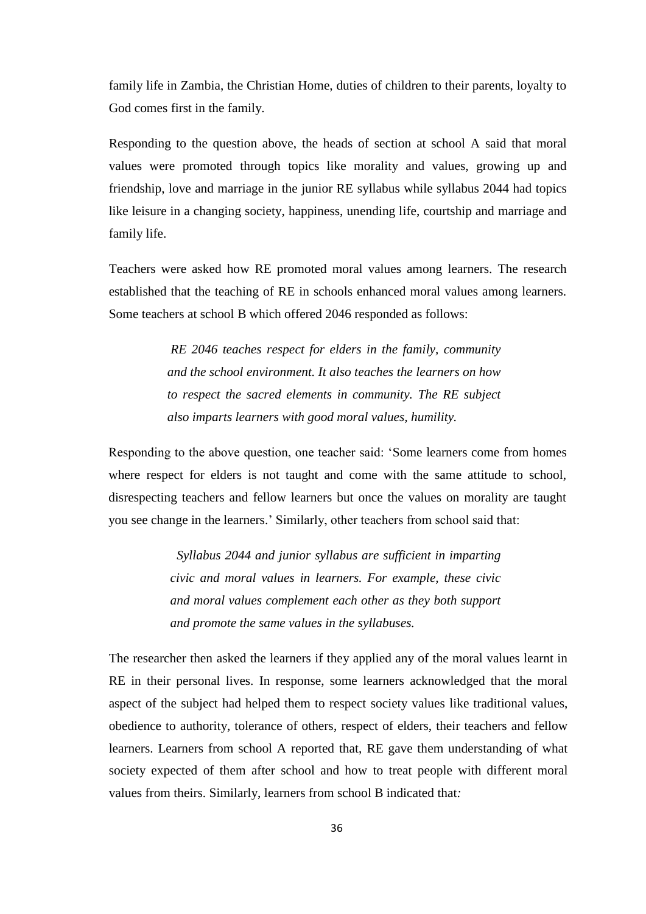family life in Zambia, the Christian Home, duties of children to their parents, loyalty to God comes first in the family.

Responding to the question above, the heads of section at school A said that moral values were promoted through topics like morality and values, growing up and friendship, love and marriage in the junior RE syllabus while syllabus 2044 had topics like leisure in a changing society, happiness, unending life, courtship and marriage and family life.

Teachers were asked how RE promoted moral values among learners. The research established that the teaching of RE in schools enhanced moral values among learners. Some teachers at school B which offered 2046 responded as follows:

> *RE 2046 teaches respect for elders in the family, community and the school environment. It also teaches the learners on how to respect the sacred elements in community. The RE subject also imparts learners with good moral values, humility.*

Responding to the above question, one teacher said: 'Some learners come from homes where respect for elders is not taught and come with the same attitude to school, disrespecting teachers and fellow learners but once the values on morality are taught you see change in the learners.' Similarly, other teachers from school said that:

> *Syllabus 2044 and junior syllabus are sufficient in imparting civic and moral values in learners. For example, these civic and moral values complement each other as they both support and promote the same values in the syllabuses.*

The researcher then asked the learners if they applied any of the moral values learnt in RE in their personal lives. In response, some learners acknowledged that the moral aspect of the subject had helped them to respect society values like traditional values, obedience to authority, tolerance of others, respect of elders, their teachers and fellow learners. Learners from school A reported that, RE gave them understanding of what society expected of them after school and how to treat people with different moral values from theirs. Similarly, learners from school B indicated that: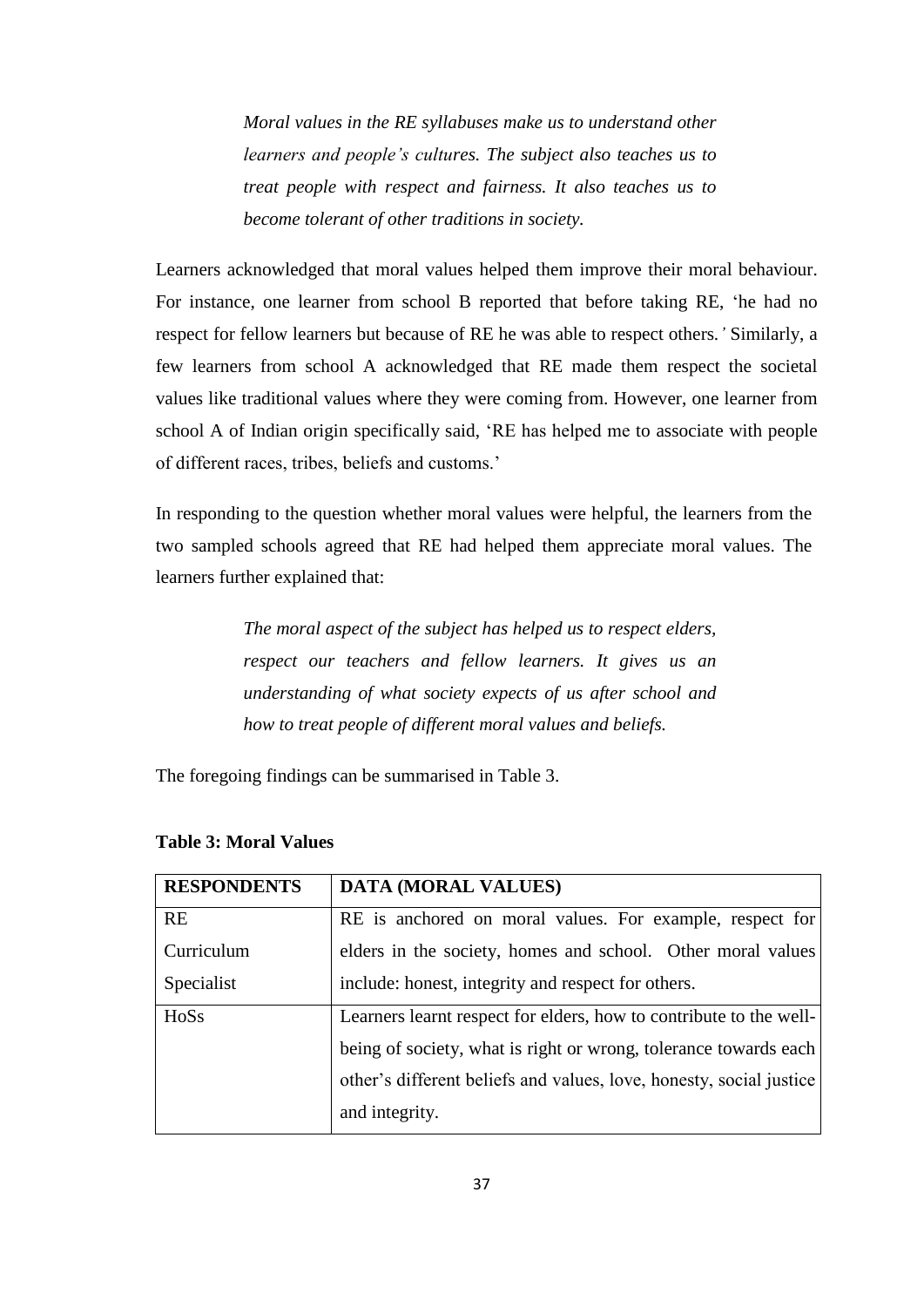> *Moral values in the RE syllabuses make us to understand other learners and people's cultures. The subject also teaches us to treat people with respect and fairness. It also teaches us to become tolerant of other traditions in society.*

Learners acknowledged that moral values helped them improve their moral behaviour. For instance, one learner from school B reported that before taking RE, 'he had no respect for fellow learners but because of RE he was able to respect others.*'* Similarly, a few learners from school A acknowledged that RE made them respect the societal values like traditional values where they were coming from. However, one learner from school A of Indian origin specifically said, 'RE has helped me to associate with people of different races, tribes, beliefs and customs.'

In responding to the question whether moral values were helpful, the learners from the two sampled schools agreed that RE had helped them appreciate moral values. The learners further explained that:

> *The moral aspect of the subject has helped us to respect elders, respect our teachers and fellow learners. It gives us an understanding of what society expects of us after school and how to treat people of different moral values and beliefs.*

The foregoing findings can be summarised in Table 3.

**Table 3: Moral Values**

| **RESPONDENTS** | **DATA (MORAL VALUES)** |
|---|---|
| RE Curriculum Specialist | RE is anchored on moral values. For example, respect for elders in the society, homes and school. Other moral values include: honest, integrity and respect for others. |
| HoSs | Learners learnt respect for elders, how to contribute to the well-being of society, what is right or wrong, tolerance towards each other's different beliefs and values, love, honesty, social justice and integrity. |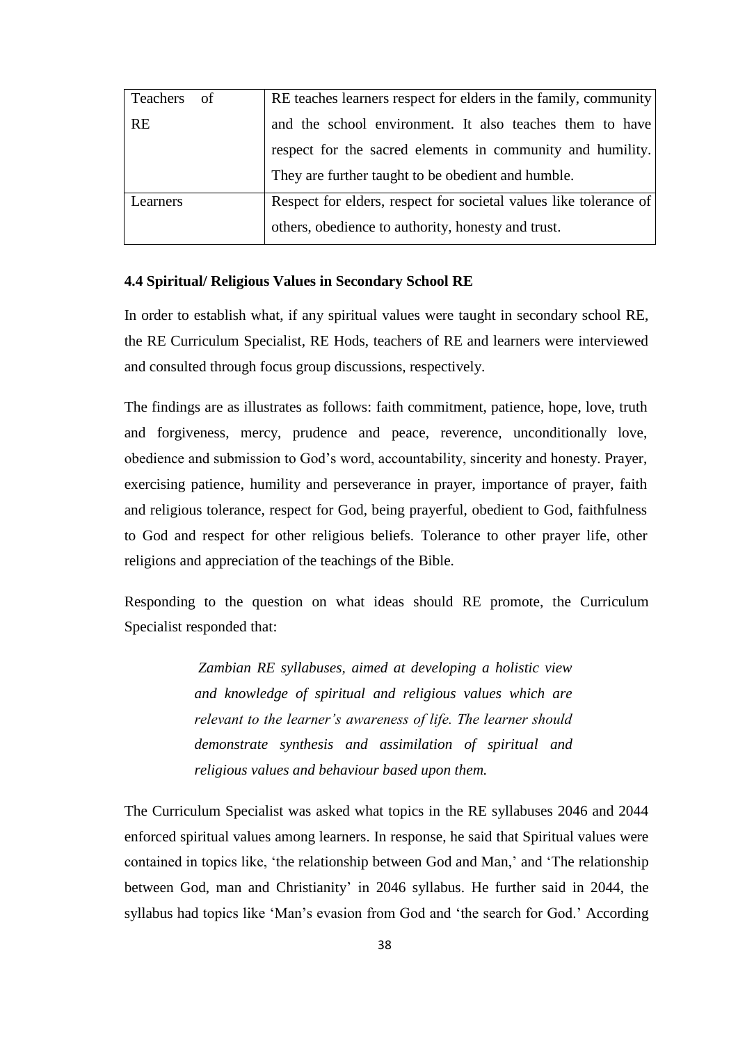| Teachers of RE | RE teaches learners respect for elders in the family, community and the school environment. It also teaches them to have respect for the sacred elements in community and humility. They are further taught to be obedient and humble. |
| --- | --- |
| Learners | Respect for elders, respect for societal values like tolerance of others, obedience to authority, honesty and trust. |

### 4.4 Spiritual/ Religious Values in Secondary School RE

In order to establish what, if any spiritual values were taught in secondary school RE, the RE Curriculum Specialist, RE Hods, teachers of RE and learners were interviewed and consulted through focus group discussions, respectively.

The findings are as illustrates as follows: faith commitment, patience, hope, love, truth and forgiveness, mercy, prudence and peace, reverence, unconditionally love, obedience and submission to God's word, accountability, sincerity and honesty. Prayer, exercising patience, humility and perseverance in prayer, importance of prayer, faith and religious tolerance, respect for God, being prayerful, obedient to God, faithfulness to God and respect for other religious beliefs. Tolerance to other prayer life, other religions and appreciation of the teachings of the Bible.

Responding to the question on what ideas should RE promote, the Curriculum Specialist responded that:

> *Zambian RE syllabuses, aimed at developing a holistic view and knowledge of spiritual and religious values which are relevant to the learner's awareness of life. The learner should demonstrate synthesis and assimilation of spiritual and religious values and behaviour based upon them.*

The Curriculum Specialist was asked what topics in the RE syllabuses 2046 and 2044 enforced spiritual values among learners. In response, he said that Spiritual values were contained in topics like, 'the relationship between God and Man,' and 'The relationship between God, man and Christianity' in 2046 syllabus. He further said in 2044, the syllabus had topics like 'Man's evasion from God and 'the search for God.' According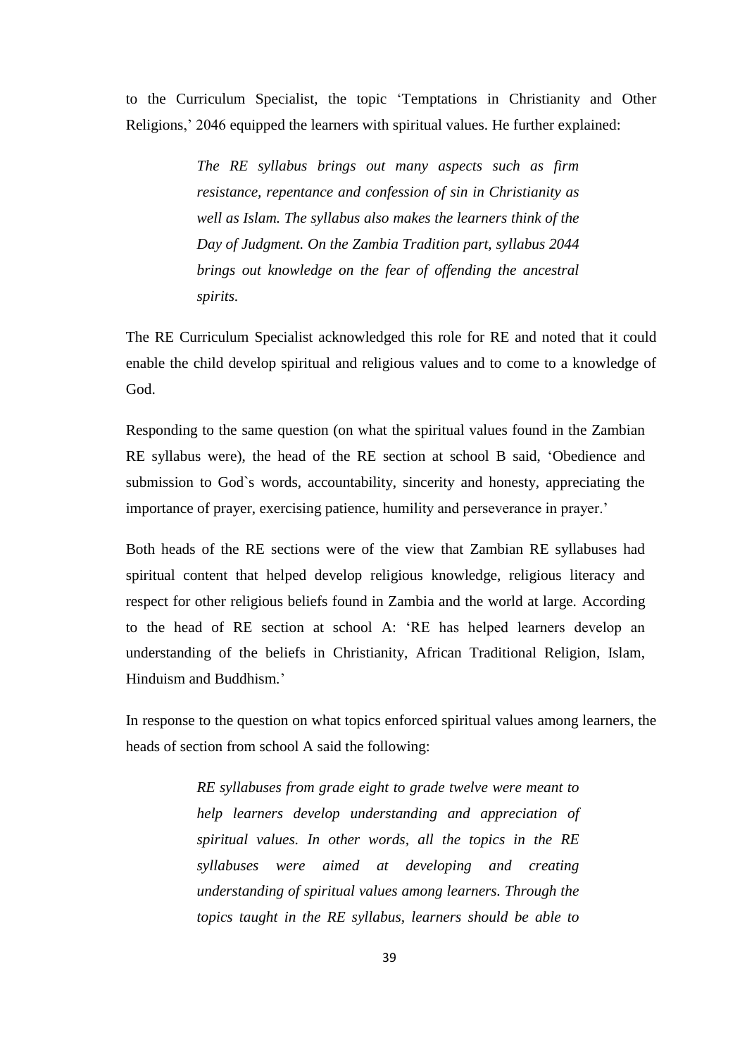to the Curriculum Specialist, the topic 'Temptations in Christianity and Other Religions,' 2046 equipped the learners with spiritual values. He further explained:

> *The RE syllabus brings out many aspects such as firm resistance, repentance and confession of sin in Christianity as well as Islam. The syllabus also makes the learners think of the Day of Judgment. On the Zambia Tradition part, syllabus 2044 brings out knowledge on the fear of offending the ancestral spirits.*

The RE Curriculum Specialist acknowledged this role for RE and noted that it could enable the child develop spiritual and religious values and to come to a knowledge of God.

Responding to the same question (on what the spiritual values found in the Zambian RE syllabus were), the head of the RE section at school B said, 'Obedience and submission to God`s words, accountability, sincerity and honesty, appreciating the importance of prayer, exercising patience, humility and perseverance in prayer.'

Both heads of the RE sections were of the view that Zambian RE syllabuses had spiritual content that helped develop religious knowledge, religious literacy and respect for other religious beliefs found in Zambia and the world at large. According to the head of RE section at school A: 'RE has helped learners develop an understanding of the beliefs in Christianity, African Traditional Religion, Islam, Hinduism and Buddhism.'

In response to the question on what topics enforced spiritual values among learners, the heads of section from school A said the following:

> *RE syllabuses from grade eight to grade twelve were meant to help learners develop understanding and appreciation of spiritual values. In other words, all the topics in the RE syllabuses were aimed at developing and creating understanding of spiritual values among learners. Through the topics taught in the RE syllabus, learners should be able to*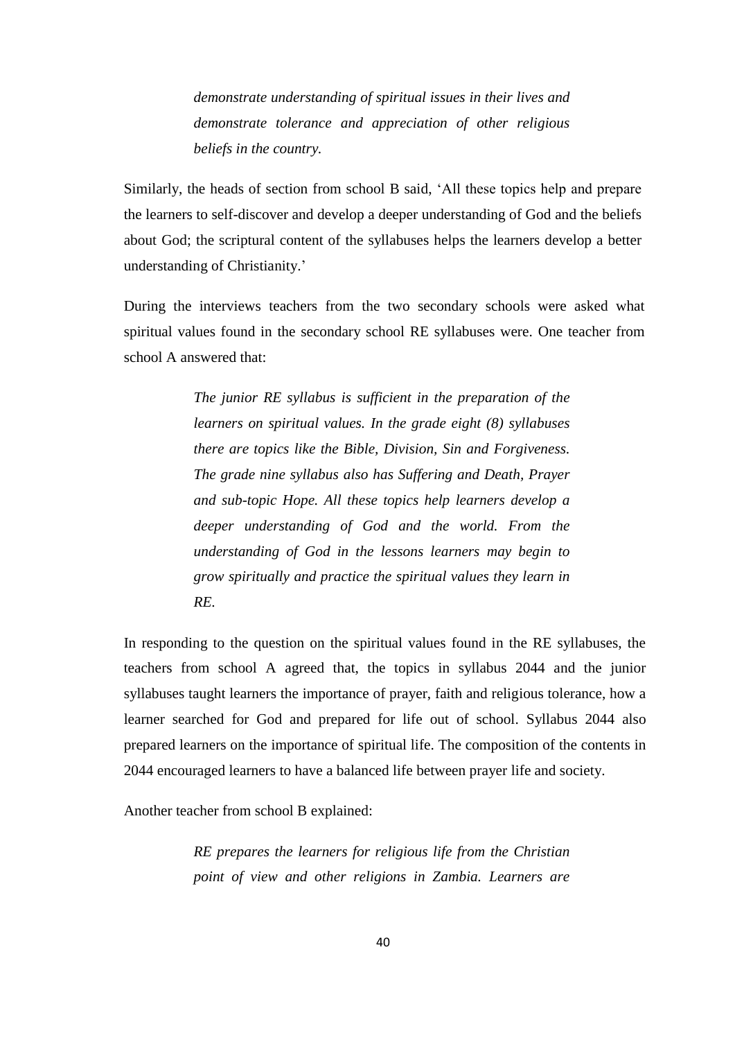*demonstrate understanding of spiritual issues in their lives and demonstrate tolerance and appreciation of other religious beliefs in the country.*

Similarly, the heads of section from school B said, 'All these topics help and prepare the learners to self-discover and develop a deeper understanding of God and the beliefs about God; the scriptural content of the syllabuses helps the learners develop a better understanding of Christianity.'

During the interviews teachers from the two secondary schools were asked what spiritual values found in the secondary school RE syllabuses were. One teacher from school A answered that:

> *The junior RE syllabus is sufficient in the preparation of the learners on spiritual values. In the grade eight (8) syllabuses there are topics like the Bible, Division, Sin and Forgiveness. The grade nine syllabus also has Suffering and Death, Prayer and sub-topic Hope. All these topics help learners develop a deeper understanding of God and the world. From the understanding of God in the lessons learners may begin to grow spiritually and practice the spiritual values they learn in RE.*

In responding to the question on the spiritual values found in the RE syllabuses, the teachers from school A agreed that, the topics in syllabus 2044 and the junior syllabuses taught learners the importance of prayer, faith and religious tolerance, how a learner searched for God and prepared for life out of school. Syllabus 2044 also prepared learners on the importance of spiritual life. The composition of the contents in 2044 encouraged learners to have a balanced life between prayer life and society.

Another teacher from school B explained:

> *RE prepares the learners for religious life from the Christian point of view and other religions in Zambia. Learners are*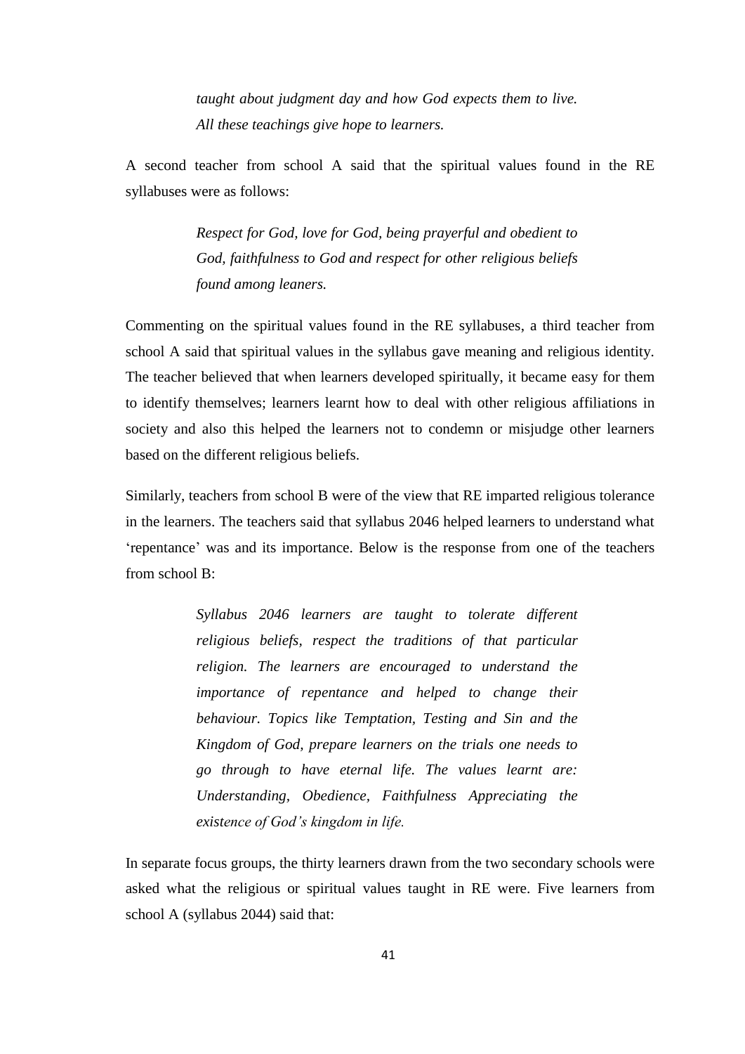*taught about judgment day and how God expects them to live. All these teachings give hope to learners.*

A second teacher from school A said that the spiritual values found in the RE syllabuses were as follows:

> *Respect for God, love for God, being prayerful and obedient to God, faithfulness to God and respect for other religious beliefs found among leaners.*

Commenting on the spiritual values found in the RE syllabuses, a third teacher from school A said that spiritual values in the syllabus gave meaning and religious identity. The teacher believed that when learners developed spiritually, it became easy for them to identify themselves; learners learnt how to deal with other religious affiliations in society and also this helped the learners not to condemn or misjudge other learners based on the different religious beliefs.

Similarly, teachers from school B were of the view that RE imparted religious tolerance in the learners. The teachers said that syllabus 2046 helped learners to understand what 'repentance' was and its importance. Below is the response from one of the teachers from school B:

> *Syllabus 2046 learners are taught to tolerate different religious beliefs, respect the traditions of that particular religion. The learners are encouraged to understand the importance of repentance and helped to change their behaviour. Topics like Temptation, Testing and Sin and the Kingdom of God, prepare learners on the trials one needs to go through to have eternal life. The values learnt are: Understanding, Obedience, Faithfulness Appreciating the existence of God's kingdom in life.*

In separate focus groups, the thirty learners drawn from the two secondary schools were asked what the religious or spiritual values taught in RE were. Five learners from school A (syllabus 2044) said that: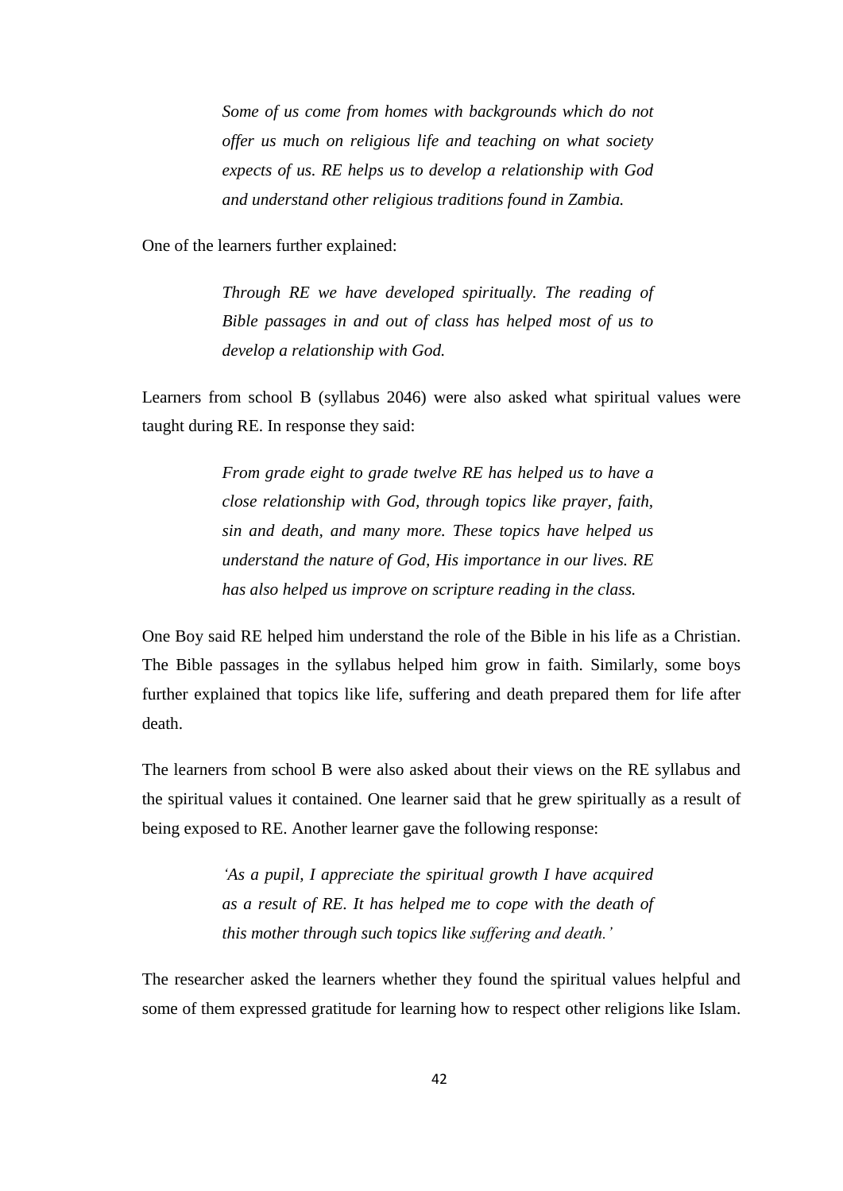> *Some of us come from homes with backgrounds which do not offer us much on religious life and teaching on what society expects of us. RE helps us to develop a relationship with God and understand other religious traditions found in Zambia.*

One of the learners further explained:

> *Through RE we have developed spiritually. The reading of Bible passages in and out of class has helped most of us to develop a relationship with God.*

Learners from school B (syllabus 2046) were also asked what spiritual values were taught during RE. In response they said:

> *From grade eight to grade twelve RE has helped us to have a close relationship with God, through topics like prayer, faith, sin and death, and many more. These topics have helped us understand the nature of God, His importance in our lives. RE has also helped us improve on scripture reading in the class.*

One Boy said RE helped him understand the role of the Bible in his life as a Christian. The Bible passages in the syllabus helped him grow in faith. Similarly, some boys further explained that topics like life, suffering and death prepared them for life after death.

The learners from school B were also asked about their views on the RE syllabus and the spiritual values it contained. One learner said that he grew spiritually as a result of being exposed to RE. Another learner gave the following response:

> *'As a pupil, I appreciate the spiritual growth I have acquired as a result of RE. It has helped me to cope with the death of this mother through such topics like suffering and death.'*

The researcher asked the learners whether they found the spiritual values helpful and some of them expressed gratitude for learning how to respect other religions like Islam.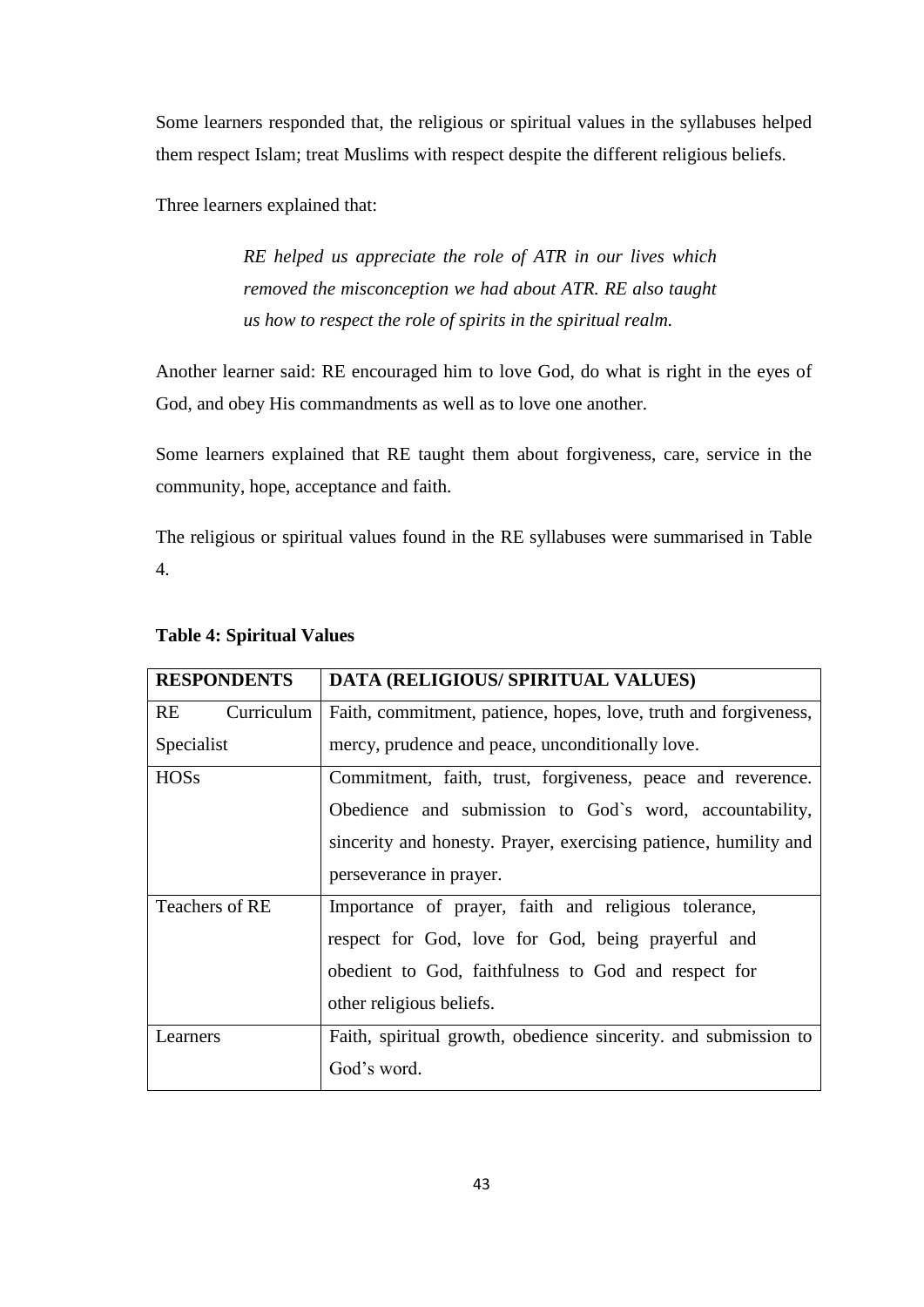Some learners responded that, the religious or spiritual values in the syllabuses helped them respect Islam; treat Muslims with respect despite the different religious beliefs.

Three learners explained that:

> *RE helped us appreciate the role of ATR in our lives which removed the misconception we had about ATR. RE also taught us how to respect the role of spirits in the spiritual realm.*

Another learner said: RE encouraged him to love God, do what is right in the eyes of God, and obey His commandments as well as to love one another.

Some learners explained that RE taught them about forgiveness, care, service in the community, hope, acceptance and faith.

The religious or spiritual values found in the RE syllabuses were summarised in Table 4.

**Table 4: Spiritual Values**

| **RESPONDENTS** | **DATA (RELIGIOUS/ SPIRITUAL VALUES)** |
|---|---|
| RE Curriculum Specialist | Faith, commitment, patience, hopes, love, truth and forgiveness, mercy, prudence and peace, unconditionally love. |
| HOSs | Commitment, faith, trust, forgiveness, peace and reverence. Obedience and submission to God`s word, accountability, sincerity and honesty. Prayer, exercising patience, humility and perseverance in prayer. |
| Teachers of RE | Importance of prayer, faith and religious tolerance, respect for God, love for God, being prayerful and obedient to God, faithfulness to God and respect for other religious beliefs. |
| Learners | Faith, spiritual growth, obedience sincerity. and submission to God's word. |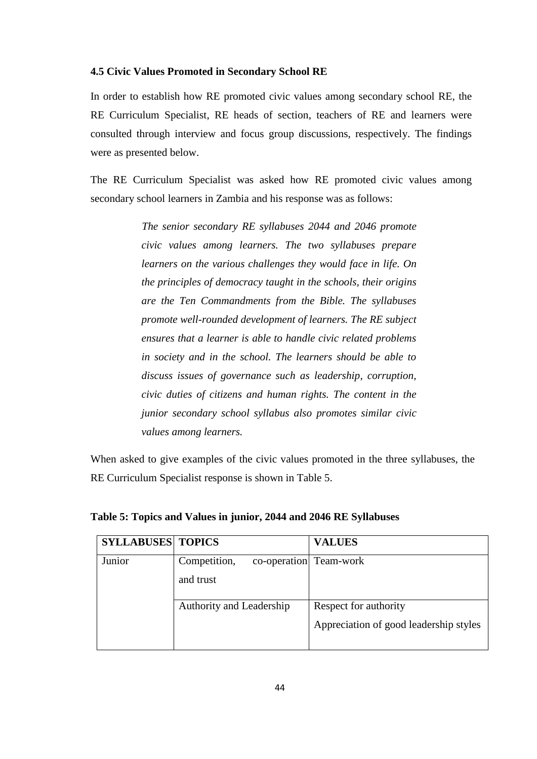### 4.5 Civic Values Promoted in Secondary School RE

In order to establish how RE promoted civic values among secondary school RE, the RE Curriculum Specialist, RE heads of section, teachers of RE and learners were consulted through interview and focus group discussions, respectively. The findings were as presented below.

The RE Curriculum Specialist was asked how RE promoted civic values among secondary school learners in Zambia and his response was as follows:

> *The senior secondary RE syllabuses 2044 and 2046 promote civic values among learners. The two syllabuses prepare learners on the various challenges they would face in life. On the principles of democracy taught in the schools, their origins are the Ten Commandments from the Bible. The syllabuses promote well-rounded development of learners. The RE subject ensures that a learner is able to handle civic related problems in society and in the school. The learners should be able to discuss issues of governance such as leadership, corruption, civic duties of citizens and human rights. The content in the junior secondary school syllabus also promotes similar civic values among learners.*

When asked to give examples of the civic values promoted in the three syllabuses, the RE Curriculum Specialist response is shown in Table 5.

**Table 5: Topics and Values in junior, 2044 and 2046 RE Syllabuses**

| SYLLABUSES | TOPICS | VALUES |
|---|---|---|
| Junior | Competition, co-operation and trust | Team-work |
| | Authority and Leadership | Respect for authority<br>Appreciation of good leadership styles |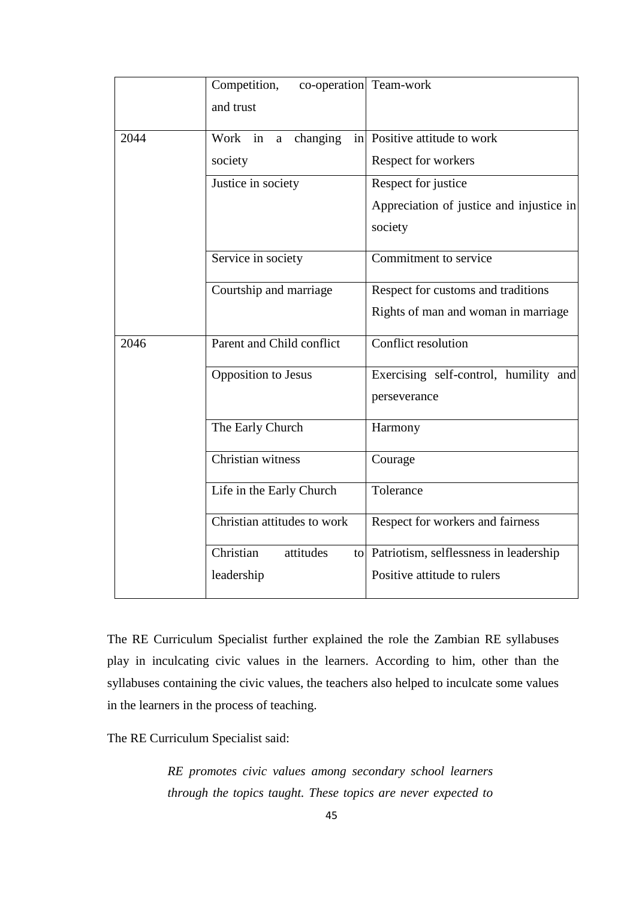| | | |
|---|---|---|
| | Competition, co-operation and trust | Team-work |
| 2044 | Work in a changing in society | Positive attitude to work<br>Respect for workers |
| | Justice in society | Respect for justice<br>Appreciation of justice and injustice in society |
| | Service in society | Commitment to service |
| | Courtship and marriage | Respect for customs and traditions<br>Rights of man and woman in marriage |
| 2046 | Parent and Child conflict | Conflict resolution |
| | Opposition to Jesus | Exercising self-control, humility and perseverance |
| | The Early Church | Harmony |
| | Christian witness | Courage |
| | Life in the Early Church | Tolerance |
| | Christian attitudes to work | Respect for workers and fairness |
| | Christian attitudes to leadership | Patriotism, selflessness in leadership<br>Positive attitude to rulers |

The RE Curriculum Specialist further explained the role the Zambian RE syllabuses play in inculcating civic values in the learners. According to him, other than the syllabuses containing the civic values, the teachers also helped to inculcate some values in the learners in the process of teaching.

The RE Curriculum Specialist said:

> *RE promotes civic values among secondary school learners through the topics taught. These topics are never expected to*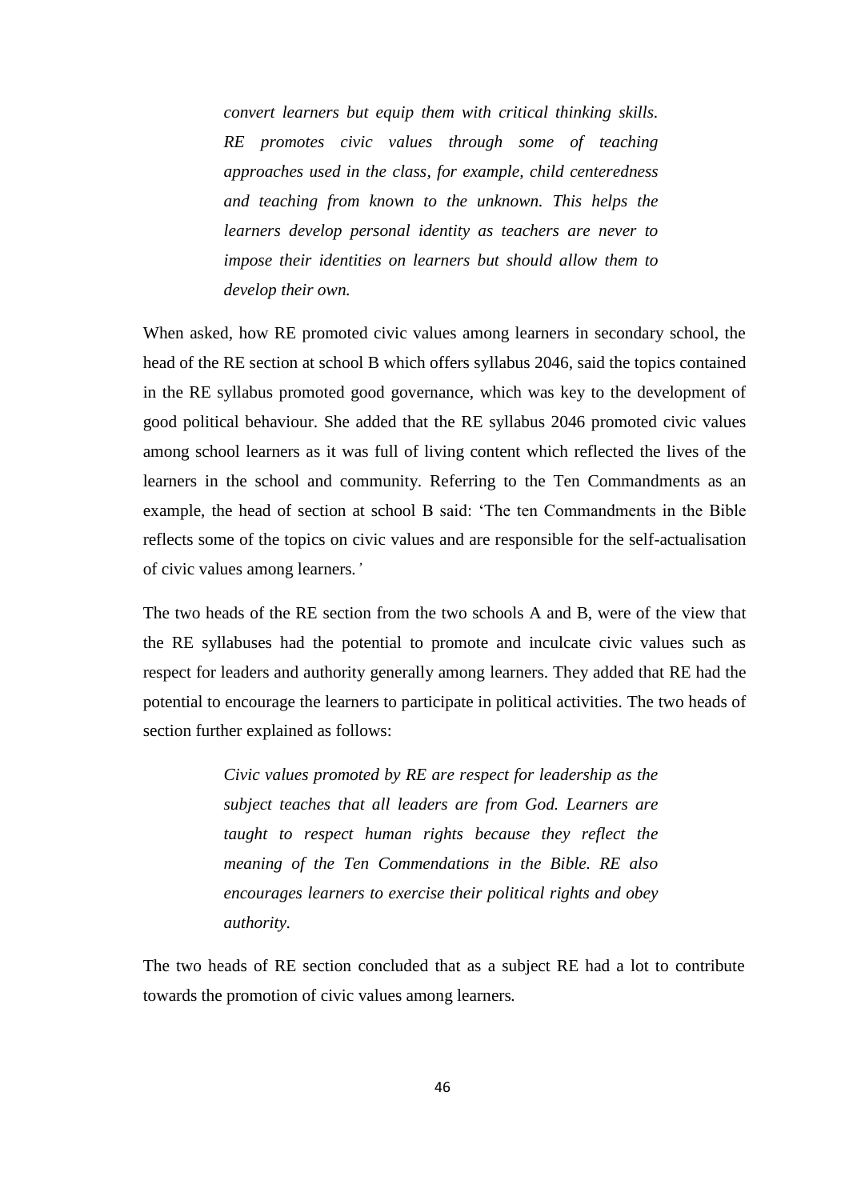> *convert learners but equip them with critical thinking skills. RE promotes civic values through some of teaching approaches used in the class, for example, child centeredness and teaching from known to the unknown. This helps the learners develop personal identity as teachers are never to impose their identities on learners but should allow them to develop their own.*

When asked, how RE promoted civic values among learners in secondary school, the head of the RE section at school B which offers syllabus 2046, said the topics contained in the RE syllabus promoted good governance, which was key to the development of good political behaviour. She added that the RE syllabus 2046 promoted civic values among school learners as it was full of living content which reflected the lives of the learners in the school and community. Referring to the Ten Commandments as an example, the head of section at school B said: 'The ten Commandments in the Bible reflects some of the topics on civic values and are responsible for the self-actualisation of civic values among learners.'

The two heads of the RE section from the two schools A and B, were of the view that the RE syllabuses had the potential to promote and inculcate civic values such as respect for leaders and authority generally among learners. They added that RE had the potential to encourage the learners to participate in political activities. The two heads of section further explained as follows:

> *Civic values promoted by RE are respect for leadership as the subject teaches that all leaders are from God. Learners are taught to respect human rights because they reflect the meaning of the Ten Commendations in the Bible. RE also encourages learners to exercise their political rights and obey authority.*

The two heads of RE section concluded that as a subject RE had a lot to contribute towards the promotion of civic values among learners.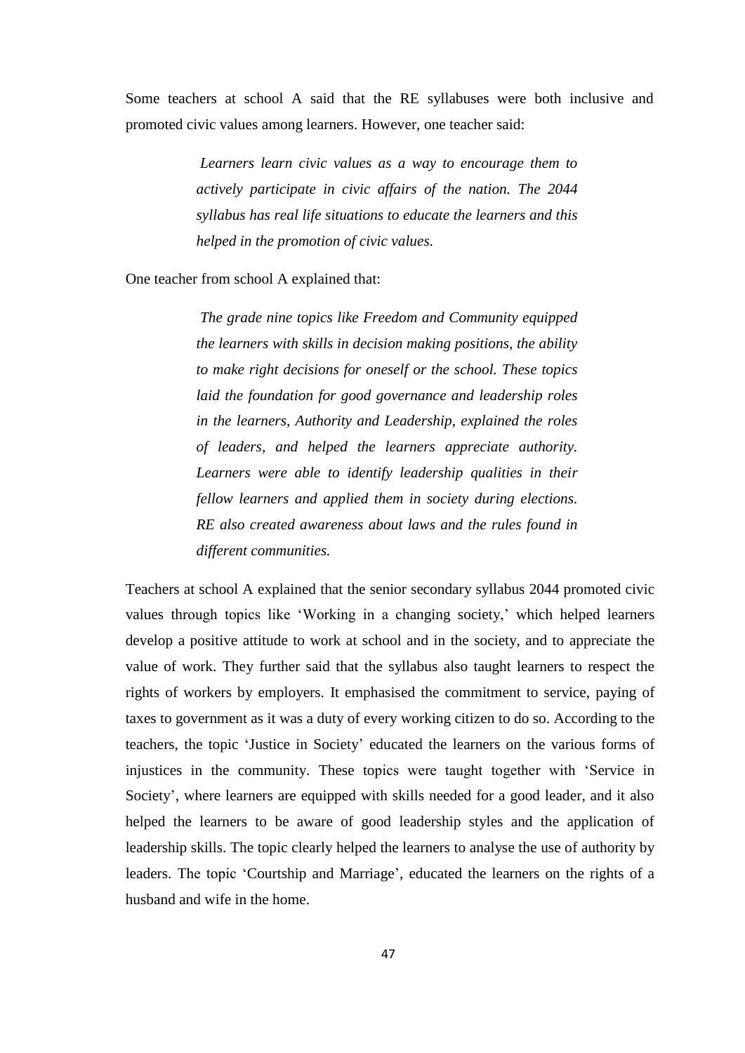Some teachers at school A said that the RE syllabuses were both inclusive and promoted civic values among learners. However, one teacher said:

> *Learners learn civic values as a way to encourage them to actively participate in civic affairs of the nation. The 2044 syllabus has real life situations to educate the learners and this helped in the promotion of civic values.*

One teacher from school A explained that:

> *The grade nine topics like Freedom and Community equipped the learners with skills in decision making positions, the ability to make right decisions for oneself or the school. These topics laid the foundation for good governance and leadership roles in the learners, Authority and Leadership, explained the roles of leaders, and helped the learners appreciate authority. Learners were able to identify leadership qualities in their fellow learners and applied them in society during elections. RE also created awareness about laws and the rules found in different communities.*

Teachers at school A explained that the senior secondary syllabus 2044 promoted civic values through topics like 'Working in a changing society,' which helped learners develop a positive attitude to work at school and in the society, and to appreciate the value of work. They further said that the syllabus also taught learners to respect the rights of workers by employers. It emphasised the commitment to service, paying of taxes to government as it was a duty of every working citizen to do so. According to the teachers, the topic 'Justice in Society' educated the learners on the various forms of injustices in the community. These topics were taught together with 'Service in Society', where learners are equipped with skills needed for a good leader, and it also helped the learners to be aware of good leadership styles and the application of leadership skills. The topic clearly helped the learners to analyse the use of authority by leaders. The topic 'Courtship and Marriage', educated the learners on the rights of a husband and wife in the home.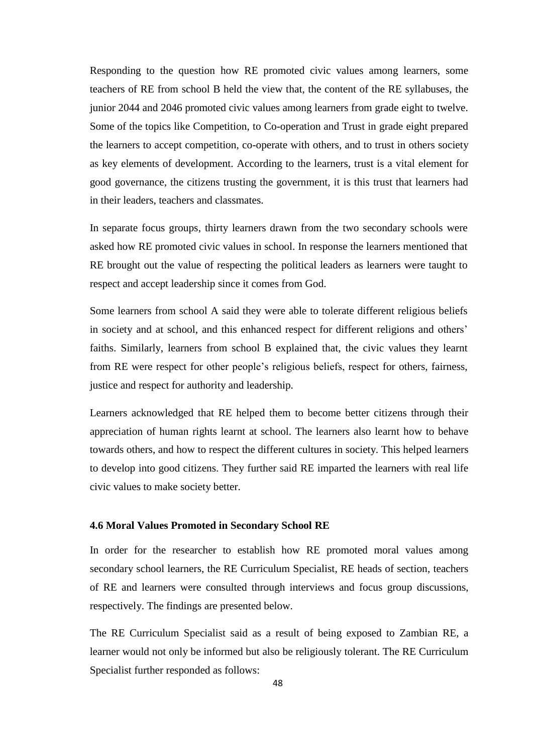Responding to the question how RE promoted civic values among learners, some teachers of RE from school B held the view that, the content of the RE syllabuses, the junior 2044 and 2046 promoted civic values among learners from grade eight to twelve. Some of the topics like Competition, to Co-operation and Trust in grade eight prepared the learners to accept competition, co-operate with others, and to trust in others society as key elements of development. According to the learners, trust is a vital element for good governance, the citizens trusting the government, it is this trust that learners had in their leaders, teachers and classmates.

In separate focus groups, thirty learners drawn from the two secondary schools were asked how RE promoted civic values in school. In response the learners mentioned that RE brought out the value of respecting the political leaders as learners were taught to respect and accept leadership since it comes from God.

Some learners from school A said they were able to tolerate different religious beliefs in society and at school, and this enhanced respect for different religions and others' faiths. Similarly, learners from school B explained that, the civic values they learnt from RE were respect for other people's religious beliefs, respect for others, fairness, justice and respect for authority and leadership.

Learners acknowledged that RE helped them to become better citizens through their appreciation of human rights learnt at school. The learners also learnt how to behave towards others, and how to respect the different cultures in society. This helped learners to develop into good citizens. They further said RE imparted the learners with real life civic values to make society better.

### 4.6 Moral Values Promoted in Secondary School RE

In order for the researcher to establish how RE promoted moral values among secondary school learners, the RE Curriculum Specialist, RE heads of section, teachers of RE and learners were consulted through interviews and focus group discussions, respectively. The findings are presented below.

The RE Curriculum Specialist said as a result of being exposed to Zambian RE, a learner would not only be informed but also be religiously tolerant. The RE Curriculum Specialist further responded as follows: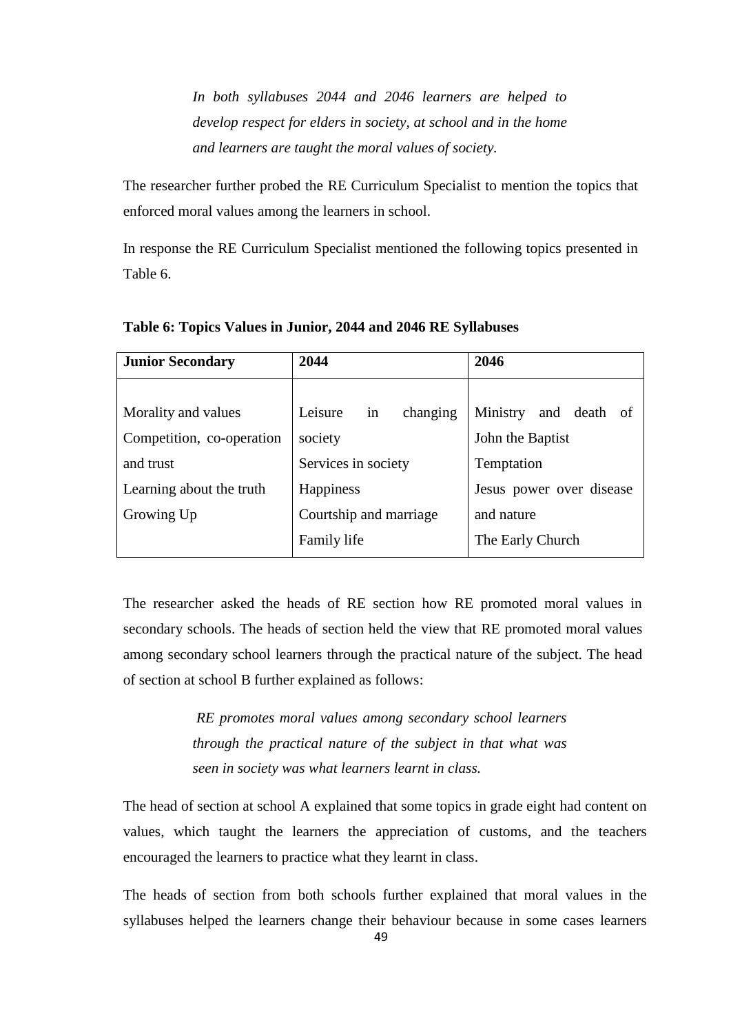> *In both syllabuses 2044 and 2046 learners are helped to develop respect for elders in society, at school and in the home and learners are taught the moral values of society.*

The researcher further probed the RE Curriculum Specialist to mention the topics that enforced moral values among the learners in school.

In response the RE Curriculum Specialist mentioned the following topics presented in Table 6.

**Table 6: Topics Values in Junior, 2044 and 2046 RE Syllabuses**

| Junior Secondary | 2044 | 2046 |
|---|---|---|
| Morality and values<br>Competition, co-operation and trust<br>Learning about the truth<br>Growing Up | Leisure in changing society<br>Services in society<br>Happiness<br>Courtship and marriage<br>Family life | Ministry and death of John the Baptist<br>Temptation<br>Jesus power over disease and nature<br>The Early Church |

The researcher asked the heads of RE section how RE promoted moral values in secondary schools. The heads of section held the view that RE promoted moral values among secondary school learners through the practical nature of the subject. The head of section at school B further explained as follows:

> *RE promotes moral values among secondary school learners through the practical nature of the subject in that what was seen in society was what learners learnt in class.*

The head of section at school A explained that some topics in grade eight had content on values, which taught the learners the appreciation of customs, and the teachers encouraged the learners to practice what they learnt in class.

The heads of section from both schools further explained that moral values in the syllabuses helped the learners change their behaviour because in some cases learners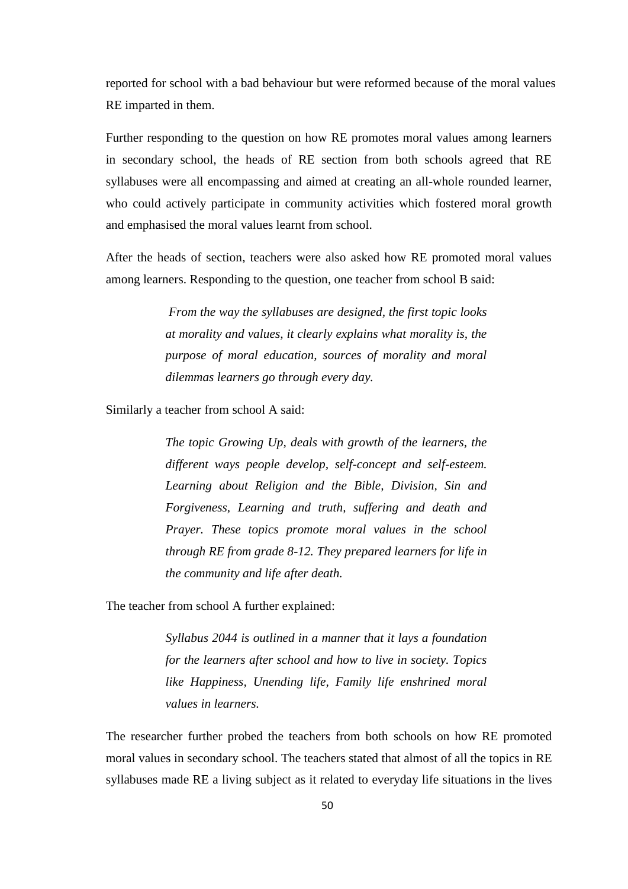reported for school with a bad behaviour but were reformed because of the moral values RE imparted in them.

Further responding to the question on how RE promotes moral values among learners in secondary school, the heads of RE section from both schools agreed that RE syllabuses were all encompassing and aimed at creating an all-whole rounded learner, who could actively participate in community activities which fostered moral growth and emphasised the moral values learnt from school.

After the heads of section, teachers were also asked how RE promoted moral values among learners. Responding to the question, one teacher from school B said:

> *From the way the syllabuses are designed, the first topic looks at morality and values, it clearly explains what morality is, the purpose of moral education, sources of morality and moral dilemmas learners go through every day.*

Similarly a teacher from school A said:

> *The topic Growing Up, deals with growth of the learners, the different ways people develop, self-concept and self-esteem. Learning about Religion and the Bible, Division, Sin and Forgiveness, Learning and truth, suffering and death and Prayer. These topics promote moral values in the school through RE from grade 8-12. They prepared learners for life in the community and life after death.*

The teacher from school A further explained:

> *Syllabus 2044 is outlined in a manner that it lays a foundation for the learners after school and how to live in society. Topics like Happiness, Unending life, Family life enshrined moral values in learners.*

The researcher further probed the teachers from both schools on how RE promoted moral values in secondary school. The teachers stated that almost of all the topics in RE syllabuses made RE a living subject as it related to everyday life situations in the lives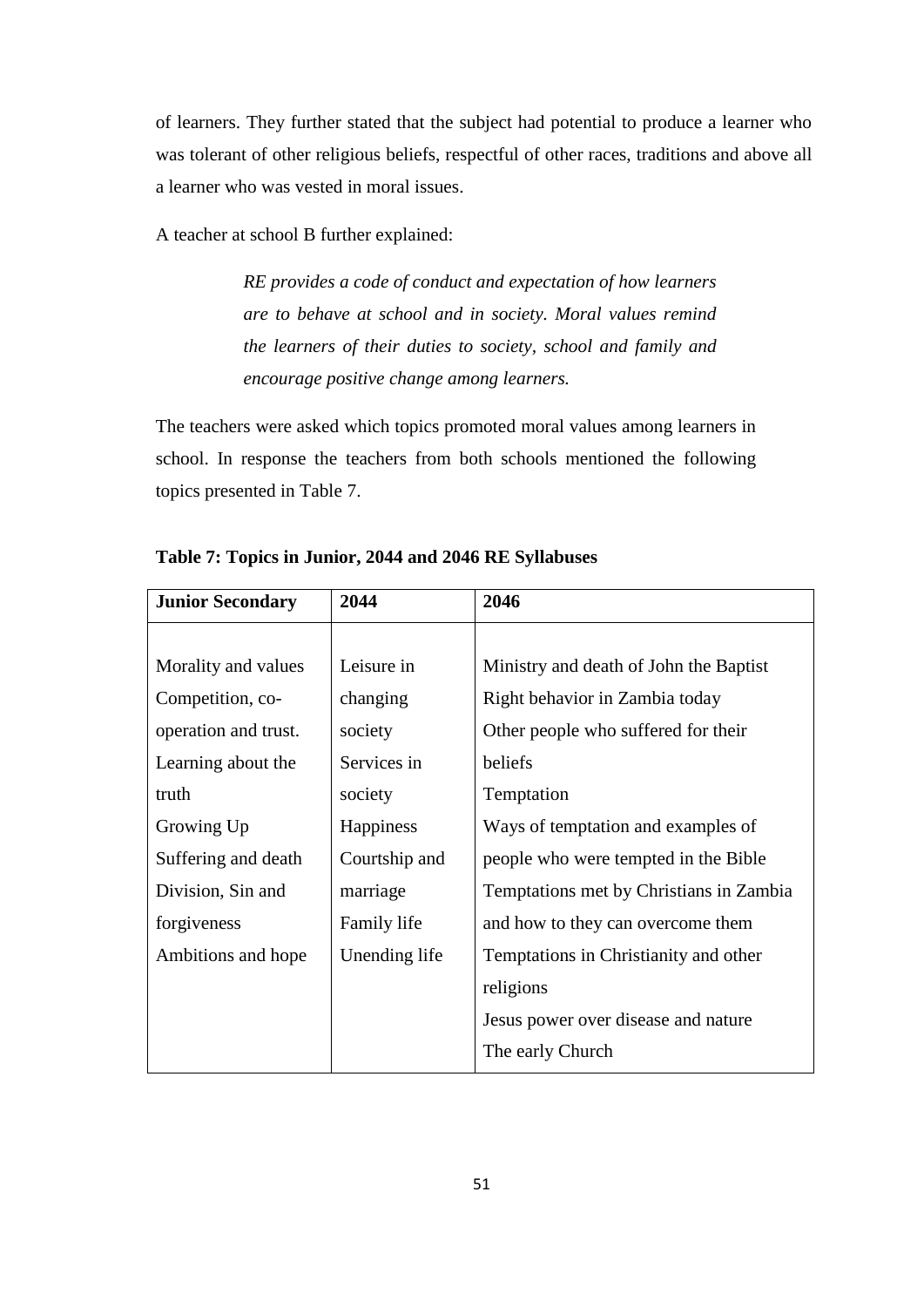of learners. They further stated that the subject had potential to produce a learner who was tolerant of other religious beliefs, respectful of other races, traditions and above all a learner who was vested in moral issues.

A teacher at school B further explained:

> *RE provides a code of conduct and expectation of how learners are to behave at school and in society. Moral values remind the learners of their duties to society, school and family and encourage positive change among learners.*

The teachers were asked which topics promoted moral values among learners in school. In response the teachers from both schools mentioned the following topics presented in Table 7.

**Table 7: Topics in Junior, 2044 and 2046 RE Syllabuses**

| Junior Secondary | 2044 | 2046 |
|---|---|---|
| Morality and values | Leisure in changing society | Ministry and death of John the Baptist |
| Competition, co-operation and trust. | Services in society | Right behavior in Zambia today |
| Learning about the truth | Happiness | Other people who suffered for their beliefs |
| Growing Up | Courtship and marriage | Temptation |
| Suffering and death | Family life | Ways of temptation and examples of people who were tempted in the Bible |
| Division, Sin and forgiveness | Unending life | Temptations met by Christians in Zambia and how to they can overcome them |
| Ambitions and hope | | Temptations in Christianity and other religions |
| | | Jesus power over disease and nature |
| | | The early Church |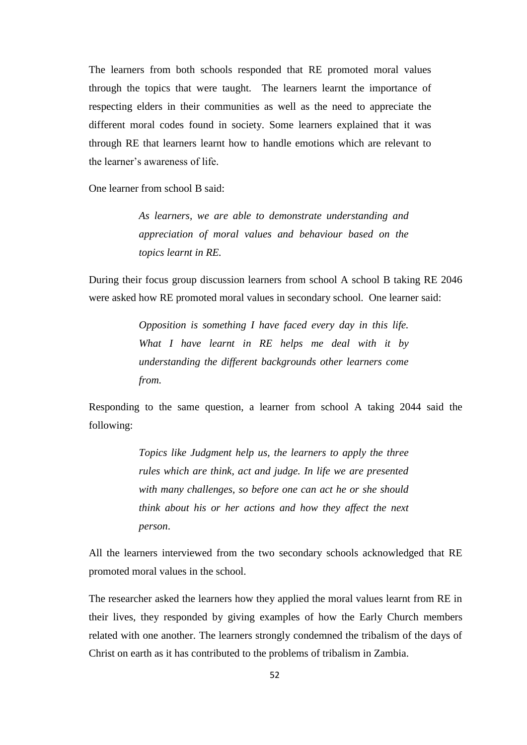The learners from both schools responded that RE promoted moral values through the topics that were taught. The learners learnt the importance of respecting elders in their communities as well as the need to appreciate the different moral codes found in society. Some learners explained that it was through RE that learners learnt how to handle emotions which are relevant to the learner's awareness of life.

One learner from school B said:

> *As learners, we are able to demonstrate understanding and appreciation of moral values and behaviour based on the topics learnt in RE.*

During their focus group discussion learners from school A school B taking RE 2046 were asked how RE promoted moral values in secondary school. One learner said:

> *Opposition is something I have faced every day in this life. What I have learnt in RE helps me deal with it by understanding the different backgrounds other learners come from.*

Responding to the same question, a learner from school A taking 2044 said the following:

> *Topics like Judgment help us, the learners to apply the three rules which are think, act and judge. In life we are presented with many challenges, so before one can act he or she should think about his or her actions and how they affect the next person.*

All the learners interviewed from the two secondary schools acknowledged that RE promoted moral values in the school.

The researcher asked the learners how they applied the moral values learnt from RE in their lives, they responded by giving examples of how the Early Church members related with one another. The learners strongly condemned the tribalism of the days of Christ on earth as it has contributed to the problems of tribalism in Zambia.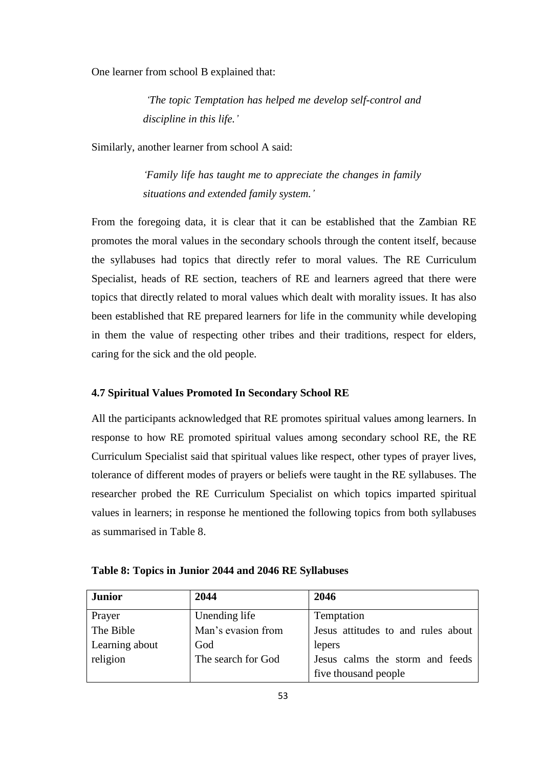One learner from school B explained that:

> *'The topic Temptation has helped me develop self-control and discipline in this life.'*

Similarly, another learner from school A said:

> *'Family life has taught me to appreciate the changes in family situations and extended family system.'*

From the foregoing data, it is clear that it can be established that the Zambian RE promotes the moral values in the secondary schools through the content itself, because the syllabuses had topics that directly refer to moral values. The RE Curriculum Specialist, heads of RE section, teachers of RE and learners agreed that there were topics that directly related to moral values which dealt with morality issues. It has also been established that RE prepared learners for life in the community while developing in them the value of respecting other tribes and their traditions, respect for elders, caring for the sick and the old people.

### 4.7 Spiritual Values Promoted In Secondary School RE

All the participants acknowledged that RE promotes spiritual values among learners. In response to how RE promoted spiritual values among secondary school RE, the RE Curriculum Specialist said that spiritual values like respect, other types of prayer lives, tolerance of different modes of prayers or beliefs were taught in the RE syllabuses. The researcher probed the RE Curriculum Specialist on which topics imparted spiritual values in learners; in response he mentioned the following topics from both syllabuses as summarised in Table 8.

**Table 8: Topics in Junior 2044 and 2046 RE Syllabuses**

| Junior | 2044 | 2046 |
|---|---|---|
| Prayer<br>The Bible<br>Learning about religion | Unending life<br>Man's evasion from God<br>The search for God | Temptation<br>Jesus attitudes to and rules about lepers<br>Jesus calms the storm and feeds five thousand people |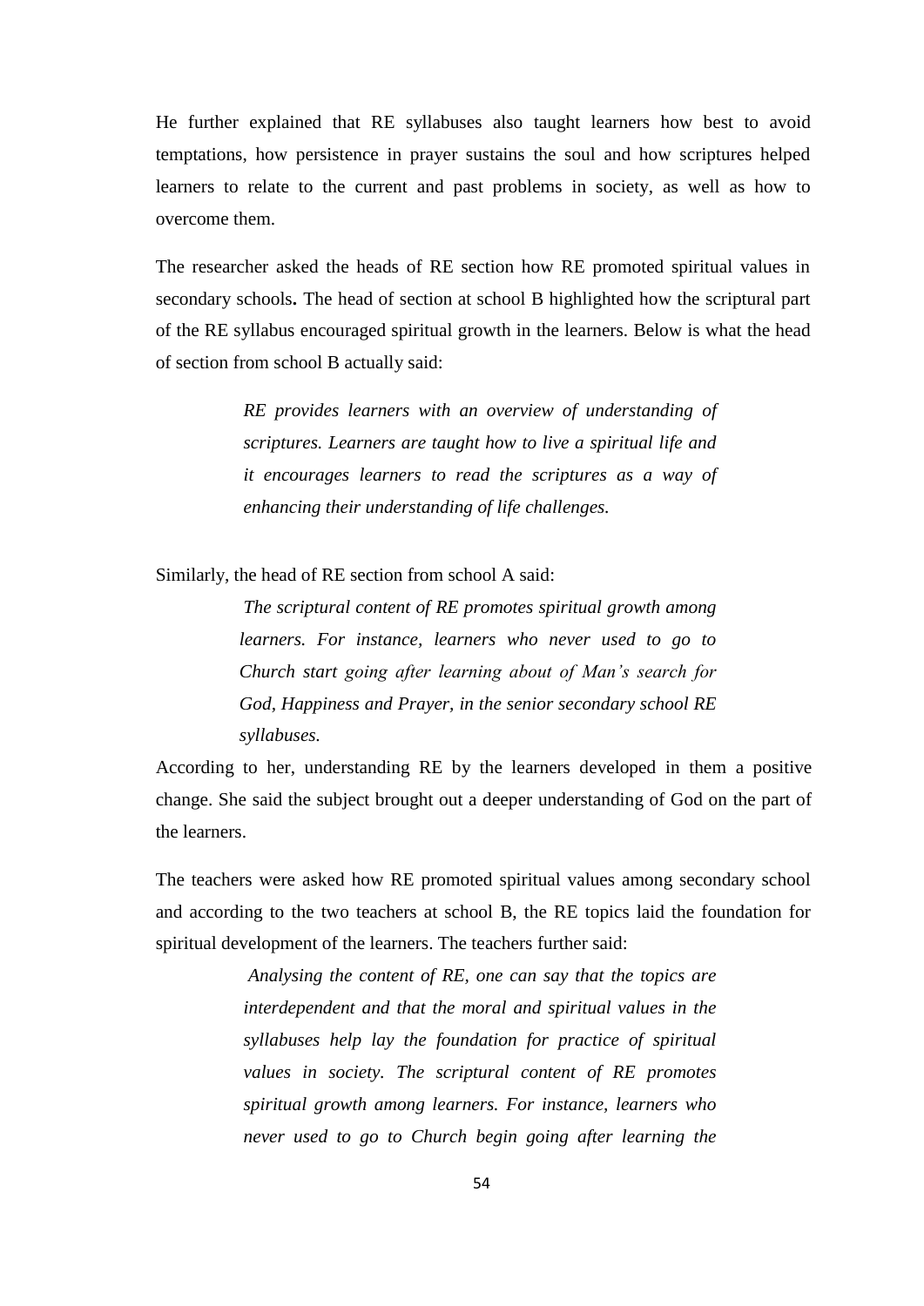He further explained that RE syllabuses also taught learners how best to avoid temptations, how persistence in prayer sustains the soul and how scriptures helped learners to relate to the current and past problems in society, as well as how to overcome them.

The researcher asked the heads of RE section how RE promoted spiritual values in secondary schools**.** The head of section at school B highlighted how the scriptural part of the RE syllabus encouraged spiritual growth in the learners. Below is what the head of section from school B actually said:

> *RE provides learners with an overview of understanding of scriptures. Learners are taught how to live a spiritual life and it encourages learners to read the scriptures as a way of enhancing their understanding of life challenges.*

Similarly, the head of RE section from school A said:

> *The scriptural content of RE promotes spiritual growth among learners. For instance, learners who never used to go to Church start going after learning about of Man's search for God, Happiness and Prayer, in the senior secondary school RE syllabuses.*

According to her, understanding RE by the learners developed in them a positive change. She said the subject brought out a deeper understanding of God on the part of the learners.

The teachers were asked how RE promoted spiritual values among secondary school and according to the two teachers at school B, the RE topics laid the foundation for spiritual development of the learners. The teachers further said:

> *Analysing the content of RE, one can say that the topics are interdependent and that the moral and spiritual values in the syllabuses help lay the foundation for practice of spiritual values in society. The scriptural content of RE promotes spiritual growth among learners. For instance, learners who never used to go to Church begin going after learning the*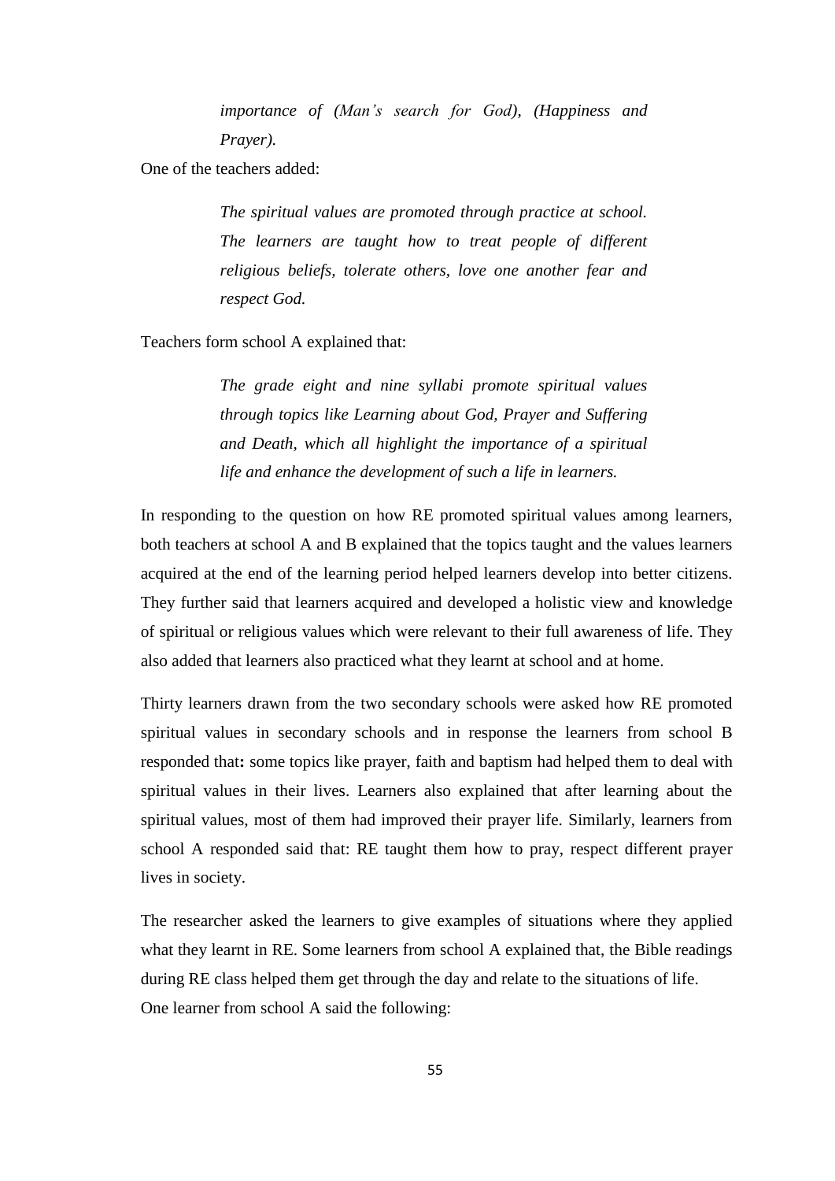> *importance of (Man's search for God), (Happiness and Prayer).*

One of the teachers added:

> *The spiritual values are promoted through practice at school. The learners are taught how to treat people of different religious beliefs, tolerate others, love one another fear and respect God.*

Teachers form school A explained that:

> *The grade eight and nine syllabi promote spiritual values through topics like Learning about God, Prayer and Suffering and Death, which all highlight the importance of a spiritual life and enhance the development of such a life in learners.*

In responding to the question on how RE promoted spiritual values among learners, both teachers at school A and B explained that the topics taught and the values learners acquired at the end of the learning period helped learners develop into better citizens. They further said that learners acquired and developed a holistic view and knowledge of spiritual or religious values which were relevant to their full awareness of life. They also added that learners also practiced what they learnt at school and at home.

Thirty learners drawn from the two secondary schools were asked how RE promoted spiritual values in secondary schools and in response the learners from school B responded that**:** some topics like prayer, faith and baptism had helped them to deal with spiritual values in their lives. Learners also explained that after learning about the spiritual values, most of them had improved their prayer life. Similarly, learners from school A responded said that: RE taught them how to pray, respect different prayer lives in society.

The researcher asked the learners to give examples of situations where they applied what they learnt in RE. Some learners from school A explained that, the Bible readings during RE class helped them get through the day and relate to the situations of life.
One learner from school A said the following: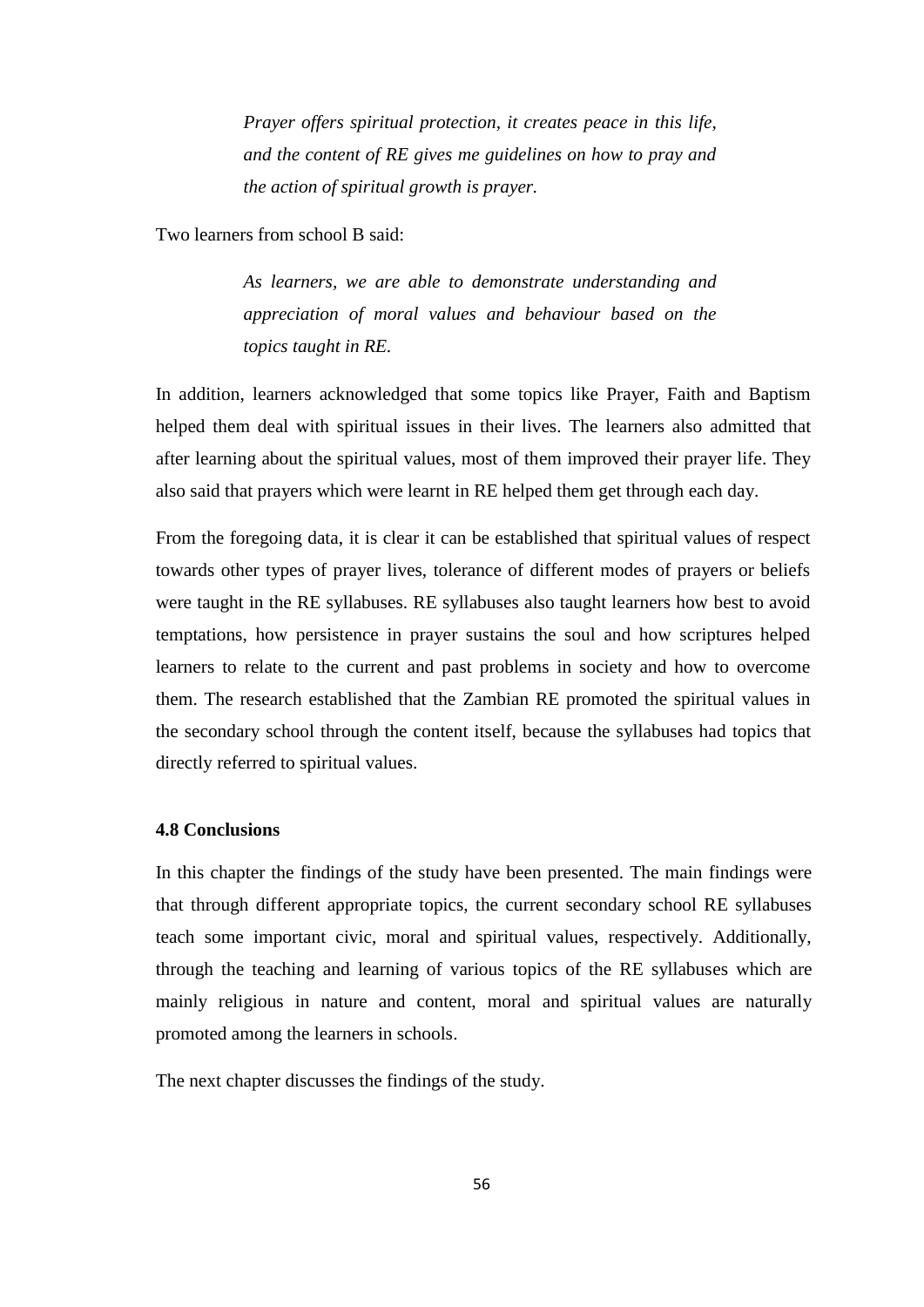> *Prayer offers spiritual protection, it creates peace in this life, and the content of RE gives me guidelines on how to pray and the action of spiritual growth is prayer.*

Two learners from school B said:

> *As learners, we are able to demonstrate understanding and appreciation of moral values and behaviour based on the topics taught in RE.*

In addition, learners acknowledged that some topics like Prayer, Faith and Baptism helped them deal with spiritual issues in their lives. The learners also admitted that after learning about the spiritual values, most of them improved their prayer life. They also said that prayers which were learnt in RE helped them get through each day.

From the foregoing data, it is clear it can be established that spiritual values of respect towards other types of prayer lives, tolerance of different modes of prayers or beliefs were taught in the RE syllabuses. RE syllabuses also taught learners how best to avoid temptations, how persistence in prayer sustains the soul and how scriptures helped learners to relate to the current and past problems in society and how to overcome them. The research established that the Zambian RE promoted the spiritual values in the secondary school through the content itself, because the syllabuses had topics that directly referred to spiritual values.

### 4.8 Conclusions

In this chapter the findings of the study have been presented. The main findings were that through different appropriate topics, the current secondary school RE syllabuses teach some important civic, moral and spiritual values, respectively. Additionally, through the teaching and learning of various topics of the RE syllabuses which are mainly religious in nature and content, moral and spiritual values are naturally promoted among the learners in schools.

The next chapter discusses the findings of the study.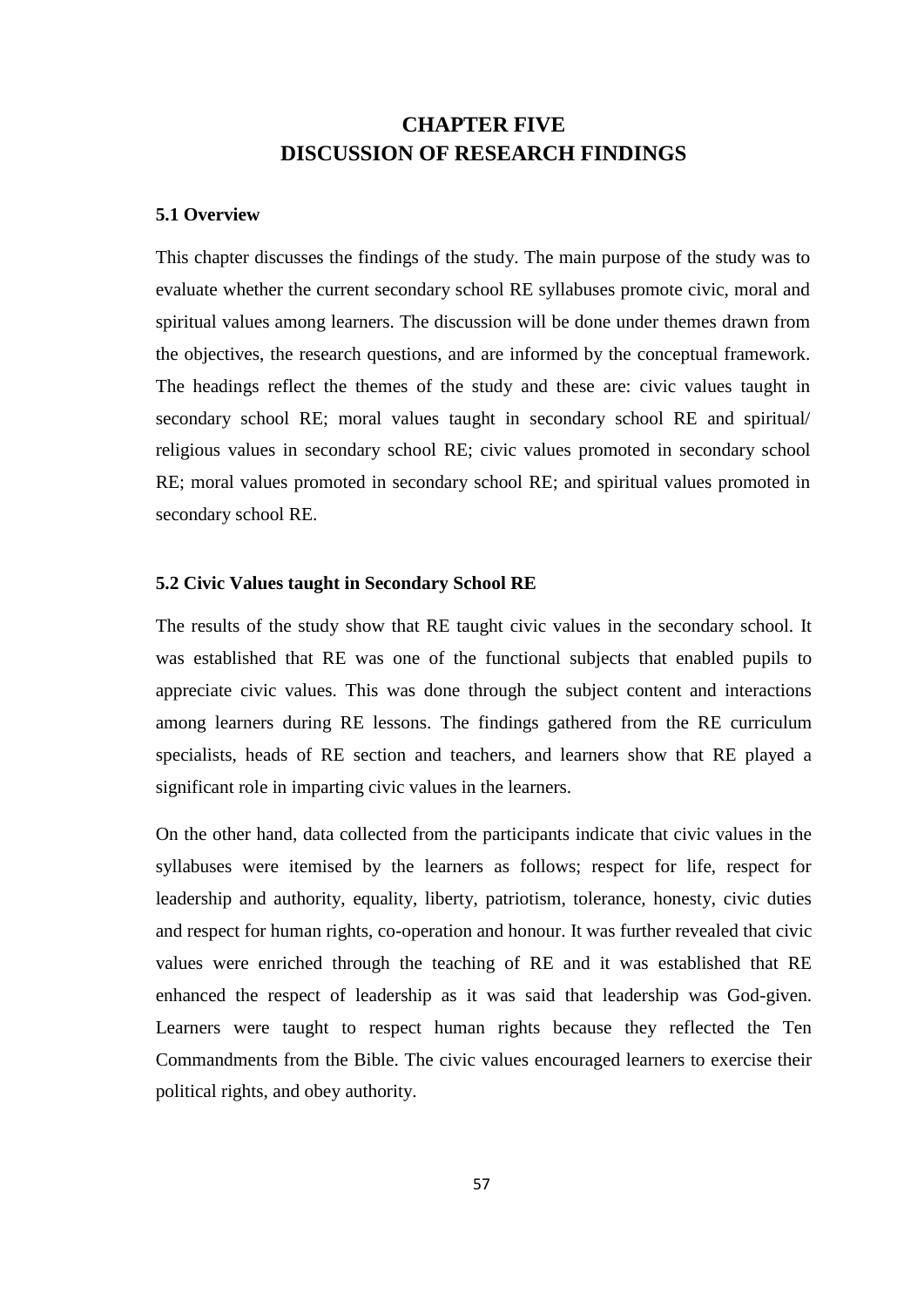# CHAPTER FIVE
# DISCUSSION OF RESEARCH FINDINGS

## 5.1 Overview

This chapter discusses the findings of the study. The main purpose of the study was to evaluate whether the current secondary school RE syllabuses promote civic, moral and spiritual values among learners. The discussion will be done under themes drawn from the objectives, the research questions, and are informed by the conceptual framework. The headings reflect the themes of the study and these are: civic values taught in secondary school RE; moral values taught in secondary school RE and spiritual/ religious values in secondary school RE; civic values promoted in secondary school RE; moral values promoted in secondary school RE; and spiritual values promoted in secondary school RE.

## 5.2 Civic Values taught in Secondary School RE

The results of the study show that RE taught civic values in the secondary school. It was established that RE was one of the functional subjects that enabled pupils to appreciate civic values. This was done through the subject content and interactions among learners during RE lessons. The findings gathered from the RE curriculum specialists, heads of RE section and teachers, and learners show that RE played a significant role in imparting civic values in the learners.

On the other hand, data collected from the participants indicate that civic values in the syllabuses were itemised by the learners as follows; respect for life, respect for leadership and authority, equality, liberty, patriotism, tolerance, honesty, civic duties and respect for human rights, co-operation and honour. It was further revealed that civic values were enriched through the teaching of RE and it was established that RE enhanced the respect of leadership as it was said that leadership was God-given. Learners were taught to respect human rights because they reflected the Ten Commandments from the Bible. The civic values encouraged learners to exercise their political rights, and obey authority.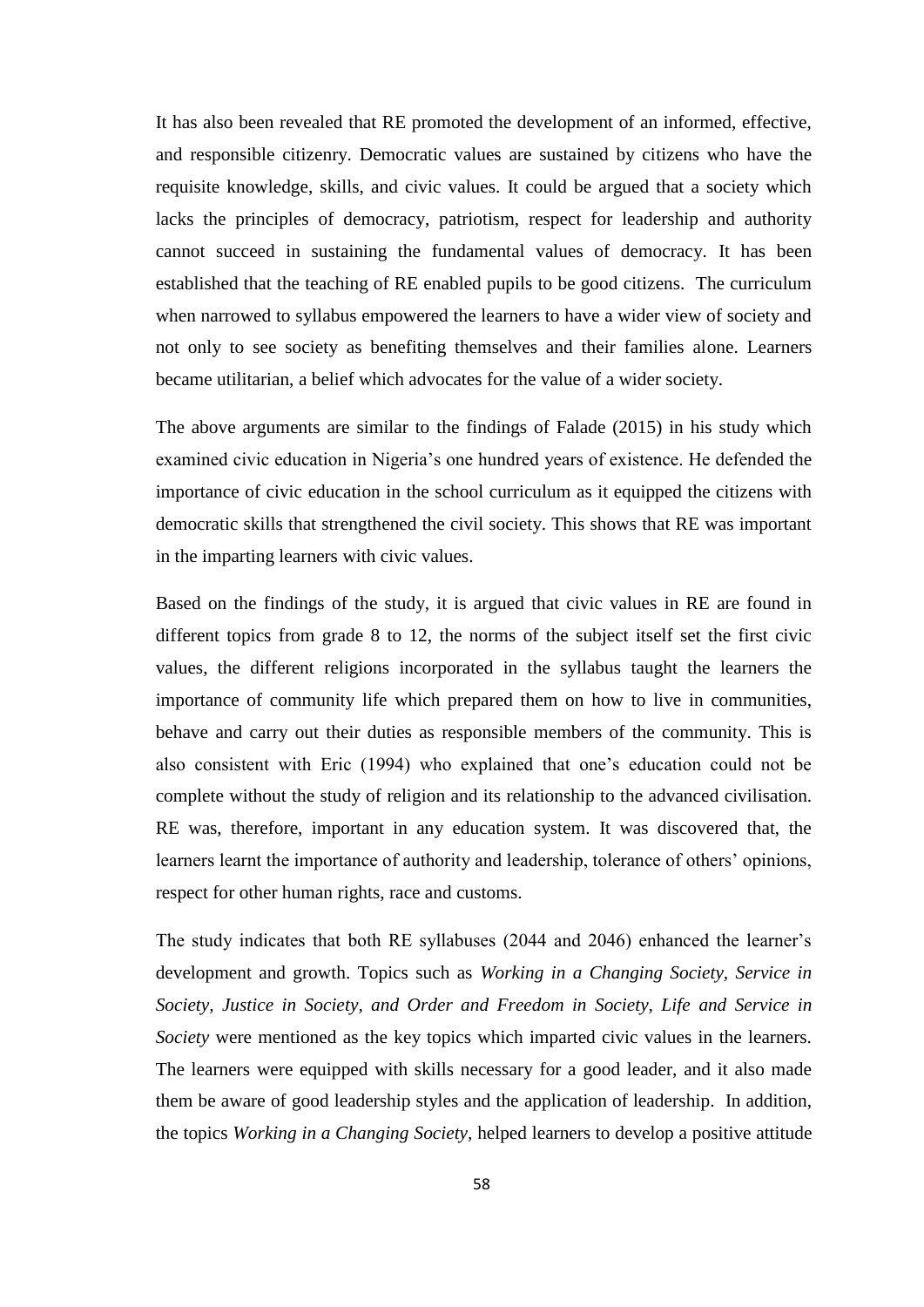It has also been revealed that RE promoted the development of an informed, effective, and responsible citizenry. Democratic values are sustained by citizens who have the requisite knowledge, skills, and civic values. It could be argued that a society which lacks the principles of democracy, patriotism, respect for leadership and authority cannot succeed in sustaining the fundamental values of democracy. It has been established that the teaching of RE enabled pupils to be good citizens. The curriculum when narrowed to syllabus empowered the learners to have a wider view of society and not only to see society as benefiting themselves and their families alone. Learners became utilitarian, a belief which advocates for the value of a wider society.

The above arguments are similar to the findings of Falade (2015) in his study which examined civic education in Nigeria's one hundred years of existence. He defended the importance of civic education in the school curriculum as it equipped the citizens with democratic skills that strengthened the civil society. This shows that RE was important in the imparting learners with civic values.

Based on the findings of the study, it is argued that civic values in RE are found in different topics from grade 8 to 12, the norms of the subject itself set the first civic values, the different religions incorporated in the syllabus taught the learners the importance of community life which prepared them on how to live in communities, behave and carry out their duties as responsible members of the community. This is also consistent with Eric (1994) who explained that one's education could not be complete without the study of religion and its relationship to the advanced civilisation. RE was, therefore, important in any education system. It was discovered that, the learners learnt the importance of authority and leadership, tolerance of others' opinions, respect for other human rights, race and customs.

The study indicates that both RE syllabuses (2044 and 2046) enhanced the learner's development and growth. Topics such as *Working in a Changing Society, Service in Society, Justice in Society, and Order and Freedom in Society, Life and Service in Society* were mentioned as the key topics which imparted civic values in the learners. The learners were equipped with skills necessary for a good leader, and it also made them be aware of good leadership styles and the application of leadership. In addition, the topics *Working in a Changing Society,* helped learners to develop a positive attitude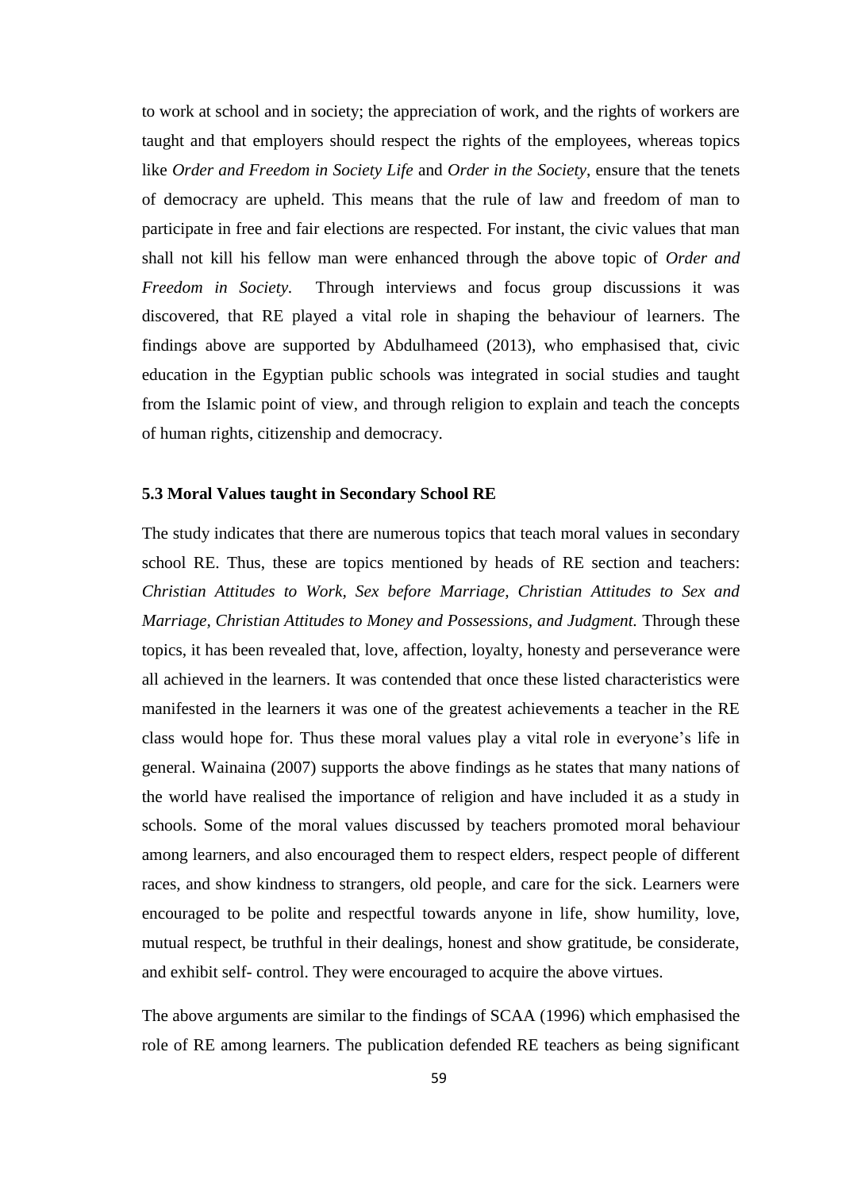to work at school and in society; the appreciation of work, and the rights of workers are taught and that employers should respect the rights of the employees, whereas topics like *Order and Freedom in Society Life* and *Order in the Society*, ensure that the tenets of democracy are upheld. This means that the rule of law and freedom of man to participate in free and fair elections are respected. For instant, the civic values that man shall not kill his fellow man were enhanced through the above topic of *Order and Freedom in Society*. Through interviews and focus group discussions it was discovered, that RE played a vital role in shaping the behaviour of learners. The findings above are supported by Abdulhameed (2013), who emphasised that, civic education in the Egyptian public schools was integrated in social studies and taught from the Islamic point of view, and through religion to explain and teach the concepts of human rights, citizenship and democracy.

### 5.3 Moral Values taught in Secondary School RE

The study indicates that there are numerous topics that teach moral values in secondary school RE. Thus, these are topics mentioned by heads of RE section and teachers: *Christian Attitudes to Work, Sex before Marriage, Christian Attitudes to Sex and Marriage, Christian Attitudes to Money and Possessions, and Judgment.* Through these topics, it has been revealed that, love, affection, loyalty, honesty and perseverance were all achieved in the learners. It was contended that once these listed characteristics were manifested in the learners it was one of the greatest achievements a teacher in the RE class would hope for. Thus these moral values play a vital role in everyone's life in general. Wainaina (2007) supports the above findings as he states that many nations of the world have realised the importance of religion and have included it as a study in schools. Some of the moral values discussed by teachers promoted moral behaviour among learners, and also encouraged them to respect elders, respect people of different races, and show kindness to strangers, old people, and care for the sick. Learners were encouraged to be polite and respectful towards anyone in life, show humility, love, mutual respect, be truthful in their dealings, honest and show gratitude, be considerate, and exhibit self- control. They were encouraged to acquire the above virtues.

The above arguments are similar to the findings of SCAA (1996) which emphasised the role of RE among learners. The publication defended RE teachers as being significant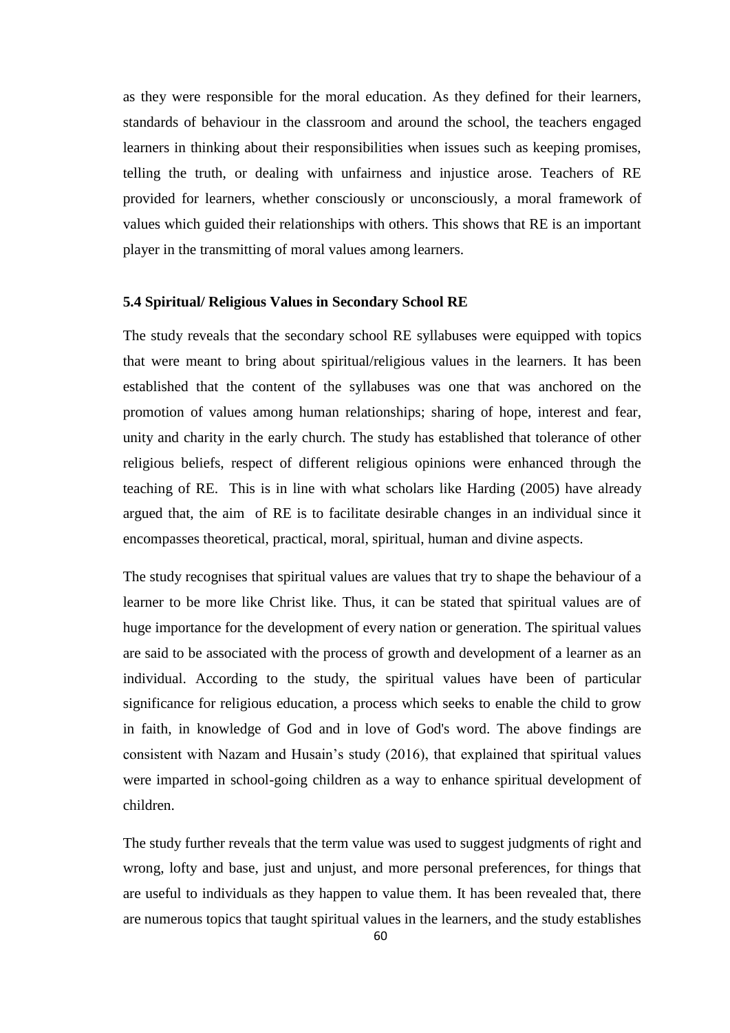as they were responsible for the moral education. As they defined for their learners, standards of behaviour in the classroom and around the school, the teachers engaged learners in thinking about their responsibilities when issues such as keeping promises, telling the truth, or dealing with unfairness and injustice arose. Teachers of RE provided for learners, whether consciously or unconsciously, a moral framework of values which guided their relationships with others. This shows that RE is an important player in the transmitting of moral values among learners.

### 5.4 Spiritual/ Religious Values in Secondary School RE

The study reveals that the secondary school RE syllabuses were equipped with topics that were meant to bring about spiritual/religious values in the learners. It has been established that the content of the syllabuses was one that was anchored on the promotion of values among human relationships; sharing of hope, interest and fear, unity and charity in the early church. The study has established that tolerance of other religious beliefs, respect of different religious opinions were enhanced through the teaching of RE. This is in line with what scholars like Harding (2005) have already argued that, the aim of RE is to facilitate desirable changes in an individual since it encompasses theoretical, practical, moral, spiritual, human and divine aspects.

The study recognises that spiritual values are values that try to shape the behaviour of a learner to be more like Christ like. Thus, it can be stated that spiritual values are of huge importance for the development of every nation or generation. The spiritual values are said to be associated with the process of growth and development of a learner as an individual. According to the study, the spiritual values have been of particular significance for religious education, a process which seeks to enable the child to grow in faith, in knowledge of God and in love of God's word. The above findings are consistent with Nazam and Husain's study (2016), that explained that spiritual values were imparted in school-going children as a way to enhance spiritual development of children.

The study further reveals that the term value was used to suggest judgments of right and wrong, lofty and base, just and unjust, and more personal preferences, for things that are useful to individuals as they happen to value them. It has been revealed that, there are numerous topics that taught spiritual values in the learners, and the study establishes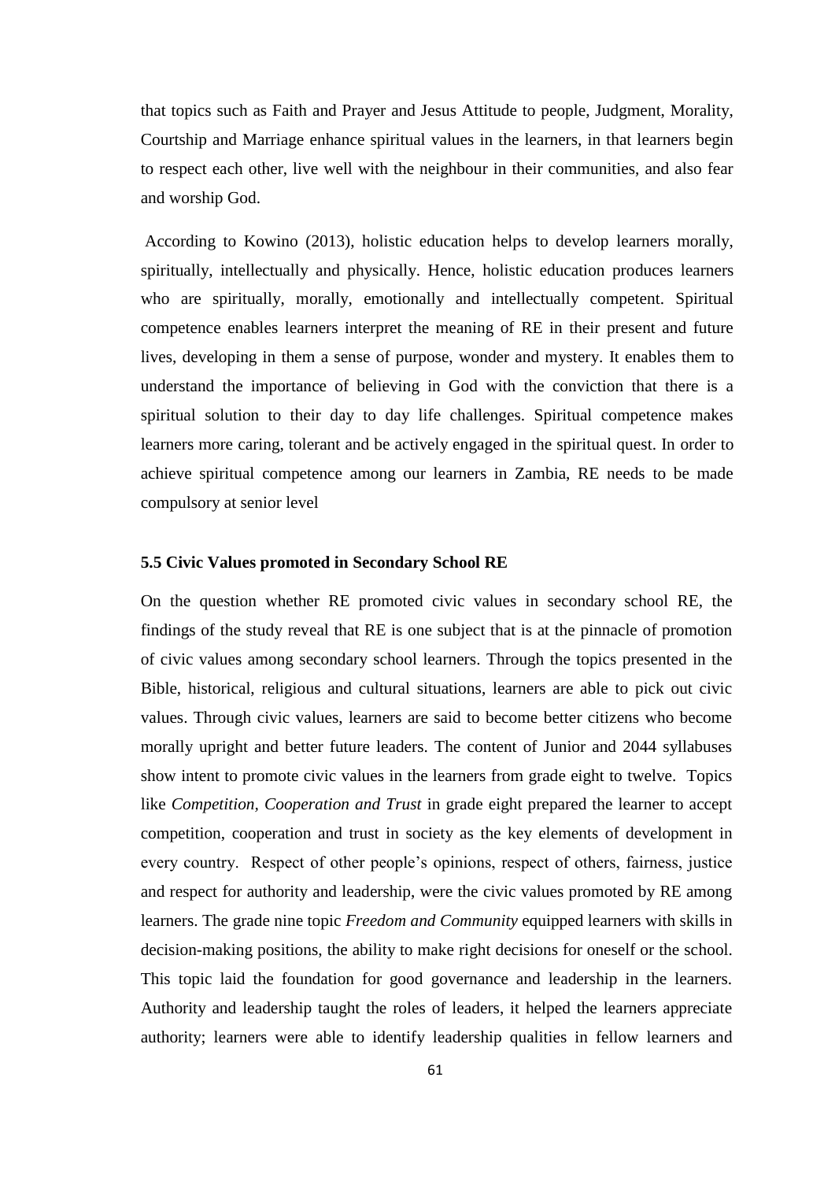that topics such as Faith and Prayer and Jesus Attitude to people, Judgment, Morality, Courtship and Marriage enhance spiritual values in the learners, in that learners begin to respect each other, live well with the neighbour in their communities, and also fear and worship God.

According to Kowino (2013), holistic education helps to develop learners morally, spiritually, intellectually and physically. Hence, holistic education produces learners who are spiritually, morally, emotionally and intellectually competent. Spiritual competence enables learners interpret the meaning of RE in their present and future lives, developing in them a sense of purpose, wonder and mystery. It enables them to understand the importance of believing in God with the conviction that there is a spiritual solution to their day to day life challenges. Spiritual competence makes learners more caring, tolerant and be actively engaged in the spiritual quest. In order to achieve spiritual competence among our learners in Zambia, RE needs to be made compulsory at senior level

### 5.5 Civic Values promoted in Secondary School RE

On the question whether RE promoted civic values in secondary school RE, the findings of the study reveal that RE is one subject that is at the pinnacle of promotion of civic values among secondary school learners. Through the topics presented in the Bible, historical, religious and cultural situations, learners are able to pick out civic values. Through civic values, learners are said to become better citizens who become morally upright and better future leaders. The content of Junior and 2044 syllabuses show intent to promote civic values in the learners from grade eight to twelve. Topics like *Competition, Cooperation and Trust* in grade eight prepared the learner to accept competition, cooperation and trust in society as the key elements of development in every country. Respect of other people's opinions, respect of others, fairness, justice and respect for authority and leadership, were the civic values promoted by RE among learners. The grade nine topic *Freedom and Community* equipped learners with skills in decision-making positions, the ability to make right decisions for oneself or the school. This topic laid the foundation for good governance and leadership in the learners. Authority and leadership taught the roles of leaders, it helped the learners appreciate authority; learners were able to identify leadership qualities in fellow learners and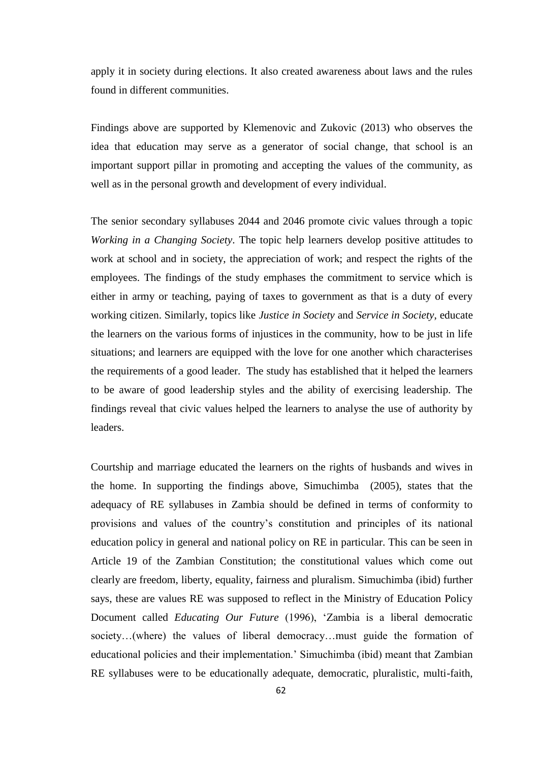apply it in society during elections. It also created awareness about laws and the rules found in different communities.

Findings above are supported by Klemenovic and Zukovic (2013) who observes the idea that education may serve as a generator of social change, that school is an important support pillar in promoting and accepting the values of the community, as well as in the personal growth and development of every individual.

The senior secondary syllabuses 2044 and 2046 promote civic values through a topic *Working in a Changing Society*. The topic help learners develop positive attitudes to work at school and in society, the appreciation of work; and respect the rights of the employees. The findings of the study emphases the commitment to service which is either in army or teaching, paying of taxes to government as that is a duty of every working citizen. Similarly, topics like *Justice in Society* and *Service in Society*, educate the learners on the various forms of injustices in the community, how to be just in life situations; and learners are equipped with the love for one another which characterises the requirements of a good leader. The study has established that it helped the learners to be aware of good leadership styles and the ability of exercising leadership. The findings reveal that civic values helped the learners to analyse the use of authority by leaders.

Courtship and marriage educated the learners on the rights of husbands and wives in the home. In supporting the findings above, Simuchimba (2005), states that the adequacy of RE syllabuses in Zambia should be defined in terms of conformity to provisions and values of the country's constitution and principles of its national education policy in general and national policy on RE in particular. This can be seen in Article 19 of the Zambian Constitution; the constitutional values which come out clearly are freedom, liberty, equality, fairness and pluralism. Simuchimba (ibid) further says, these are values RE was supposed to reflect in the Ministry of Education Policy Document called *Educating Our Future* (1996), 'Zambia is a liberal democratic society…(where) the values of liberal democracy…must guide the formation of educational policies and their implementation.' Simuchimba (ibid) meant that Zambian RE syllabuses were to be educationally adequate, democratic, pluralistic, multi-faith,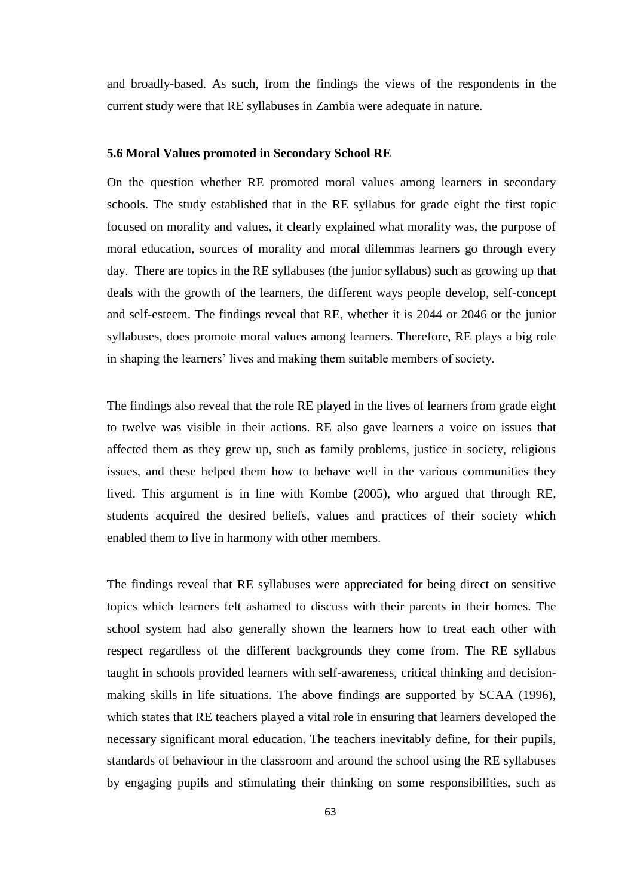and broadly-based. As such, from the findings the views of the respondents in the current study were that RE syllabuses in Zambia were adequate in nature.

### 5.6 Moral Values promoted in Secondary School RE

On the question whether RE promoted moral values among learners in secondary schools. The study established that in the RE syllabus for grade eight the first topic focused on morality and values, it clearly explained what morality was, the purpose of moral education, sources of morality and moral dilemmas learners go through every day. There are topics in the RE syllabuses (the junior syllabus) such as growing up that deals with the growth of the learners, the different ways people develop, self-concept and self-esteem. The findings reveal that RE, whether it is 2044 or 2046 or the junior syllabuses, does promote moral values among learners. Therefore, RE plays a big role in shaping the learners' lives and making them suitable members of society.

The findings also reveal that the role RE played in the lives of learners from grade eight to twelve was visible in their actions. RE also gave learners a voice on issues that affected them as they grew up, such as family problems, justice in society, religious issues, and these helped them how to behave well in the various communities they lived. This argument is in line with Kombe (2005), who argued that through RE, students acquired the desired beliefs, values and practices of their society which enabled them to live in harmony with other members.

The findings reveal that RE syllabuses were appreciated for being direct on sensitive topics which learners felt ashamed to discuss with their parents in their homes. The school system had also generally shown the learners how to treat each other with respect regardless of the different backgrounds they come from. The RE syllabus taught in schools provided learners with self-awareness, critical thinking and decision-making skills in life situations. The above findings are supported by SCAA (1996), which states that RE teachers played a vital role in ensuring that learners developed the necessary significant moral education. The teachers inevitably define, for their pupils, standards of behaviour in the classroom and around the school using the RE syllabuses by engaging pupils and stimulating their thinking on some responsibilities, such as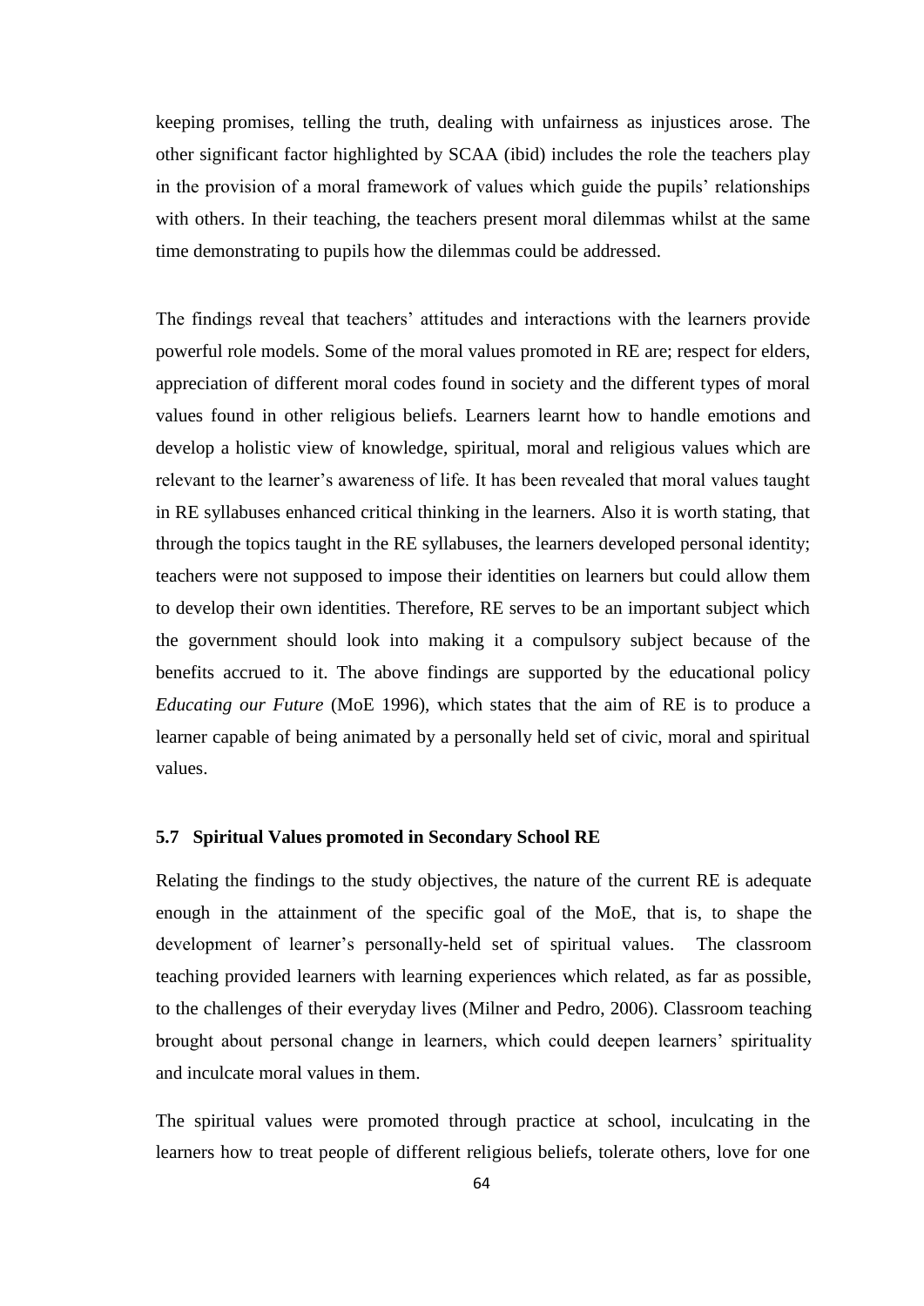keeping promises, telling the truth, dealing with unfairness as injustices arose. The other significant factor highlighted by SCAA (ibid) includes the role the teachers play in the provision of a moral framework of values which guide the pupils' relationships with others. In their teaching, the teachers present moral dilemmas whilst at the same time demonstrating to pupils how the dilemmas could be addressed.

The findings reveal that teachers' attitudes and interactions with the learners provide powerful role models. Some of the moral values promoted in RE are; respect for elders, appreciation of different moral codes found in society and the different types of moral values found in other religious beliefs. Learners learnt how to handle emotions and develop a holistic view of knowledge, spiritual, moral and religious values which are relevant to the learner's awareness of life. It has been revealed that moral values taught in RE syllabuses enhanced critical thinking in the learners. Also it is worth stating, that through the topics taught in the RE syllabuses, the learners developed personal identity; teachers were not supposed to impose their identities on learners but could allow them to develop their own identities. Therefore, RE serves to be an important subject which the government should look into making it a compulsory subject because of the benefits accrued to it. The above findings are supported by the educational policy *Educating our Future* (MoE 1996), which states that the aim of RE is to produce a learner capable of being animated by a personally held set of civic, moral and spiritual values.

### 5.7 Spiritual Values promoted in Secondary School RE

Relating the findings to the study objectives, the nature of the current RE is adequate enough in the attainment of the specific goal of the MoE, that is, to shape the development of learner's personally-held set of spiritual values. The classroom teaching provided learners with learning experiences which related, as far as possible, to the challenges of their everyday lives (Milner and Pedro, 2006). Classroom teaching brought about personal change in learners, which could deepen learners' spirituality and inculcate moral values in them.

The spiritual values were promoted through practice at school, inculcating in the learners how to treat people of different religious beliefs, tolerate others, love for one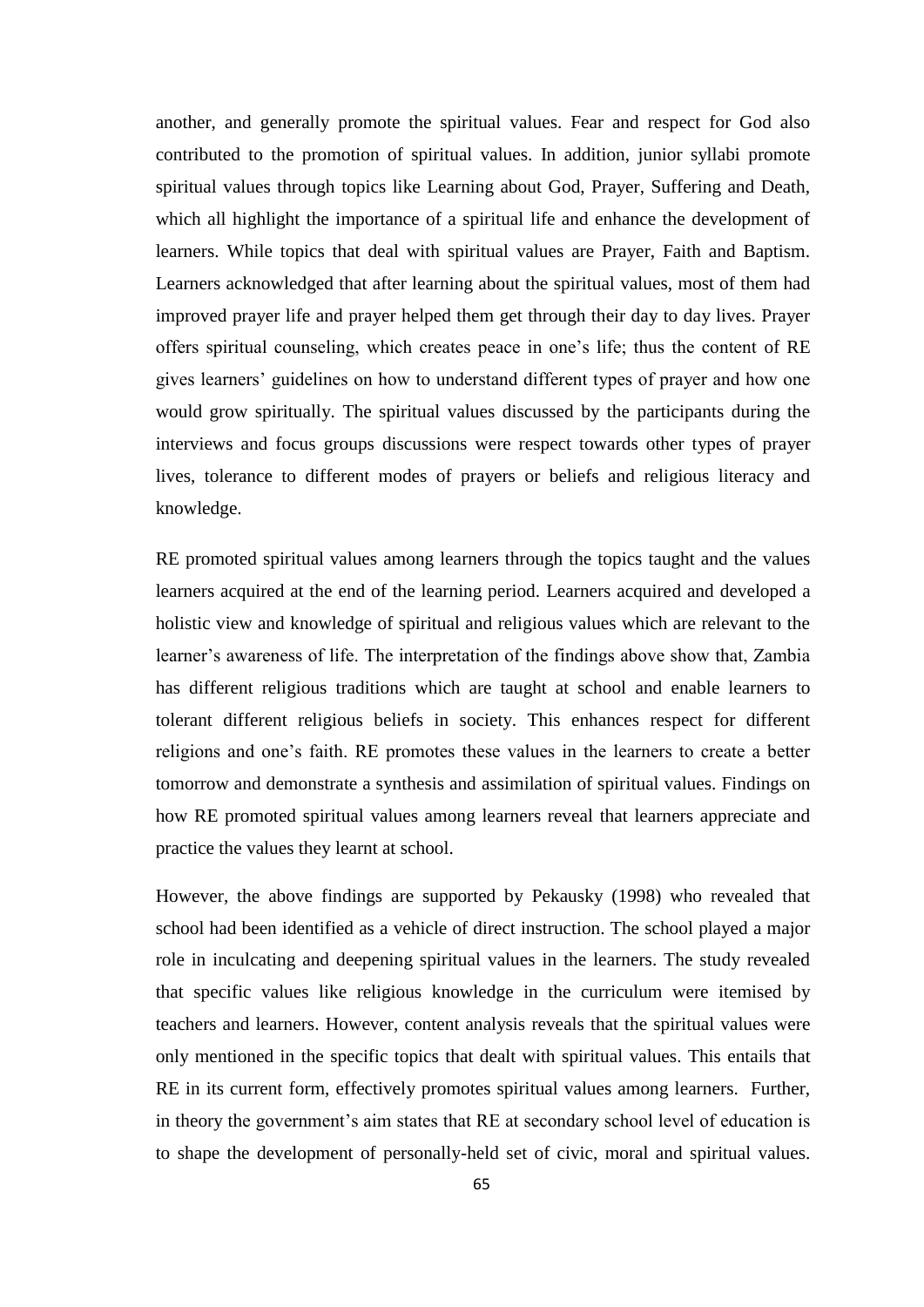another, and generally promote the spiritual values. Fear and respect for God also contributed to the promotion of spiritual values. In addition, junior syllabi promote spiritual values through topics like Learning about God, Prayer, Suffering and Death, which all highlight the importance of a spiritual life and enhance the development of learners. While topics that deal with spiritual values are Prayer, Faith and Baptism. Learners acknowledged that after learning about the spiritual values, most of them had improved prayer life and prayer helped them get through their day to day lives. Prayer offers spiritual counseling, which creates peace in one's life; thus the content of RE gives learners' guidelines on how to understand different types of prayer and how one would grow spiritually. The spiritual values discussed by the participants during the interviews and focus groups discussions were respect towards other types of prayer lives, tolerance to different modes of prayers or beliefs and religious literacy and knowledge.

RE promoted spiritual values among learners through the topics taught and the values learners acquired at the end of the learning period. Learners acquired and developed a holistic view and knowledge of spiritual and religious values which are relevant to the learner's awareness of life. The interpretation of the findings above show that, Zambia has different religious traditions which are taught at school and enable learners to tolerant different religious beliefs in society. This enhances respect for different religions and one's faith. RE promotes these values in the learners to create a better tomorrow and demonstrate a synthesis and assimilation of spiritual values. Findings on how RE promoted spiritual values among learners reveal that learners appreciate and practice the values they learnt at school.

However, the above findings are supported by Pekausky (1998) who revealed that school had been identified as a vehicle of direct instruction. The school played a major role in inculcating and deepening spiritual values in the learners. The study revealed that specific values like religious knowledge in the curriculum were itemised by teachers and learners. However, content analysis reveals that the spiritual values were only mentioned in the specific topics that dealt with spiritual values. This entails that RE in its current form, effectively promotes spiritual values among learners. Further, in theory the government's aim states that RE at secondary school level of education is to shape the development of personally-held set of civic, moral and spiritual values.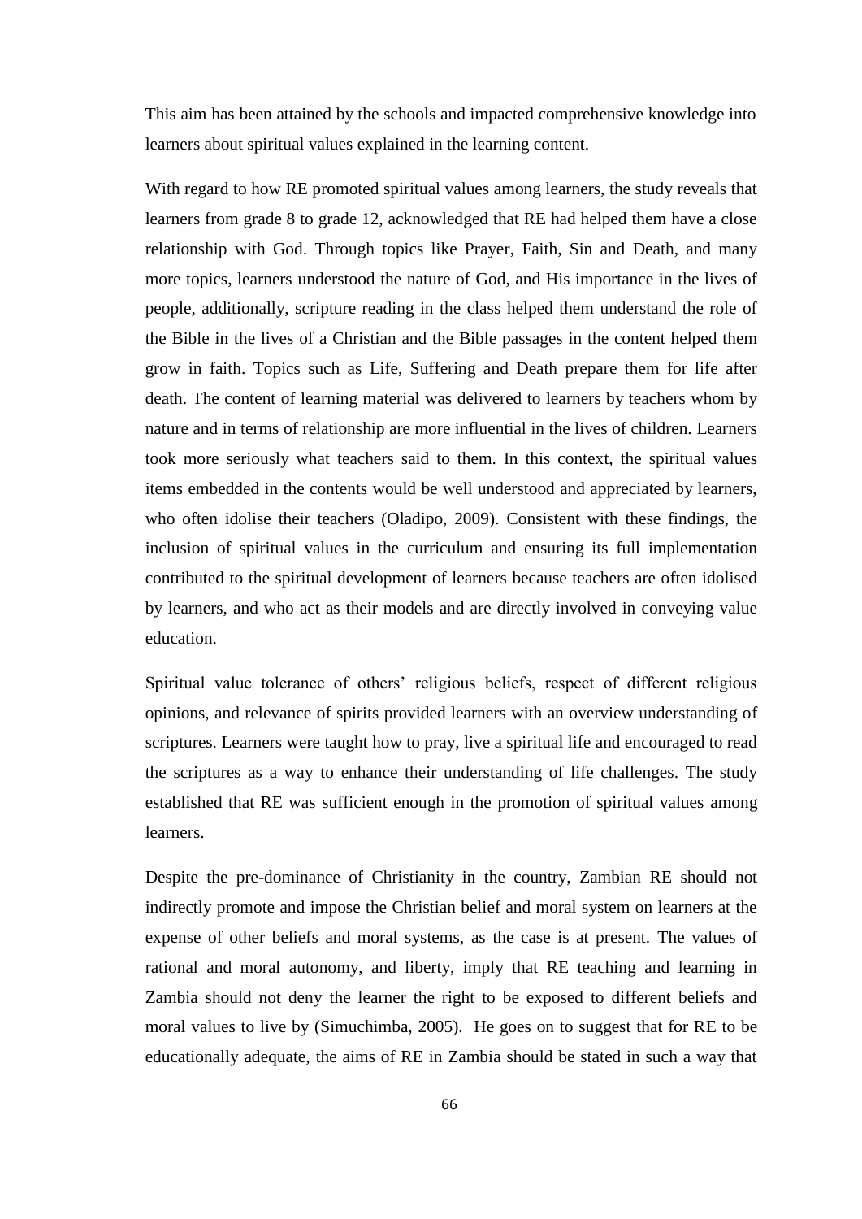This aim has been attained by the schools and impacted comprehensive knowledge into learners about spiritual values explained in the learning content.

With regard to how RE promoted spiritual values among learners, the study reveals that learners from grade 8 to grade 12, acknowledged that RE had helped them have a close relationship with God. Through topics like Prayer, Faith, Sin and Death, and many more topics, learners understood the nature of God, and His importance in the lives of people, additionally, scripture reading in the class helped them understand the role of the Bible in the lives of a Christian and the Bible passages in the content helped them grow in faith. Topics such as Life, Suffering and Death prepare them for life after death. The content of learning material was delivered to learners by teachers whom by nature and in terms of relationship are more influential in the lives of children. Learners took more seriously what teachers said to them. In this context, the spiritual values items embedded in the contents would be well understood and appreciated by learners, who often idolise their teachers (Oladipo, 2009). Consistent with these findings, the inclusion of spiritual values in the curriculum and ensuring its full implementation contributed to the spiritual development of learners because teachers are often idolised by learners, and who act as their models and are directly involved in conveying value education.

Spiritual value tolerance of others' religious beliefs, respect of different religious opinions, and relevance of spirits provided learners with an overview understanding of scriptures. Learners were taught how to pray, live a spiritual life and encouraged to read the scriptures as a way to enhance their understanding of life challenges. The study established that RE was sufficient enough in the promotion of spiritual values among learners.

Despite the pre-dominance of Christianity in the country, Zambian RE should not indirectly promote and impose the Christian belief and moral system on learners at the expense of other beliefs and moral systems, as the case is at present. The values of rational and moral autonomy, and liberty, imply that RE teaching and learning in Zambia should not deny the learner the right to be exposed to different beliefs and moral values to live by (Simuchimba, 2005). He goes on to suggest that for RE to be educationally adequate, the aims of RE in Zambia should be stated in such a way that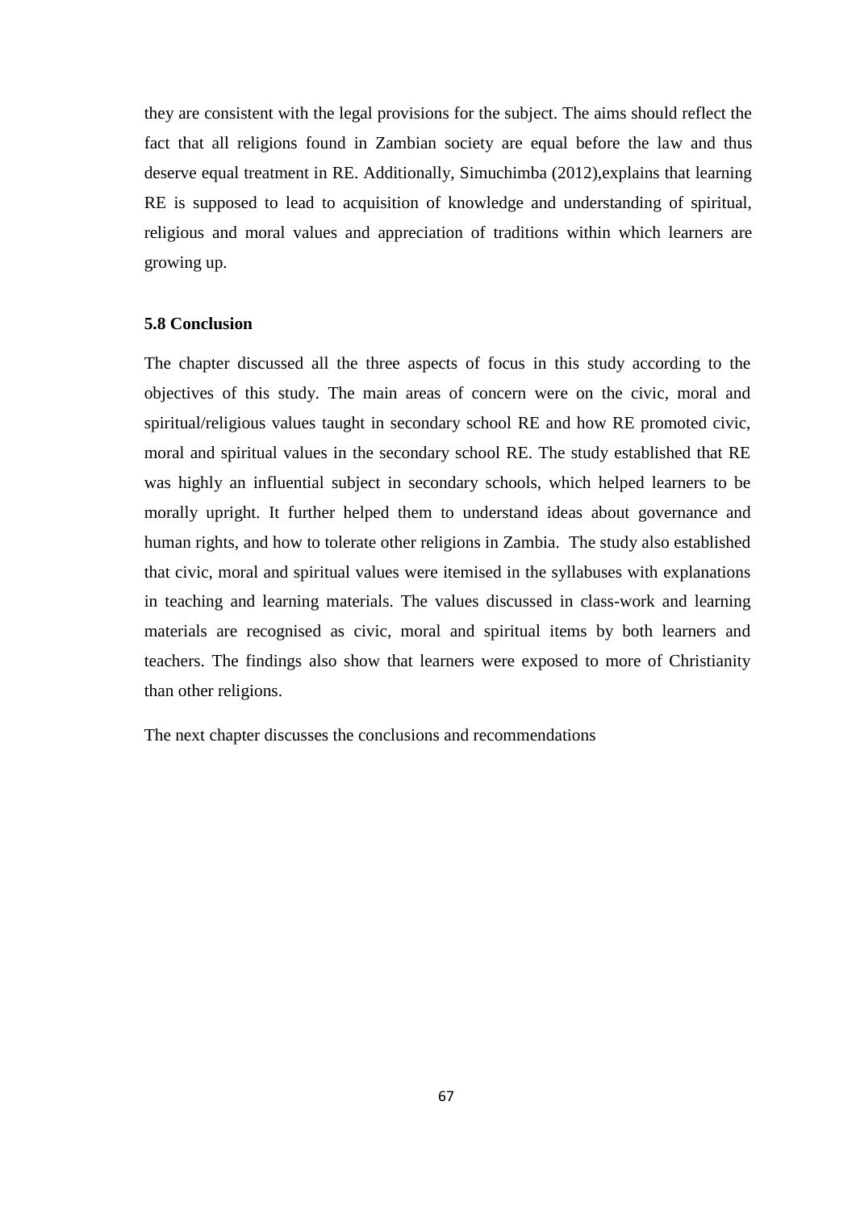they are consistent with the legal provisions for the subject. The aims should reflect the fact that all religions found in Zambian society are equal before the law and thus deserve equal treatment in RE. Additionally, Simuchimba (2012),explains that learning RE is supposed to lead to acquisition of knowledge and understanding of spiritual, religious and moral values and appreciation of traditions within which learners are growing up.

### 5.8 Conclusion

The chapter discussed all the three aspects of focus in this study according to the objectives of this study. The main areas of concern were on the civic, moral and spiritual/religious values taught in secondary school RE and how RE promoted civic, moral and spiritual values in the secondary school RE. The study established that RE was highly an influential subject in secondary schools, which helped learners to be morally upright. It further helped them to understand ideas about governance and human rights, and how to tolerate other religions in Zambia. The study also established that civic, moral and spiritual values were itemised in the syllabuses with explanations in teaching and learning materials. The values discussed in class-work and learning materials are recognised as civic, moral and spiritual items by both learners and teachers. The findings also show that learners were exposed to more of Christianity than other religions.

The next chapter discusses the conclusions and recommendations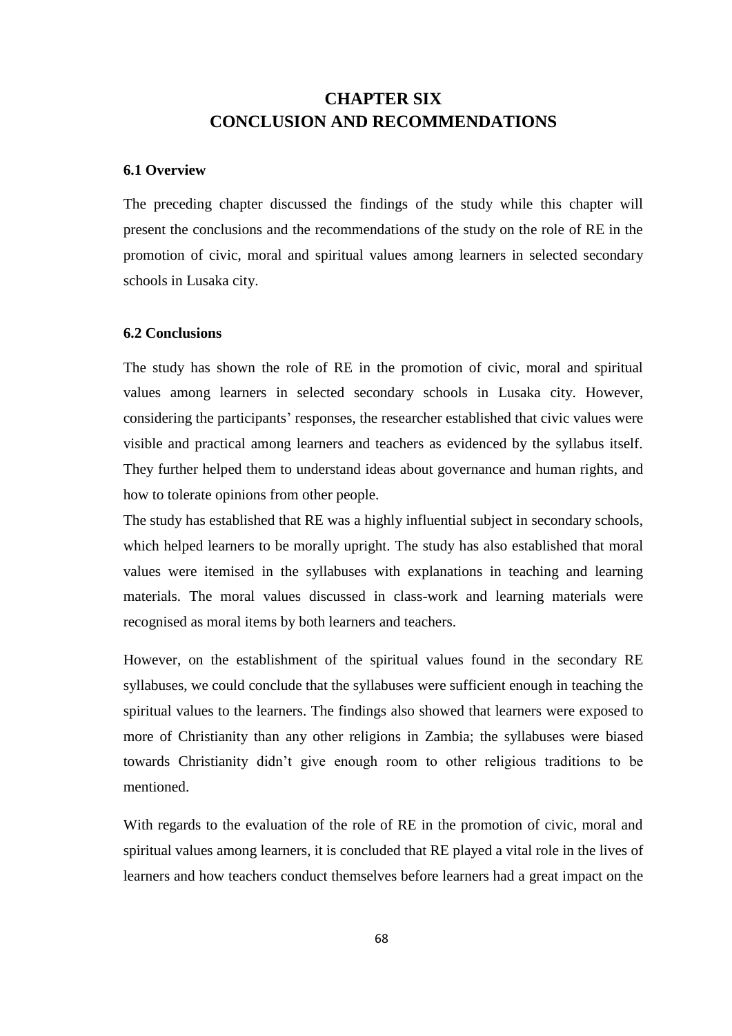# CHAPTER SIX
# CONCLUSION AND RECOMMENDATIONS

## 6.1 Overview

The preceding chapter discussed the findings of the study while this chapter will present the conclusions and the recommendations of the study on the role of RE in the promotion of civic, moral and spiritual values among learners in selected secondary schools in Lusaka city.

## 6.2 Conclusions

The study has shown the role of RE in the promotion of civic, moral and spiritual values among learners in selected secondary schools in Lusaka city. However, considering the participants' responses, the researcher established that civic values were visible and practical among learners and teachers as evidenced by the syllabus itself. They further helped them to understand ideas about governance and human rights, and how to tolerate opinions from other people.

The study has established that RE was a highly influential subject in secondary schools, which helped learners to be morally upright. The study has also established that moral values were itemised in the syllabuses with explanations in teaching and learning materials. The moral values discussed in class-work and learning materials were recognised as moral items by both learners and teachers.

However, on the establishment of the spiritual values found in the secondary RE syllabuses, we could conclude that the syllabuses were sufficient enough in teaching the spiritual values to the learners. The findings also showed that learners were exposed to more of Christianity than any other religions in Zambia; the syllabuses were biased towards Christianity didn't give enough room to other religious traditions to be mentioned.

With regards to the evaluation of the role of RE in the promotion of civic, moral and spiritual values among learners, it is concluded that RE played a vital role in the lives of learners and how teachers conduct themselves before learners had a great impact on the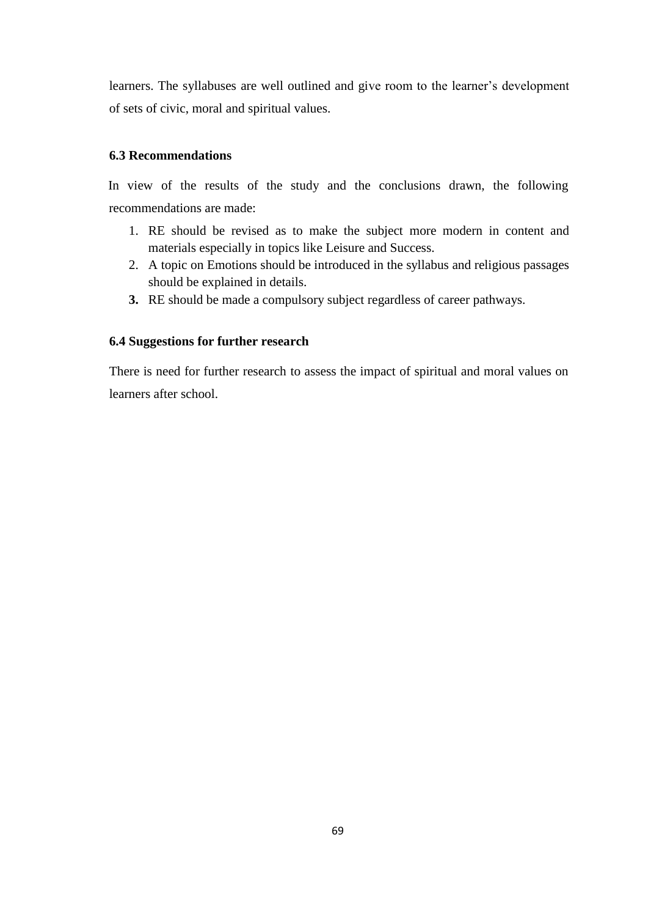learners. The syllabuses are well outlined and give room to the learner's development of sets of civic, moral and spiritual values.

### 6.3 Recommendations

In view of the results of the study and the conclusions drawn, the following recommendations are made:

1. RE should be revised as to make the subject more modern in content and materials especially in topics like Leisure and Success.
2. A topic on Emotions should be introduced in the syllabus and religious passages should be explained in details.
3. RE should be made a compulsory subject regardless of career pathways.

### 6.4 Suggestions for further research

There is need for further research to assess the impact of spiritual and moral values on learners after school.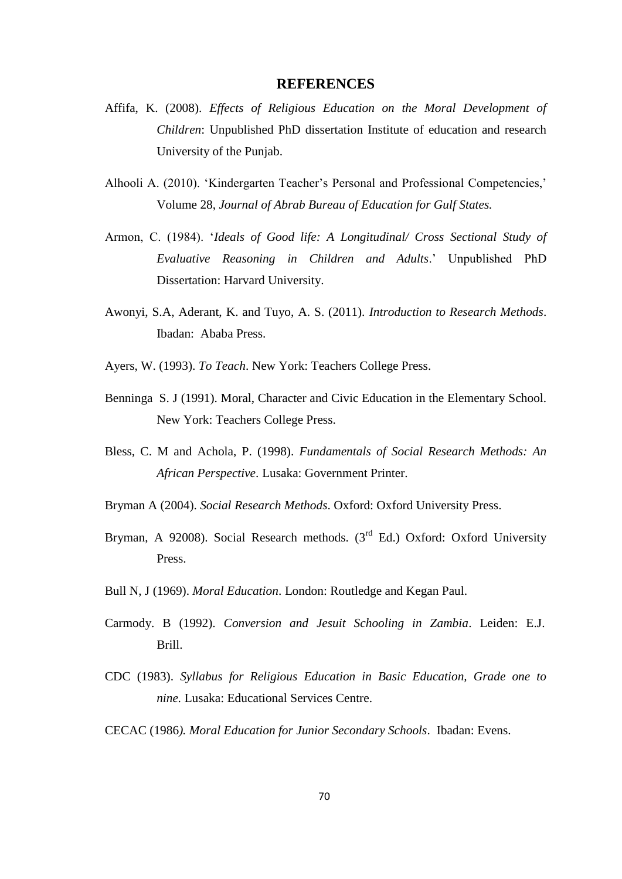# REFERENCES

Affifa, K. (2008). *Effects of Religious Education on the Moral Development of Children*: Unpublished PhD dissertation Institute of education and research University of the Punjab.

Alhooli A. (2010). 'Kindergarten Teacher's Personal and Professional Competencies,' Volume 28, *Journal of Abrab Bureau of Education for Gulf States.*

Armon, C. (1984). '*Ideals of Good life: A Longitudinal/ Cross Sectional Study of Evaluative Reasoning in Children and Adults*.' Unpublished PhD Dissertation: Harvard University.

Awonyi, S.A, Aderant, K. and Tuyo, A. S. (2011). *Introduction to Research Methods*. Ibadan: Ababa Press.

Ayers, W. (1993). *To Teach*. New York: Teachers College Press.

Benninga S. J (1991). Moral, Character and Civic Education in the Elementary School. New York: Teachers College Press.

Bless, C. M and Achola, P. (1998). *Fundamentals of Social Research Methods: An African Perspective*. Lusaka: Government Printer.

Bryman A (2004). *Social Research Methods*. Oxford: Oxford University Press.

Bryman, A 92008). Social Research methods. (3rd Ed.) Oxford: Oxford University Press.

Bull N, J (1969). *Moral Education*. London: Routledge and Kegan Paul.

Carmody. B (1992). *Conversion and Jesuit Schooling in Zambia*. Leiden: E.J. Brill.

CDC (1983). *Syllabus for Religious Education in Basic Education, Grade one to nine.* Lusaka: Educational Services Centre.

CECAC (1986*). Moral Education for Junior Secondary Schools*. Ibadan: Evens.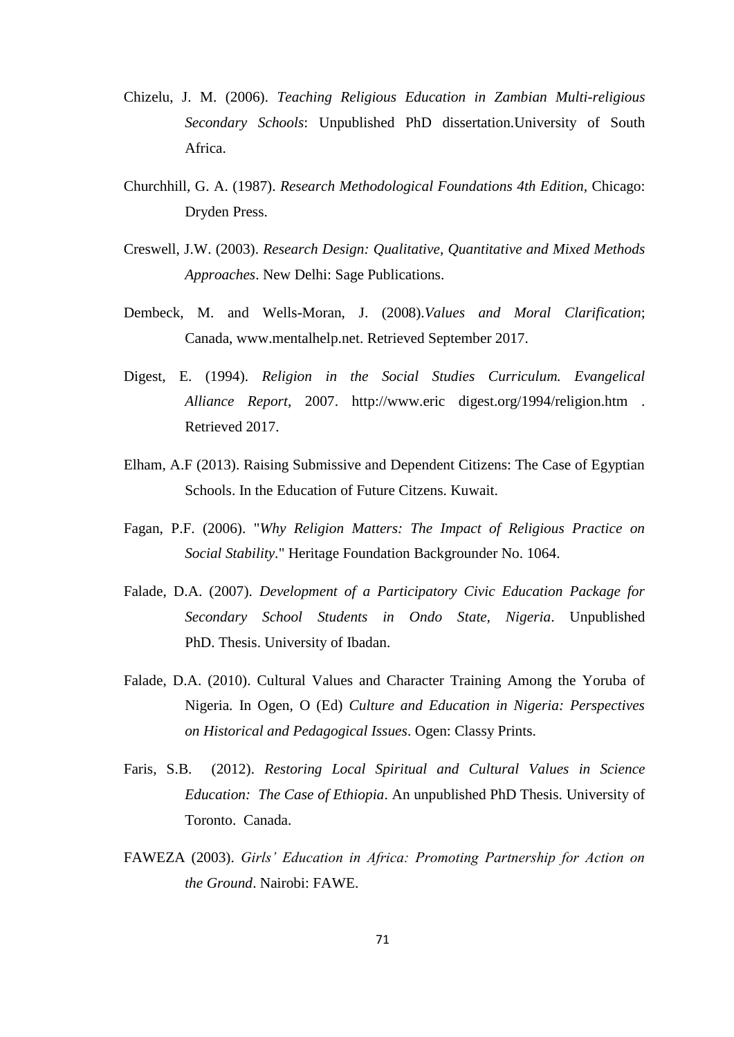Chizelu, J. M. (2006). *Teaching Religious Education in Zambian Multi-religious Secondary Schools*: Unpublished PhD dissertation.University of South Africa.

Churchhill, G. A. (1987). *Research Methodological Foundations 4th Edition*, Chicago: Dryden Press.

Creswell, J.W. (2003). *Research Design: Qualitative, Quantitative and Mixed Methods Approaches*. New Delhi: Sage Publications.

Dembeck, M. and Wells-Moran, J. (2008).*Values and Moral Clarification*; Canada, www.mentalhelp.net. Retrieved September 2017.

Digest, E. (1994). *Religion in the Social Studies Curriculum. Evangelical Alliance Report*, 2007. http://www.eric digest.org/1994/religion.htm . Retrieved 2017.

Elham, A.F (2013). Raising Submissive and Dependent Citizens: The Case of Egyptian Schools. In the Education of Future Citzens. Kuwait.

Fagan, P.F. (2006). "*Why Religion Matters: The Impact of Religious Practice on Social Stability*." Heritage Foundation Backgrounder No. 1064.

Falade, D.A. (2007). *Development of a Participatory Civic Education Package for Secondary School Students in Ondo State, Nigeria*. Unpublished PhD. Thesis. University of Ibadan.

Falade, D.A. (2010). Cultural Values and Character Training Among the Yoruba of Nigeria. In Ogen, O (Ed) *Culture and Education in Nigeria: Perspectives on Historical and Pedagogical Issues*. Ogen: Classy Prints.

Faris, S.B. (2012). *Restoring Local Spiritual and Cultural Values in Science Education: The Case of Ethiopia*. An unpublished PhD Thesis. University of Toronto. Canada.

FAWEZA (2003). *Girls' Education in Africa: Promoting Partnership for Action on the Ground*. Nairobi: FAWE.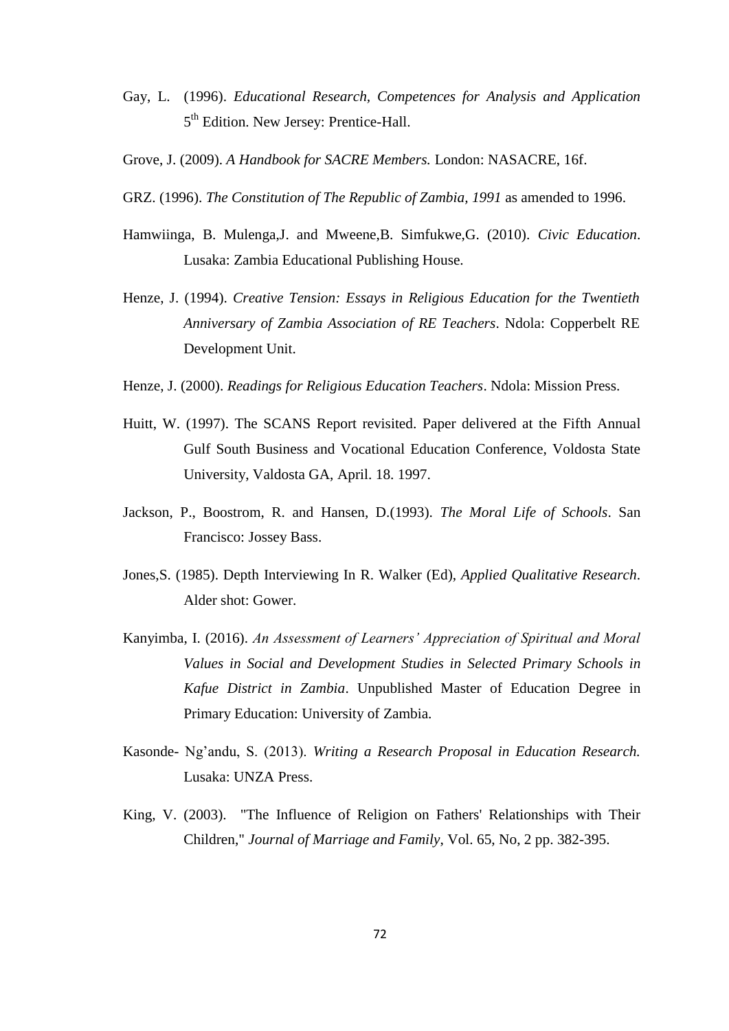Gay, L. (1996). *Educational Research, Competences for Analysis and Application* 5th Edition. New Jersey: Prentice-Hall.

Grove, J. (2009). *A Handbook for SACRE Members.* London: NASACRE, 16f.

GRZ. (1996). *The Constitution of The Republic of Zambia, 1991* as amended to 1996.

Hamwiinga, B. Mulenga,J. and Mweene,B. Simfukwe,G. (2010). *Civic Education*. Lusaka: Zambia Educational Publishing House.

Henze, J. (1994). *Creative Tension: Essays in Religious Education for the Twentieth Anniversary of Zambia Association of RE Teachers*. Ndola: Copperbelt RE Development Unit.

Henze, J. (2000). *Readings for Religious Education Teachers*. Ndola: Mission Press.

Huitt, W. (1997). The SCANS Report revisited. Paper delivered at the Fifth Annual Gulf South Business and Vocational Education Conference, Voldosta State University, Valdosta GA, April. 18. 1997.

Jackson, P., Boostrom, R. and Hansen, D.(1993). *The Moral Life of Schools*. San Francisco: Jossey Bass.

Jones,S. (1985). Depth Interviewing In R. Walker (Ed), *Applied Qualitative Research*. Alder shot: Gower.

Kanyimba, I. (2016). *An Assessment of Learners' Appreciation of Spiritual and Moral Values in Social and Development Studies in Selected Primary Schools in Kafue District in Zambia*. Unpublished Master of Education Degree in Primary Education: University of Zambia.

Kasonde- Ng'andu, S. (2013). *Writing a Research Proposal in Education Research.* Lusaka: UNZA Press.

King, V. (2003). "The Influence of Religion on Fathers' Relationships with Their Children," *Journal of Marriage and Family*, Vol. 65, No, 2 pp. 382-395.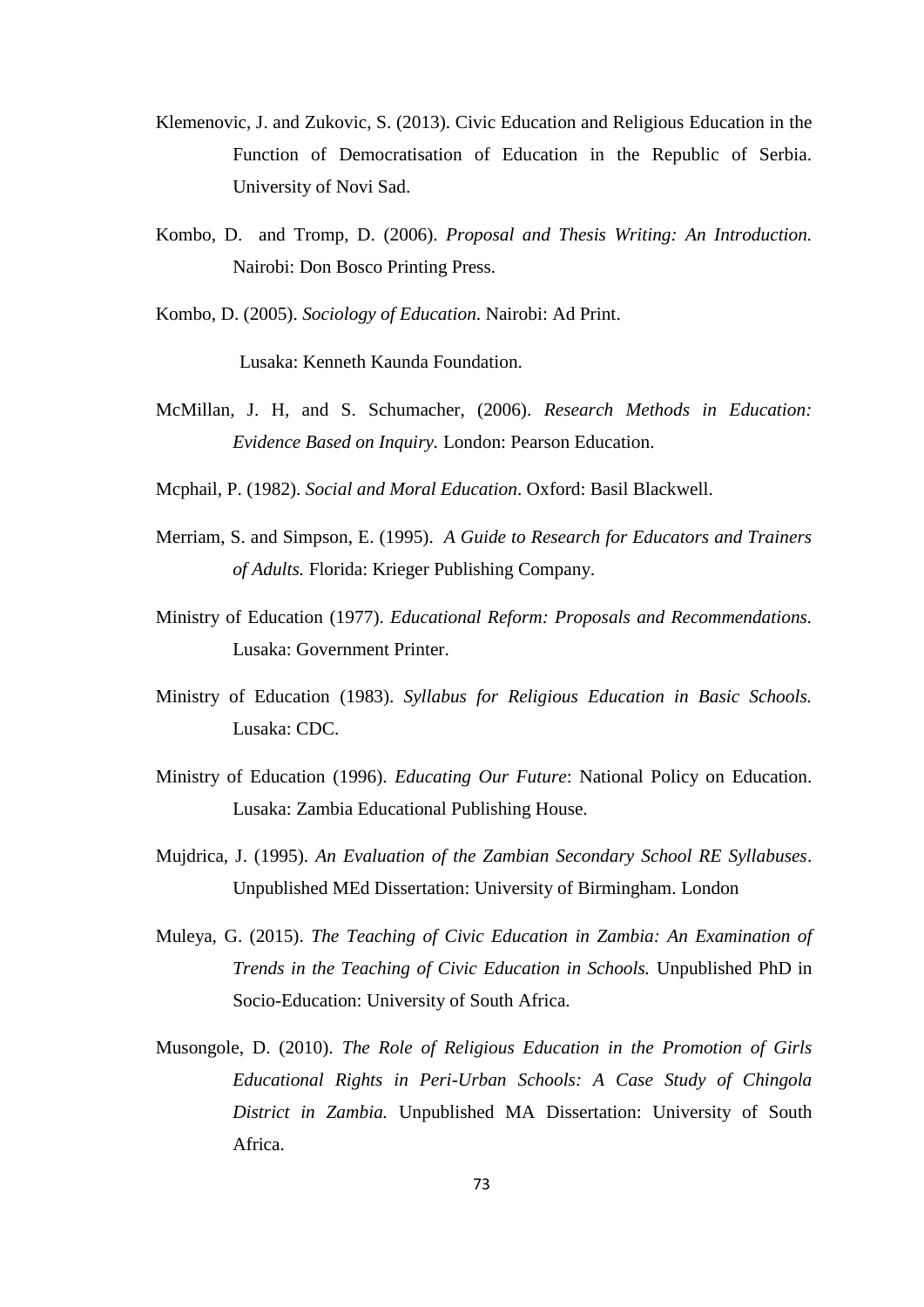Klemenovic, J. and Zukovic, S. (2013). Civic Education and Religious Education in the Function of Democratisation of Education in the Republic of Serbia. University of Novi Sad.

Kombo, D. and Tromp, D. (2006). *Proposal and Thesis Writing: An Introduction.* Nairobi: Don Bosco Printing Press.

Kombo, D. (2005). *Sociology of Education*. Nairobi: Ad Print.

Lusaka: Kenneth Kaunda Foundation.

McMillan, J. H, and S. Schumacher, (2006). *Research Methods in Education: Evidence Based on Inquiry.* London: Pearson Education.

Mcphail, P. (1982). *Social and Moral Education*. Oxford: Basil Blackwell.

Merriam, S. and Simpson, E. (1995). *A Guide to Research for Educators and Trainers of Adults.* Florida: Krieger Publishing Company.

Ministry of Education (1977). *Educational Reform: Proposals and Recommendations.* Lusaka: Government Printer.

Ministry of Education (1983). *Syllabus for Religious Education in Basic Schools.* Lusaka: CDC.

Ministry of Education (1996). *Educating Our Future*: National Policy on Education. Lusaka: Zambia Educational Publishing House.

Mujdrica, J. (1995). *An Evaluation of the Zambian Secondary School RE Syllabuses*. Unpublished MEd Dissertation: University of Birmingham. London

Muleya, G. (2015). *The Teaching of Civic Education in Zambia: An Examination of Trends in the Teaching of Civic Education in Schools.* Unpublished PhD in Socio-Education: University of South Africa.

Musongole, D. (2010). *The Role of Religious Education in the Promotion of Girls Educational Rights in Peri-Urban Schools: A Case Study of Chingola District in Zambia.* Unpublished MA Dissertation: University of South Africa.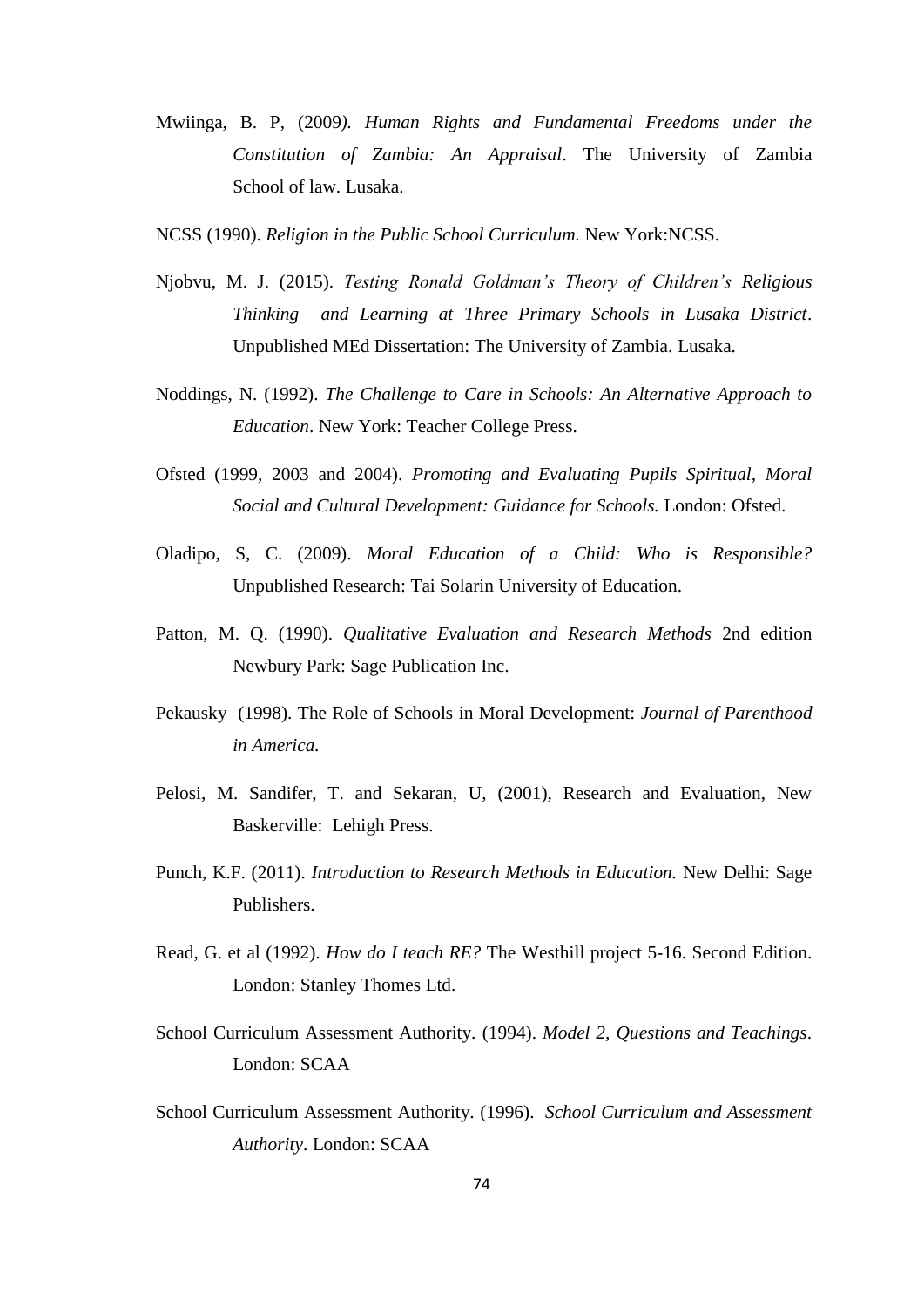Mwiinga, B. P, (2009). *Human Rights and Fundamental Freedoms under the Constitution of Zambia: An Appraisal*. The University of Zambia School of law. Lusaka.

NCSS (1990). *Religion in the Public School Curriculum.* New York:NCSS.

Njobvu, M. J. (2015). *Testing Ronald Goldman's Theory of Children's Religious Thinking and Learning at Three Primary Schools in Lusaka District*. Unpublished MEd Dissertation: The University of Zambia. Lusaka.

Noddings, N. (1992). *The Challenge to Care in Schools: An Alternative Approach to Education*. New York: Teacher College Press.

Ofsted (1999, 2003 and 2004). *Promoting and Evaluating Pupils Spiritual, Moral Social and Cultural Development: Guidance for Schools.* London: Ofsted.

Oladipo, S, C. (2009). *Moral Education of a Child: Who is Responsible?* Unpublished Research: Tai Solarin University of Education.

Patton, M. Q. (1990). *Qualitative Evaluation and Research Methods* 2nd edition Newbury Park: Sage Publication Inc.

Pekausky (1998). The Role of Schools in Moral Development: *Journal of Parenthood in America.*

Pelosi, M. Sandifer, T. and Sekaran, U, (2001), Research and Evaluation, New Baskerville: Lehigh Press.

Punch, K.F. (2011). *Introduction to Research Methods in Education.* New Delhi: Sage Publishers.

Read, G. et al (1992). *How do I teach RE?* The Westhill project 5-16. Second Edition. London: Stanley Thomes Ltd.

School Curriculum Assessment Authority. (1994). *Model 2, Questions and Teachings*. London: SCAA

School Curriculum Assessment Authority. (1996). *School Curriculum and Assessment Authority*. London: SCAA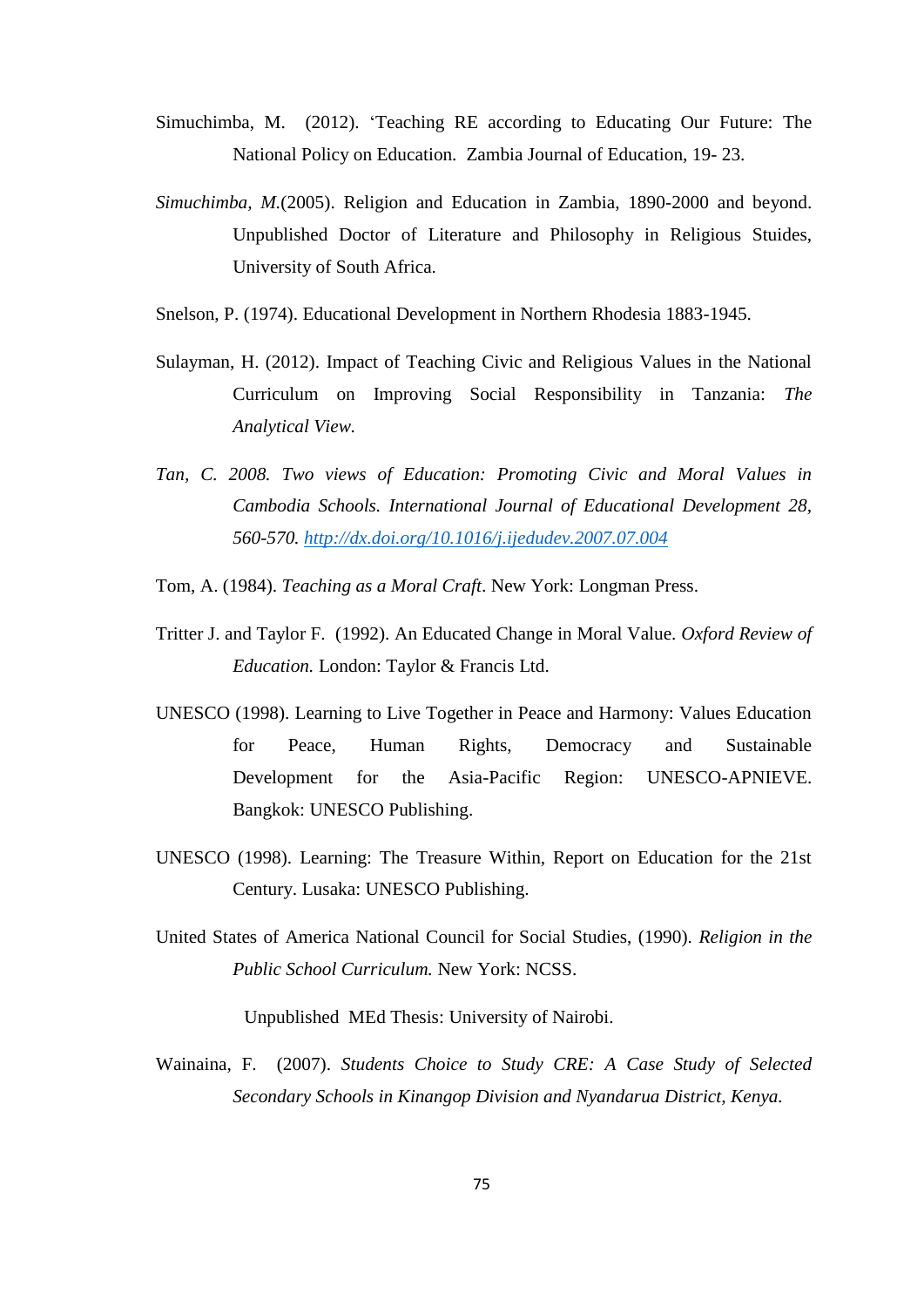Simuchimba, M. (2012). 'Teaching RE according to Educating Our Future: The National Policy on Education. Zambia Journal of Education, 19- 23.

*Simuchimba, M.*(2005). Religion and Education in Zambia, 1890-2000 and beyond. Unpublished Doctor of Literature and Philosophy in Religious Stuides, University of South Africa.

Snelson, P. (1974). Educational Development in Northern Rhodesia 1883-1945.

Sulayman, H. (2012). Impact of Teaching Civic and Religious Values in the National Curriculum on Improving Social Responsibility in Tanzania: *The Analytical View.*

*Tan, C. 2008. Two views of Education: Promoting Civic and Moral Values in Cambodia Schools. International Journal of Educational Development 28, 560-570. http://dx.doi.org/10.1016/j.ijedudev.2007.07.004*

Tom, A. (1984). *Teaching as a Moral Craft*. New York: Longman Press.

Tritter J. and Taylor F. (1992). An Educated Change in Moral Value. *Oxford Review of Education.* London: Taylor & Francis Ltd.

UNESCO (1998). Learning to Live Together in Peace and Harmony: Values Education for Peace, Human Rights, Democracy and Sustainable Development for the Asia-Pacific Region: UNESCO-APNIEVE. Bangkok: UNESCO Publishing.

UNESCO (1998). Learning: The Treasure Within, Report on Education for the 21st Century. Lusaka: UNESCO Publishing.

United States of America National Council for Social Studies, (1990). *Religion in the Public School Curriculum.* New York: NCSS.

Unpublished MEd Thesis: University of Nairobi.

Wainaina, F. (2007). *Students Choice to Study CRE: A Case Study of Selected Secondary Schools in Kinangop Division and Nyandarua District, Kenya.*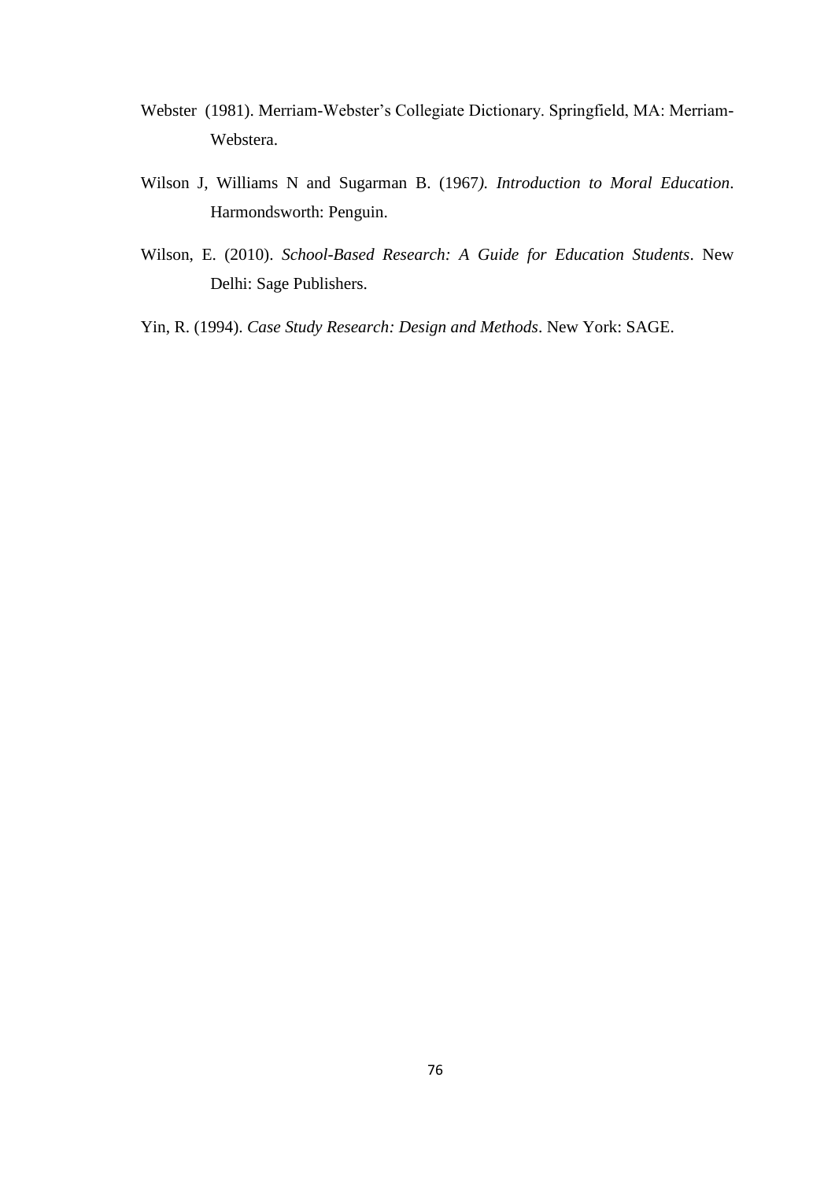Webster (1981). Merriam-Webster’s Collegiate Dictionary. Springfield, MA: Merriam-Webstera.

Wilson J, Williams N and Sugarman B. (1967). *Introduction to Moral Education*. Harmondsworth: Penguin.

Wilson, E. (2010). *School-Based Research: A Guide for Education Students*. New Delhi: Sage Publishers.

Yin, R. (1994). *Case Study Research: Design and Methods*. New York: SAGE.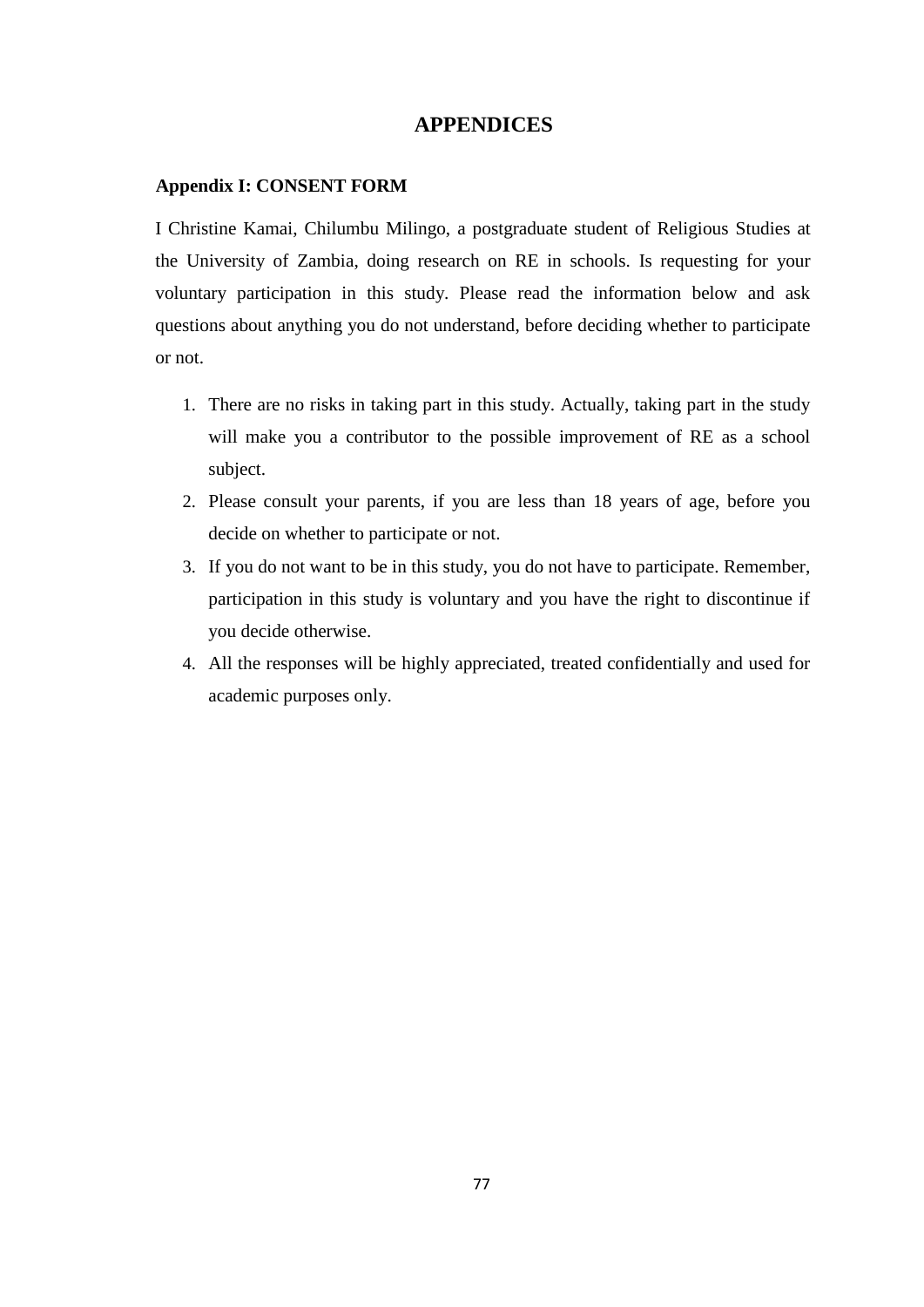# APPENDICES

## Appendix I: CONSENT FORM

I Christine Kamai, Chilumbu Milingo, a postgraduate student of Religious Studies at the University of Zambia, doing research on RE in schools. Is requesting for your voluntary participation in this study. Please read the information below and ask questions about anything you do not understand, before deciding whether to participate or not.

1. There are no risks in taking part in this study. Actually, taking part in the study will make you a contributor to the possible improvement of RE as a school subject.
2. Please consult your parents, if you are less than 18 years of age, before you decide on whether to participate or not.
3. If you do not want to be in this study, you do not have to participate. Remember, participation in this study is voluntary and you have the right to discontinue if you decide otherwise.
4. All the responses will be highly appreciated, treated confidentially and used for academic purposes only.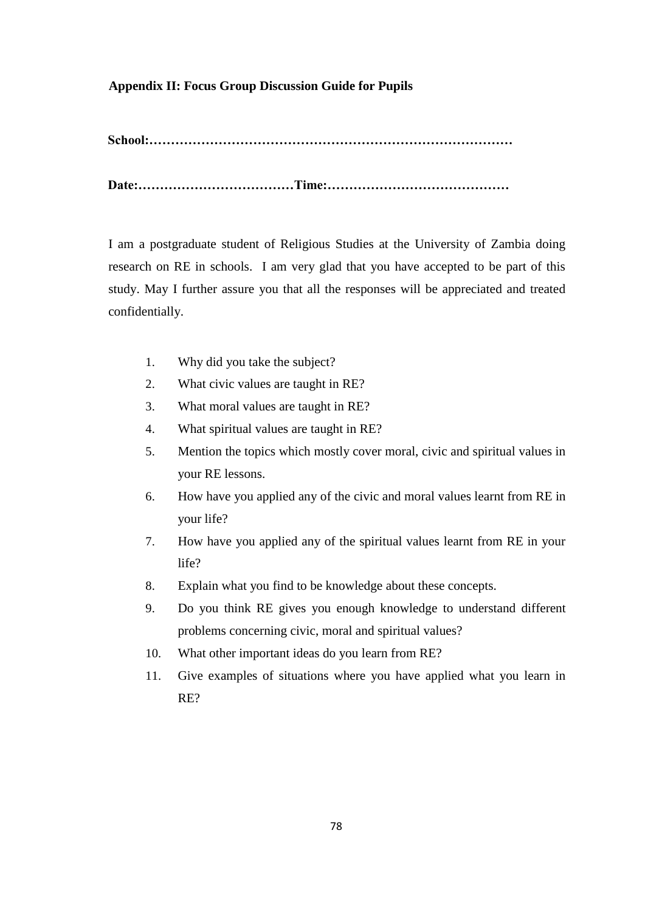## Appendix II: Focus Group Discussion Guide for Pupils

**School:…………………………………………………………………………**

**Date:………………………………Time:……………………………………**

I am a postgraduate student of Religious Studies at the University of Zambia doing research on RE in schools. I am very glad that you have accepted to be part of this study. May I further assure you that all the responses will be appreciated and treated confidentially.

1. Why did you take the subject?
2. What civic values are taught in RE?
3. What moral values are taught in RE?
4. What spiritual values are taught in RE?
5. Mention the topics which mostly cover moral, civic and spiritual values in your RE lessons.
6. How have you applied any of the civic and moral values learnt from RE in your life?
7. How have you applied any of the spiritual values learnt from RE in your life?
8. Explain what you find to be knowledge about these concepts.
9. Do you think RE gives you enough knowledge to understand different problems concerning civic, moral and spiritual values?
10. What other important ideas do you learn from RE?
11. Give examples of situations where you have applied what you learn in RE?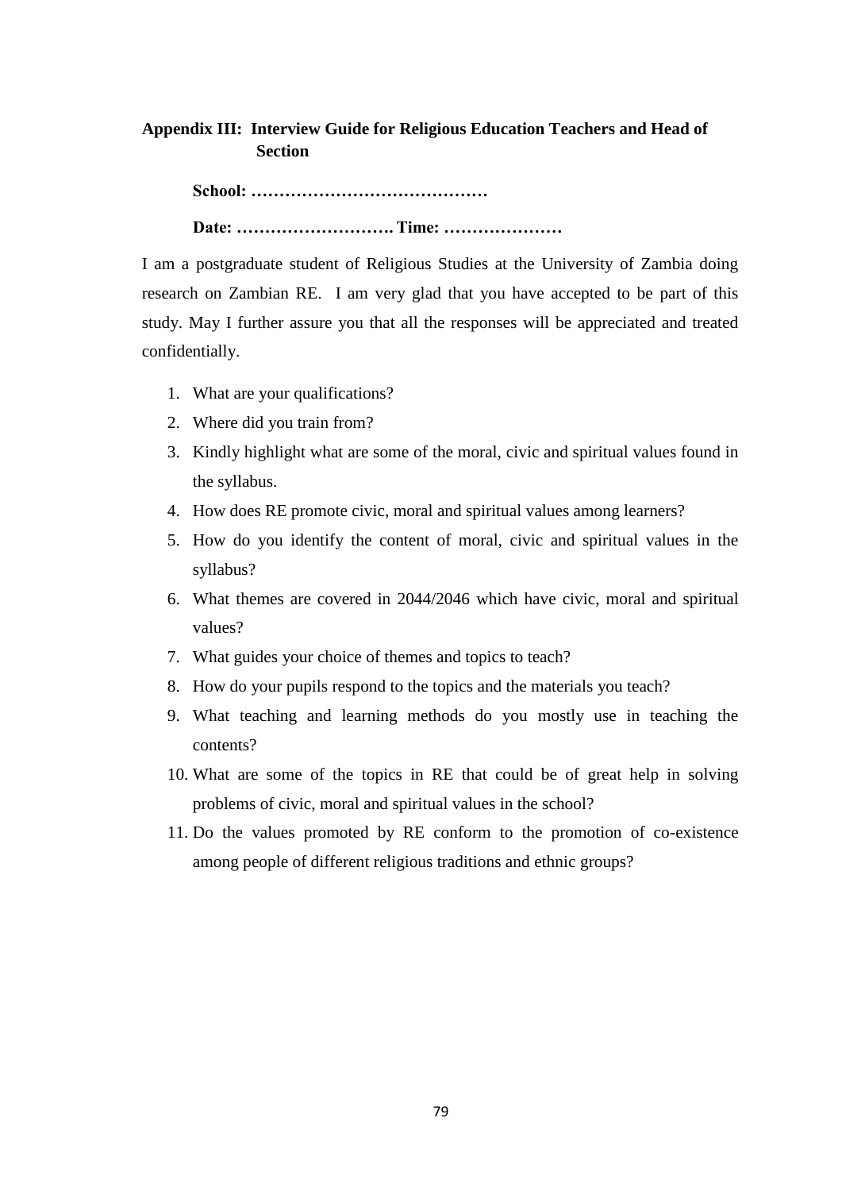## Appendix III: Interview Guide for Religious Education Teachers and Head of Section

**School: ……………………………………**

**Date: ………………………. Time: …………………**

I am a postgraduate student of Religious Studies at the University of Zambia doing research on Zambian RE. I am very glad that you have accepted to be part of this study. May I further assure you that all the responses will be appreciated and treated confidentially.

1. What are your qualifications?
2. Where did you train from?
3. Kindly highlight what are some of the moral, civic and spiritual values found in the syllabus.
4. How does RE promote civic, moral and spiritual values among learners?
5. How do you identify the content of moral, civic and spiritual values in the syllabus?
6. What themes are covered in 2044/2046 which have civic, moral and spiritual values?
7. What guides your choice of themes and topics to teach?
8. How do your pupils respond to the topics and the materials you teach?
9. What teaching and learning methods do you mostly use in teaching the contents?
10. What are some of the topics in RE that could be of great help in solving problems of civic, moral and spiritual values in the school?
11. Do the values promoted by RE conform to the promotion of co-existence among people of different religious traditions and ethnic groups?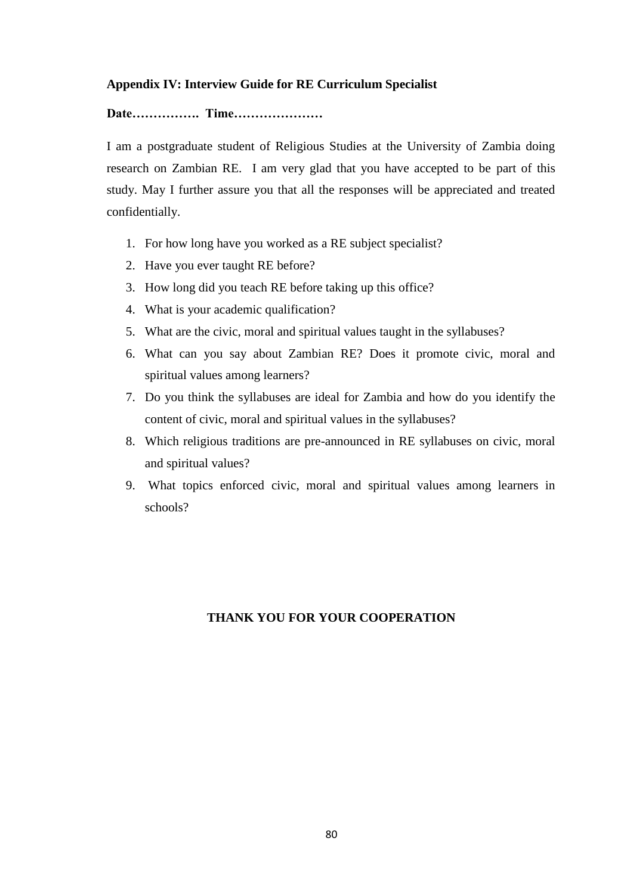**Appendix IV: Interview Guide for RE Curriculum Specialist**

**Date……………. Time…………………**

I am a postgraduate student of Religious Studies at the University of Zambia doing research on Zambian RE. I am very glad that you have accepted to be part of this study. May I further assure you that all the responses will be appreciated and treated confidentially.

1. For how long have you worked as a RE subject specialist?
2. Have you ever taught RE before?
3. How long did you teach RE before taking up this office?
4. What is your academic qualification?
5. What are the civic, moral and spiritual values taught in the syllabuses?
6. What can you say about Zambian RE? Does it promote civic, moral and spiritual values among learners?
7. Do you think the syllabuses are ideal for Zambia and how do you identify the content of civic, moral and spiritual values in the syllabuses?
8. Which religious traditions are pre-announced in RE syllabuses on civic, moral and spiritual values?
9. What topics enforced civic, moral and spiritual values among learners in schools?

**THANK YOU FOR YOUR COOPERATION**